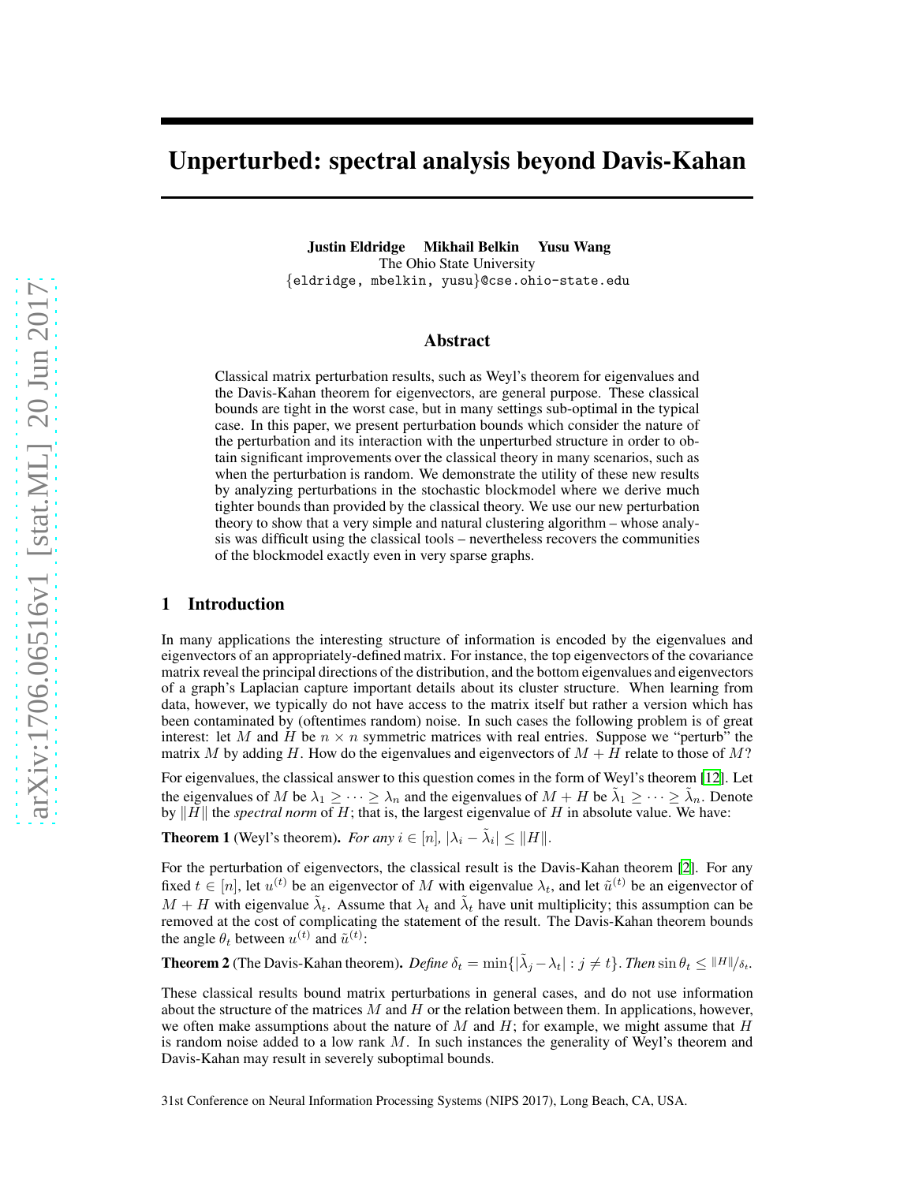# Unperturbed: spectral analysis beyond Davis-Kahan

**Justin Eldridge  Mikhail Belkin  Yusu Wang**
The Ohio State University
{eldridge, mbelkin, yusu}@cse.ohio-state.edu

## Abstract

Classical matrix perturbation results, such as Weyl's theorem for eigenvalues and the Davis-Kahan theorem for eigenvectors, are general purpose. These classical bounds are tight in the worst case, but in many settings sub-optimal in the typical case. In this paper, we present perturbation bounds which consider the nature of the perturbation and its interaction with the unperturbed structure in order to obtain significant improvements over the classical theory in many scenarios, such as when the perturbation is random. We demonstrate the utility of these new results by analyzing perturbations in the stochastic blockmodel where we derive much tighter bounds than provided by the classical theory. We use our new perturbation theory to show that a very simple and natural clustering algorithm – whose analysis was difficult using the classical tools – nevertheless recovers the communities of the blockmodel exactly even in very sparse graphs.

## 1 Introduction

In many applications the interesting structure of information is encoded by the eigenvalues and eigenvectors of an appropriately-defined matrix. For instance, the top eigenvectors of the covariance matrix reveal the principal directions of the distribution, and the bottom eigenvalues and eigenvectors of a graph's Laplacian capture important details about its cluster structure. When learning from data, however, we typically do not have access to the matrix itself but rather a version which has been contaminated by (oftentimes random) noise. In such cases the following problem is of great interest: let $M$ and $H$ be $n \times n$ symmetric matrices with real entries. Suppose we "perturb" the matrix $M$ by adding $H$. How do the eigenvalues and eigenvectors of $M + H$ relate to those of $M$?

For eigenvalues, the classical answer to this question comes in the form of Weyl's theorem [12]. Let the eigenvalues of $M$ be $\lambda_1 \geq \cdots \geq \lambda_n$ and the eigenvalues of $M + H$ be $\tilde{\lambda}_1 \geq \cdots \geq \tilde{\lambda}_n$. Denote by $\|H\|$ the *spectral norm* of $H$; that is, the largest eigenvalue of $H$ in absolute value. We have:

**Theorem 1** (Weyl's theorem). *For any $i \in [n]$, $|\lambda_i - \tilde{\lambda}_i| \leq \|H\|$.*

For the perturbation of eigenvectors, the classical result is the Davis-Kahan theorem [2]. For any fixed $t \in [n]$, let $u^{(t)}$ be an eigenvector of $M$ with eigenvalue $\lambda_t$, and let $\tilde{u}^{(t)}$ be an eigenvector of $M + H$ with eigenvalue $\tilde{\lambda}_t$. Assume that $\lambda_t$ and $\tilde{\lambda}_t$ have unit multiplicity; this assumption can be removed at the cost of complicating the statement of the result. The Davis-Kahan theorem bounds the angle $\theta_t$ between $u^{(t)}$ and $\tilde{u}^{(t)}$:

**Theorem 2** (The Davis-Kahan theorem). *Define $\delta_t = \min\{|\tilde{\lambda}_j - \lambda_t| : j \neq t\}$. Then $\sin \theta_t \leq \|H\|/\delta_t$.*

These classical results bound matrix perturbations in general cases, and do not use information about the structure of the matrices $M$ and $H$ or the relation between them. In applications, however, we often make assumptions about the nature of $M$ and $H$; for example, we might assume that $H$ is random noise added to a low rank $M$. In such instances the generality of Weyl's theorem and Davis-Kahan may result in severely suboptimal bounds.

31st Conference on Neural Information Processing Systems (NIPS 2017), Long Beach, CA, USA.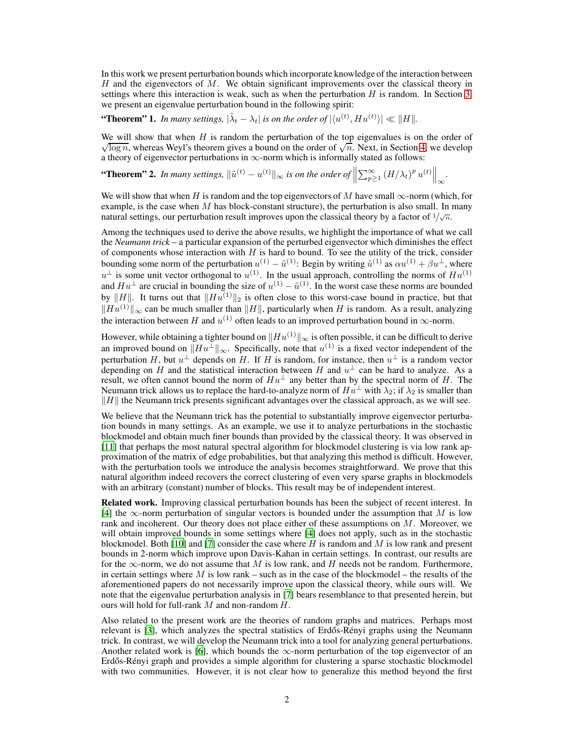In this work we present perturbation bounds which incorporate knowledge of the interaction between $H$ and the eigenvectors of $M$. We obtain significant improvements over the classical theory in settings where this interaction is weak, such as when the perturbation $H$ is random. In Section 3, we present an eigenvalue perturbation bound in the following spirit:

**"Theorem" 1.** *In many settings, $|\tilde{\lambda}_t - \lambda_t|$ is on the order of $|\langle u^{(t)}, Hu^{(t)}\rangle| \ll \|H\|$.*

We will show that when $H$ is random the perturbation of the top eigenvalues is on the order of $\sqrt{\log n}$, whereas Weyl's theorem gives a bound on the order of $\sqrt{n}$. Next, in Section 4, we develop a theory of eigenvector perturbations in $\infty$-norm which is informally stated as follows:

**"Theorem" 2.** *In many settings, $\|\tilde{u}^{(t)} - u^{(t)}\|_\infty$ is on the order of $\left\| \sum_{p \geq 1}^{\infty} (H/\lambda_t)^p \, u^{(t)} \right\|_\infty$.*

We will show that when $H$ is random and the top eigenvectors of $M$ have small $\infty$-norm (which, for example, is the case when $M$ has block-constant structure), the perturbation is also small. In many natural settings, our perturbation result improves upon the classical theory by a factor of $1/\sqrt{n}$.

Among the techniques used to derive the above results, we highlight the importance of what we call the *Neumann trick* – a particular expansion of the perturbed eigenvector which diminishes the effect of components whose interaction with $H$ is hard to bound. To see the utility of the trick, consider bounding some norm of the perturbation $u^{(1)} - \tilde{u}^{(1)}$: Begin by writing $\tilde{u}^{(1)}$ as $\alpha u^{(1)} + \beta u^{\perp}$, where $u^{\perp}$ is some unit vector orthogonal to $u^{(1)}$. In the usual approach, controlling the norms of $Hu^{(1)}$ and $Hu^{\perp}$ are crucial in bounding the size of $u^{(1)} - \tilde{u}^{(1)}$. In the worst case these norms are bounded by $\|H\|$. It turns out that $\|Hu^{(1)}\|_2$ is often close to this worst-case bound in practice, but that $\|Hu^{(1)}\|_\infty$ can be much smaller than $\|H\|$, particularly when $H$ is random. As a result, analyzing the interaction between $H$ and $u^{(1)}$ often leads to an improved perturbation bound in $\infty$-norm.

However, while obtaining a tighter bound on $\|Hu^{(1)}\|_\infty$ is often possible, it can be difficult to derive an improved bound on $\|Hu^{\perp}\|_\infty$. Specifically, note that $u^{(1)}$ is a fixed vector independent of the perturbation $H$, but $u^{\perp}$ depends on $H$. If $H$ is random, for instance, then $u^{\perp}$ is a random vector depending on $H$ and the statistical interaction between $H$ and $u^{\perp}$ can be hard to analyze. As a result, we often cannot bound the norm of $Hu^{\perp}$ any better than by the spectral norm of $H$. The Neumann trick allows us to replace the hard-to-analyze norm of $Hu^{\perp}$ with $\lambda_2$; if $\lambda_2$ is smaller than $\|H\|$ the Neumann trick presents significant advantages over the classical approach, as we will see.

We believe that the Neumann trick has the potential to substantially improve eigenvector perturbation bounds in many settings. As an example, we use it to analyze perturbations in the stochastic blockmodel and obtain much finer bounds than provided by the classical theory. It was observed in [11] that perhaps the most natural spectral algorithm for blockmodel clustering is via low rank approximation of the matrix of edge probabilities, but that analyzing this method is difficult. However, with the perturbation tools we introduce the analysis becomes straightforward. We prove that this natural algorithm indeed recovers the correct clustering of even very sparse graphs in blockmodels with an arbitrary (constant) number of blocks. This result may be of independent interest.

**Related work.** Improving classical perturbation bounds has been the subject of recent interest. In [4] the $\infty$-norm perturbation of singular vectors is bounded under the assumption that $M$ is low rank and incoherent. Our theory does not place either of these assumptions on $M$. Moreover, we will obtain improved bounds in some settings where [4] does not apply, such as in the stochastic blockmodel. Both [10] and [7] consider the case where $H$ is random and $M$ is low rank and present bounds in 2-norm which improve upon Davis-Kahan in certain settings. In contrast, our results are for the $\infty$-norm, we do not assume that $M$ is low rank, and $H$ needs not be random. Furthermore, in certain settings where $M$ is low rank – such as in the case of the blockmodel – the results of the aforementioned papers do not necessarily improve upon the classical theory, while ours will. We note that the eigenvalue perturbation analysis in [7] bears resemblance to that presented herein, but ours will hold for full-rank $M$ and non-random $H$.

Also related to the present work are the theories of random graphs and matrices. Perhaps most relevant is [3], which analyzes the spectral statistics of Erdős-Rényi graphs using the Neumann trick. In contrast, we will develop the Neumann trick into a tool for analyzing general perturbations. Another related work is [6], which bounds the $\infty$-norm perturbation of the top eigenvector of an Erdős-Rényi graph and provides a simple algorithm for clustering a sparse stochastic blockmodel with two communities. However, it is not clear how to generalize this method beyond the first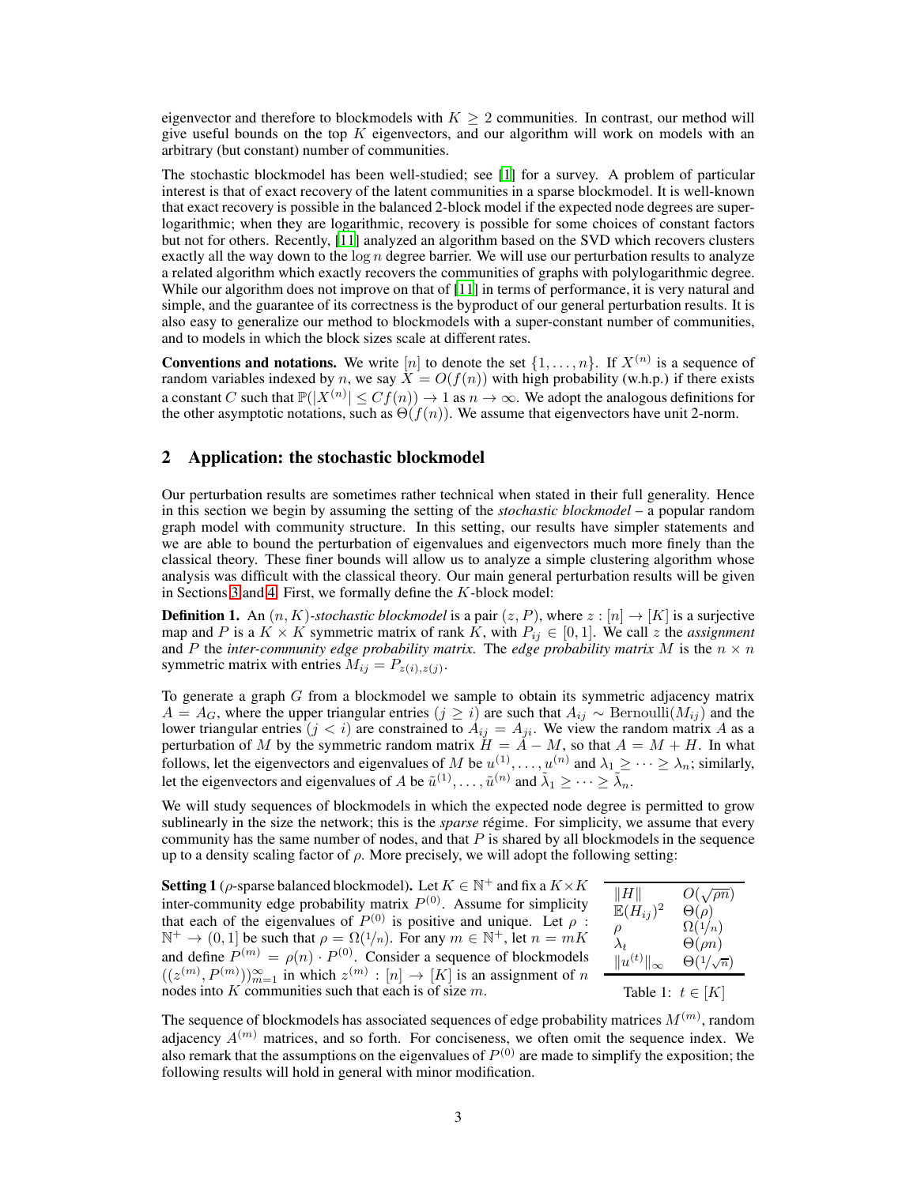eigenvector and therefore to blockmodels with $K \geq 2$ communities. In contrast, our method will give useful bounds on the top $K$ eigenvectors, and our algorithm will work on models with an arbitrary (but constant) number of communities.

The stochastic blockmodel has been well-studied; see [1] for a survey. A problem of particular interest is that of exact recovery of the latent communities in a sparse blockmodel. It is well-known that exact recovery is possible in the balanced 2-block model if the expected node degrees are super-logarithmic; when they are logarithmic, recovery is possible for some choices of constant factors but not for others. Recently, [11] analyzed an algorithm based on the SVD which recovers clusters exactly all the way down to the $\log n$ degree barrier. We will use our perturbation results to analyze a related algorithm which exactly recovers the communities of graphs with polylogarithmic degree. While our algorithm does not improve on that of [11] in terms of performance, it is very natural and simple, and the guarantee of its correctness is the byproduct of our general perturbation results. It is also easy to generalize our method to blockmodels with a super-constant number of communities, and to models in which the block sizes scale at different rates.

**Conventions and notations.** We write $[n]$ to denote the set $\{1, \ldots, n\}$. If $X^{(n)}$ is a sequence of random variables indexed by $n$, we say $X = O(f(n))$ with high probability (w.h.p.) if there exists a constant $C$ such that $\mathbb{P}(|X^{(n)}| \leq Cf(n)) \to 1$ as $n \to \infty$. We adopt the analogous definitions for the other asymptotic notations, such as $\Theta(f(n))$. We assume that eigenvectors have unit 2-norm.

## 2 Application: the stochastic blockmodel

Our perturbation results are sometimes rather technical when stated in their full generality. Hence in this section we begin by assuming the setting of the *stochastic blockmodel* – a popular random graph model with community structure. In this setting, our results have simpler statements and we are able to bound the perturbation of eigenvalues and eigenvectors much more finely than the classical theory. These finer bounds will allow us to analyze a simple clustering algorithm whose analysis was difficult with the classical theory. Our main general perturbation results will be given in Sections 3 and 4. First, we formally define the $K$-block model:

**Definition 1.** An $(n, K)$-*stochastic blockmodel* is a pair $(z, P)$, where $z : [n] \to [K]$ is a surjective map and $P$ is a $K \times K$ symmetric matrix of rank $K$, with $P_{ij} \in [0, 1]$. We call $z$ the *assignment* and $P$ the *inter-community edge probability matrix*. The *edge probability matrix* $M$ is the $n \times n$ symmetric matrix with entries $M_{ij} = P_{z(i),z(j)}$.

To generate a graph $G$ from a blockmodel we sample to obtain its symmetric adjacency matrix $A = A_G$, where the upper triangular entries ($j \geq i$) are such that $A_{ij} \sim \text{Bernoulli}(M_{ij})$ and the lower triangular entries ($j < i$) are constrained to $A_{ij} = A_{ji}$. We view the random matrix $A$ as a perturbation of $M$ by the symmetric random matrix $H = A - M$, so that $A = M + H$. In what follows, let the eigenvectors and eigenvalues of $M$ be $u^{(1)}, \ldots, u^{(n)}$ and $\lambda_1 \geq \cdots \geq \lambda_n$; similarly, let the eigenvectors and eigenvalues of $A$ be $\tilde{u}^{(1)}, \ldots, \tilde{u}^{(n)}$ and $\tilde{\lambda}_1 \geq \cdots \geq \tilde{\lambda}_n$.

We will study sequences of blockmodels in which the expected node degree is permitted to grow sublinearly in the size the network; this is the *sparse* régime. For simplicity, we assume that every community has the same number of nodes, and that $P$ is shared by all blockmodels in the sequence up to a density scaling factor of $\rho$. More precisely, we will adopt the following setting:

**Setting 1** ($\rho$-sparse balanced blockmodel)**.** Let $K \in \mathbb{N}^+$ and fix a $K \times K$ inter-community edge probability matrix $P^{(0)}$. Assume for simplicity that each of the eigenvalues of $P^{(0)}$ is positive and unique. Let $\rho : \mathbb{N}^+ \to (0, 1]$ be such that $\rho = \Omega(1/n)$. For any $m \in \mathbb{N}^+$, let $n = mK$ and define $P^{(m)} = \rho(n) \cdot P^{(0)}$. Consider a sequence of blockmodels $((z^{(m)}, P^{(m)}))_{m=1}^{\infty}$ in which $z^{(m)} : [n] \to [K]$ is an assignment of $n$ nodes into $K$ communities such that each is of size $m$.

| | |
|---|---|
| $\|H\|$ | $O(\sqrt{\rho n})$ |
| $\mathbb{E}(H_{ij})^2$ | $\Theta(\rho)$ |
| $\rho$ | $\Omega(1/n)$ |
| $\lambda_t$ | $\Theta(\rho n)$ |
| $\|u^{(t)}\|_\infty$ | $\Theta(1/\sqrt{n})$ |

Table 1: $t \in [K]$

The sequence of blockmodels has associated sequences of edge probability matrices $M^{(m)}$, random adjacency $A^{(m)}$ matrices, and so forth. For conciseness, we often omit the sequence index. We also remark that the assumptions on the eigenvalues of $P^{(0)}$ are made to simplify the exposition; the following results will hold in general with minor modification.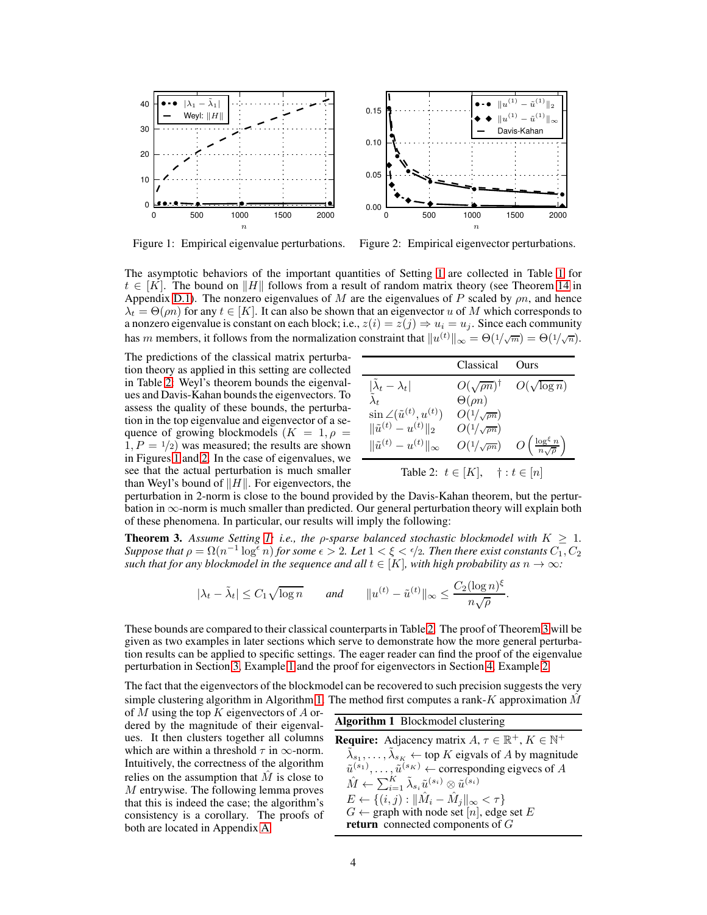Figure 1: Empirical eigenvalue perturbations.

Figure 2: Empirical eigenvector perturbations.

The asymptotic behaviors of the important quantities of Setting 1 are collected in Table 1 for $t \in [K]$. The bound on $\|H\|$ follows from a result of random matrix theory (see Theorem 14 in Appendix D.1). The nonzero eigenvalues of $M$ are the eigenvalues of $P$ scaled by $\rho n$, and hence $\lambda_t = \Theta(\rho n)$ for any $t \in [K]$. It can also be shown that an eigenvector $u$ of $M$ which corresponds to a nonzero eigenvalue is constant on each block; i.e., $z(i) = z(j) \Rightarrow u_i = u_j$. Since each community has $m$ members, it follows from the normalization constraint that $\|u^{(t)}\|_\infty = \Theta(1/\sqrt{m}) = \Theta(1/\sqrt{n})$.

The predictions of the classical matrix perturbation theory as applied in this setting are collected in Table 2. Weyl's theorem bounds the eigenvalues and Davis-Kahan bounds the eigenvectors. To assess the quality of these bounds, the perturbation in the top eigenvalue and eigenvector of a sequence of growing blockmodels ($K = 1, \rho = 1, P = 1/2$) was measured; the results are shown in Figures 1 and 2. In the case of eigenvalues, we see that the actual perturbation is much smaller than Weyl's bound of $\|H\|$. For eigenvectors, the perturbation in 2-norm is close to the bound provided by the Davis-Kahan theorem, but the perturbation in $\infty$-norm is much smaller than predicted. Our general perturbation theory will explain both of these phenomena. In particular, our results will imply the following:

| | Classical | Ours |
|---|---|---|
| $\lvert\tilde{\lambda}_t - \lambda_t\rvert$ | $O(\sqrt{\rho n})^\dagger$ | $O(\sqrt{\log n})$ |
| $\tilde{\lambda}_t$ | $\Theta(\rho n)$ | |
| $\sin \angle(\tilde{u}^{(t)}, u^{(t)})$ | $O(1/\sqrt{\rho n})$ | |
| $\|\tilde{u}^{(t)} - u^{(t)}\|_2$ | $O(1/\sqrt{\rho n})$ | |
| $\|\tilde{u}^{(t)} - u^{(t)}\|_\infty$ | $O(1/\sqrt{\rho n})$ | $O\left(\frac{\log^\xi n}{n\sqrt{\rho}}\right)$ |

Table 2: $t \in [K]$, $\quad \dagger : t \in [n]$

**Theorem 3.** *Assume Setting 1; i.e., the $\rho$-sparse balanced stochastic blockmodel with $K \geq 1$. Suppose that $\rho = \Omega(n^{-1}\log^\epsilon n)$ for some $\epsilon > 2$. Let $1 < \xi < \epsilon/2$. Then there exist constants $C_1, C_2$ such that for any blockmodel in the sequence and all $t \in [K]$, with high probability as $n \to \infty$:*

$$|\lambda_t - \tilde{\lambda}_t| \leq C_1\sqrt{\log n} \qquad \text{and} \qquad \|u^{(t)} - \tilde{u}^{(t)}\|_\infty \leq \frac{C_2(\log n)^\xi}{n\sqrt{\rho}}.$$

These bounds are compared to their classical counterparts in Table 2. The proof of Theorem 3 will be given as two examples in later sections which serve to demonstrate how the more general perturbation results can be applied to specific settings. The eager reader can find the proof of the eigenvalue perturbation in Section 3, Example 1 and the proof for eigenvectors in Section 4, Example 2.

The fact that the eigenvectors of the blockmodel can be recovered to such precision suggests the very simple clustering algorithm in Algorithm 1. The method first computes a rank-$K$ approximation $\hat{M}$ of $M$ using the top $K$ eigenvectors of $A$ ordered by the magnitude of their eigenvalues. It then clusters together all columns which are within a threshold $\tau$ in $\infty$-norm. Intuitively, the correctness of the algorithm relies on the assumption that $\hat{M}$ is close to $M$ entrywise. The following lemma proves that this is indeed the case; the algorithm's consistency is a corollary. The proofs of both are located in Appendix A.

**Algorithm 1** Blockmodel clustering

**Require:** Adjacency matrix $A$, $\tau \in \mathbb{R}^+$, $K \in \mathbb{N}^+$
- $\tilde{\lambda}_{s_1}, \ldots, \tilde{\lambda}_{s_K} \leftarrow$ top $K$ eigvals of $A$ by magnitude
- $\tilde{u}^{(s_1)}, \ldots, \tilde{u}^{(s_K)} \leftarrow$ corresponding eigvecs of $A$
- $\hat{M} \leftarrow \sum_{i=1}^K \tilde{\lambda}_{s_i} \tilde{u}^{(s_i)} \otimes \tilde{u}^{(s_i)}$
- $E \leftarrow \{(i,j) : \|\hat{M}_i - \hat{M}_j\|_\infty < \tau\}$
- $G \leftarrow$ graph with node set $[n]$, edge set $E$
- **return** connected components of $G$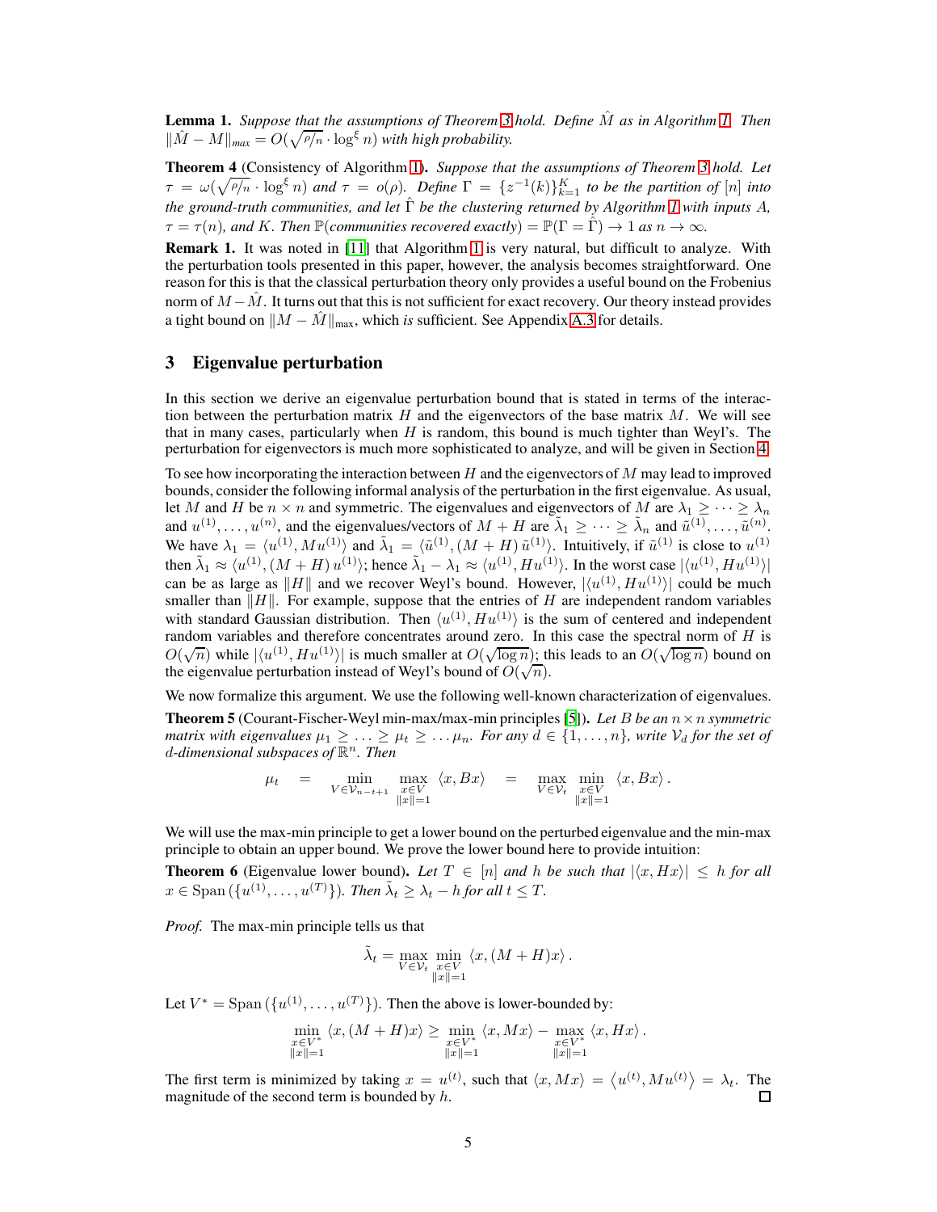**Lemma 1.** *Suppose that the assumptions of Theorem 3 hold. Define $\hat{M}$ as in Algorithm 1. Then $\|\hat{M} - M\|_{max} = O(\sqrt{\rho/n} \cdot \log^{\xi} n)$ with high probability.*

**Theorem 4** (Consistency of Algorithm 1)**.** *Suppose that the assumptions of Theorem 3 hold. Let $\tau = \omega(\sqrt{\rho/n} \cdot \log^{\xi} n)$ and $\tau = o(\rho)$. Define $\Gamma = \{z^{-1}(k)\}_{k=1}^{K}$ to be the partition of $[n]$ into the ground-truth communities, and let $\hat{\Gamma}$ be the clustering returned by Algorithm 1 with inputs $A$, $\tau = \tau(n)$, and $K$. Then $\mathbb{P}$(communities recovered exactly) $= \mathbb{P}(\Gamma = \hat{\Gamma}) \to 1$ as $n \to \infty$.*

**Remark 1.** It was noted in [11] that Algorithm 1 is very natural, but difficult to analyze. With the perturbation tools presented in this paper, however, the analysis becomes straightforward. One reason for this is that the classical perturbation theory only provides a useful bound on the Frobenius norm of $M - \hat{M}$. It turns out that this is not sufficient for exact recovery. Our theory instead provides a tight bound on $\|M - \hat{M}\|_{\max}$, which *is* sufficient. See Appendix A.3 for details.

## 3 Eigenvalue perturbation

In this section we derive an eigenvalue perturbation bound that is stated in terms of the interaction between the perturbation matrix $H$ and the eigenvectors of the base matrix $M$. We will see that in many cases, particularly when $H$ is random, this bound is much tighter than Weyl's. The perturbation for eigenvectors is much more sophisticated to analyze, and will be given in Section 4.

To see how incorporating the interaction between $H$ and the eigenvectors of $M$ may lead to improved bounds, consider the following informal analysis of the perturbation in the first eigenvalue. As usual, let $M$ and $H$ be $n \times n$ and symmetric. The eigenvalues and eigenvectors of $M$ are $\lambda_1 \geq \cdots \geq \lambda_n$ and $u^{(1)}, \ldots, u^{(n)}$, and the eigenvalues/vectors of $M + H$ are $\tilde{\lambda}_1 \geq \cdots \geq \tilde{\lambda}_n$ and $\tilde{u}^{(1)}, \ldots, \tilde{u}^{(n)}$. We have $\lambda_1 = \langle u^{(1)}, M u^{(1)} \rangle$ and $\tilde{\lambda}_1 = \langle \tilde{u}^{(1)}, (M + H)\, \tilde{u}^{(1)} \rangle$. Intuitively, if $\tilde{u}^{(1)}$ is close to $u^{(1)}$ then $\tilde{\lambda}_1 \approx \langle u^{(1)}, (M + H)\, u^{(1)} \rangle$; hence $\tilde{\lambda}_1 - \lambda_1 \approx \langle u^{(1)}, H u^{(1)} \rangle$. In the worst case $|\langle u^{(1)}, H u^{(1)} \rangle|$ can be as large as $\|H\|$ and we recover Weyl's bound. However, $|\langle u^{(1)}, H u^{(1)} \rangle|$ could be much smaller than $\|H\|$. For example, suppose that the entries of $H$ are independent random variables with standard Gaussian distribution. Then $\langle u^{(1)}, H u^{(1)} \rangle$ is the sum of centered and independent random variables and therefore concentrates around zero. In this case the spectral norm of $H$ is $O(\sqrt{n})$ while $|\langle u^{(1)}, H u^{(1)} \rangle|$ is much smaller at $O(\sqrt{\log n})$; this leads to an $O(\sqrt{\log n})$ bound on the eigenvalue perturbation instead of Weyl's bound of $O(\sqrt{n})$.

We now formalize this argument. We use the following well-known characterization of eigenvalues.

**Theorem 5** (Courant-Fischer-Weyl min-max/max-min principles [5])**.** *Let $B$ be an $n \times n$ symmetric matrix with eigenvalues $\mu_1 \geq \ldots \geq \mu_t \geq \ldots \mu_n$. For any $d \in \{1, \ldots, n\}$, write $\mathcal{V}_d$ for the set of $d$-dimensional subspaces of $\mathbb{R}^n$. Then*

$$\mu_t \quad = \quad \min_{V \in \mathcal{V}_{n-t+1}} \max_{\substack{x \in V \\ \|x\|=1}} \langle x, Bx \rangle \quad = \quad \max_{V \in \mathcal{V}_t} \min_{\substack{x \in V \\ \|x\|=1}} \langle x, Bx \rangle \, .$$

We will use the max-min principle to get a lower bound on the perturbed eigenvalue and the min-max principle to obtain an upper bound. We prove the lower bound here to provide intuition:

**Theorem 6** (Eigenvalue lower bound)**.** *Let $T \in [n]$ and $h$ be such that $|\langle x, Hx \rangle| \leq h$ for all $x \in \operatorname{Span}(\{u^{(1)}, \ldots, u^{(T)}\})$. Then $\tilde{\lambda}_t \geq \lambda_t - h$ for all $t \leq T$.*

*Proof.* The max-min principle tells us that

$$\tilde{\lambda}_t = \max_{V \in \mathcal{V}_t} \min_{\substack{x \in V \\ \|x\|=1}} \langle x, (M + H)x \rangle \, .$$

Let $V^* = \operatorname{Span}(\{u^{(1)}, \ldots, u^{(T)}\})$. Then the above is lower-bounded by:

$$\min_{\substack{x \in V^* \\ \|x\|=1}} \langle x, (M + H)x \rangle \geq \min_{\substack{x \in V^* \\ \|x\|=1}} \langle x, Mx \rangle - \max_{\substack{x \in V^* \\ \|x\|=1}} \langle x, Hx \rangle \, .$$

The first term is minimized by taking $x = u^{(t)}$, such that $\langle x, Mx \rangle = \langle u^{(t)}, M u^{(t)} \rangle = \lambda_t$. The magnitude of the second term is bounded by $h$. ∎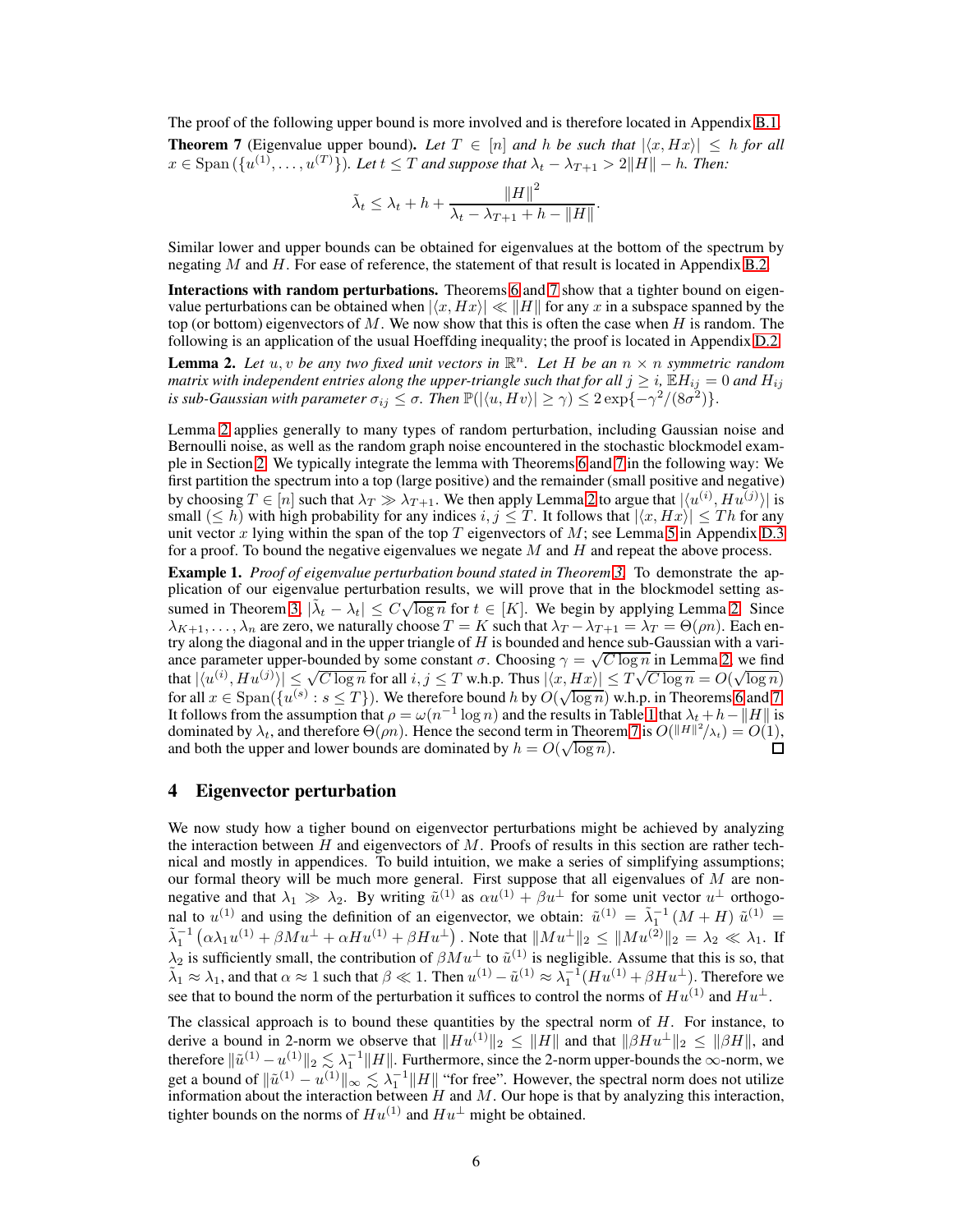The proof of the following upper bound is more involved and is therefore located in Appendix B.1.

**Theorem 7** (Eigenvalue upper bound). *Let $T \in [n]$ and $h$ be such that $|\langle x, Hx\rangle| \leq h$ for all $x \in \operatorname{Span}(\{u^{(1)}, \dots, u^{(T)}\})$. Let $t \leq T$ and suppose that $\lambda_t - \lambda_{T+1} > 2\|H\| - h$. Then:*

$$\tilde{\lambda}_t \leq \lambda_t + h + \frac{\|H\|^2}{\lambda_t - \lambda_{T+1} + h - \|H\|}.$$

Similar lower and upper bounds can be obtained for eigenvalues at the bottom of the spectrum by negating $M$ and $H$. For ease of reference, the statement of that result is located in Appendix B.2.

**Interactions with random perturbations.** Theorems 6 and 7 show that a tighter bound on eigenvalue perturbations can be obtained when $|\langle x, Hx\rangle| \ll \|H\|$ for any $x$ in a subspace spanned by the top (or bottom) eigenvectors of $M$. We now show that this is often the case when $H$ is random. The following is an application of the usual Hoeffding inequality; the proof is located in Appendix D.2.

**Lemma 2.** *Let $u, v$ be any two fixed unit vectors in $\mathbb{R}^n$. Let $H$ be an $n \times n$ symmetric random matrix with independent entries along the upper-triangle such that for all $j \geq i$, $\mathbb{E}H_{ij} = 0$ and $H_{ij}$ is sub-Gaussian with parameter $\sigma_{ij} \leq \sigma$. Then $\mathbb{P}(|\langle u, Hv\rangle| \geq \gamma) \leq 2\exp\{-\gamma^2/(8\sigma^2)\}$.*

Lemma 2 applies generally to many types of random perturbation, including Gaussian noise and Bernoulli noise, as well as the random graph noise encountered in the stochastic blockmodel example in Section 2. We typically integrate the lemma with Theorems 6 and 7 in the following way: We first partition the spectrum into a top (large positive) and the remainder (small positive and negative) by choosing $T \in [n]$ such that $\lambda_T \gg \lambda_{T+1}$. We then apply Lemma 2 to argue that $|\langle u^{(i)}, Hu^{(j)}\rangle|$ is small ($\leq h$) with high probability for any indices $i, j \leq T$. It follows that $|\langle x, Hx\rangle| \leq Th$ for any unit vector $x$ lying within the span of the top $T$ eigenvectors of $M$; see Lemma 5 in Appendix D.3 for a proof. To bound the negative eigenvalues we negate $M$ and $H$ and repeat the above process.

**Example 1.** *Proof of eigenvalue perturbation bound stated in Theorem 3.* To demonstrate the application of our eigenvalue perturbation results, we will prove that in the blockmodel setting assumed in Theorem 3, $|\tilde{\lambda}_t - \lambda_t| \leq C\sqrt{\log n}$ for $t \in [K]$. We begin by applying Lemma 2. Since $\lambda_{K+1}, \dots, \lambda_n$ are zero, we naturally choose $T = K$ such that $\lambda_T - \lambda_{T+1} = \lambda_T = \Theta(\rho n)$. Each entry along the diagonal and in the upper triangle of $H$ is bounded and hence sub-Gaussian with a variance parameter upper-bounded by some constant $\sigma$. Choosing $\gamma = \sqrt{C\log n}$ in Lemma 2, we find that $|\langle u^{(i)}, Hu^{(j)}\rangle| \leq \sqrt{C\log n}$ for all $i, j \leq T$ w.h.p. Thus $|\langle x, Hx\rangle| \leq T\sqrt{C\log n} = O(\sqrt{\log n})$ for all $x \in \operatorname{Span}(\{u^{(s)} : s \leq T\})$. We therefore bound $h$ by $O(\sqrt{\log n})$ w.h.p. in Theorems 6 and 7. It follows from the assumption that $\rho = \omega(n^{-1}\log n)$ and the results in Table 1 that $\lambda_t + h - \|H\|$ is dominated by $\lambda_t$, and therefore $\Theta(\rho n)$. Hence the second term in Theorem 7 is $O(\|H\|^2/\lambda_t) = O(1)$, and both the upper and lower bounds are dominated by $h = O(\sqrt{\log n})$. □

## 4 Eigenvector perturbation

We now study how a tigher bound on eigenvector perturbations might be achieved by analyzing the interaction between $H$ and eigenvectors of $M$. Proofs of results in this section are rather technical and mostly in appendices. To build intuition, we make a series of simplifying assumptions; our formal theory will be much more general. First suppose that all eigenvalues of $M$ are nonnegative and that $\lambda_1 \gg \lambda_2$. By writing $\tilde{u}^{(1)}$ as $\alpha u^{(1)} + \beta u^{\perp}$ for some unit vector $u^{\perp}$ orthogonal to $u^{(1)}$ and using the definition of an eigenvector, we obtain: $\tilde{u}^{(1)} = \tilde{\lambda}_1^{-1}(M + H)\,\tilde{u}^{(1)} = \tilde{\lambda}_1^{-1}\left(\alpha\lambda_1 u^{(1)} + \beta M u^{\perp} + \alpha H u^{(1)} + \beta H u^{\perp}\right)$. Note that $\|Mu^{\perp}\|_2 \leq \|Mu^{(2)}\|_2 = \lambda_2 \ll \lambda_1$. If $\lambda_2$ is sufficiently small, the contribution of $\beta M u^{\perp}$ to $\tilde{u}^{(1)}$ is negligible. Assume that this is so, that $\tilde{\lambda}_1 \approx \lambda_1$, and that $\alpha \approx 1$ such that $\beta \ll 1$. Then $u^{(1)} - \tilde{u}^{(1)} \approx \lambda_1^{-1}(Hu^{(1)} + \beta H u^{\perp})$. Therefore we see that to bound the norm of the perturbation it suffices to control the norms of $Hu^{(1)}$ and $Hu^{\perp}$.

The classical approach is to bound these quantities by the spectral norm of $H$. For instance, to derive a bound in 2-norm we observe that $\|Hu^{(1)}\|_2 \leq \|H\|$ and that $\|\beta H u^{\perp}\|_2 \leq \|\beta H\|$, and therefore $\|\tilde{u}^{(1)} - u^{(1)}\|_2 \lesssim \lambda_1^{-1}\|H\|$. Furthermore, since the 2-norm upper-bounds the $\infty$-norm, we get a bound of $\|\tilde{u}^{(1)} - u^{(1)}\|_\infty \lesssim \lambda_1^{-1}\|H\|$ "for free". However, the spectral norm does not utilize information about the interaction between $H$ and $M$. Our hope is that by analyzing this interaction, tighter bounds on the norms of $Hu^{(1)}$ and $Hu^{\perp}$ might be obtained.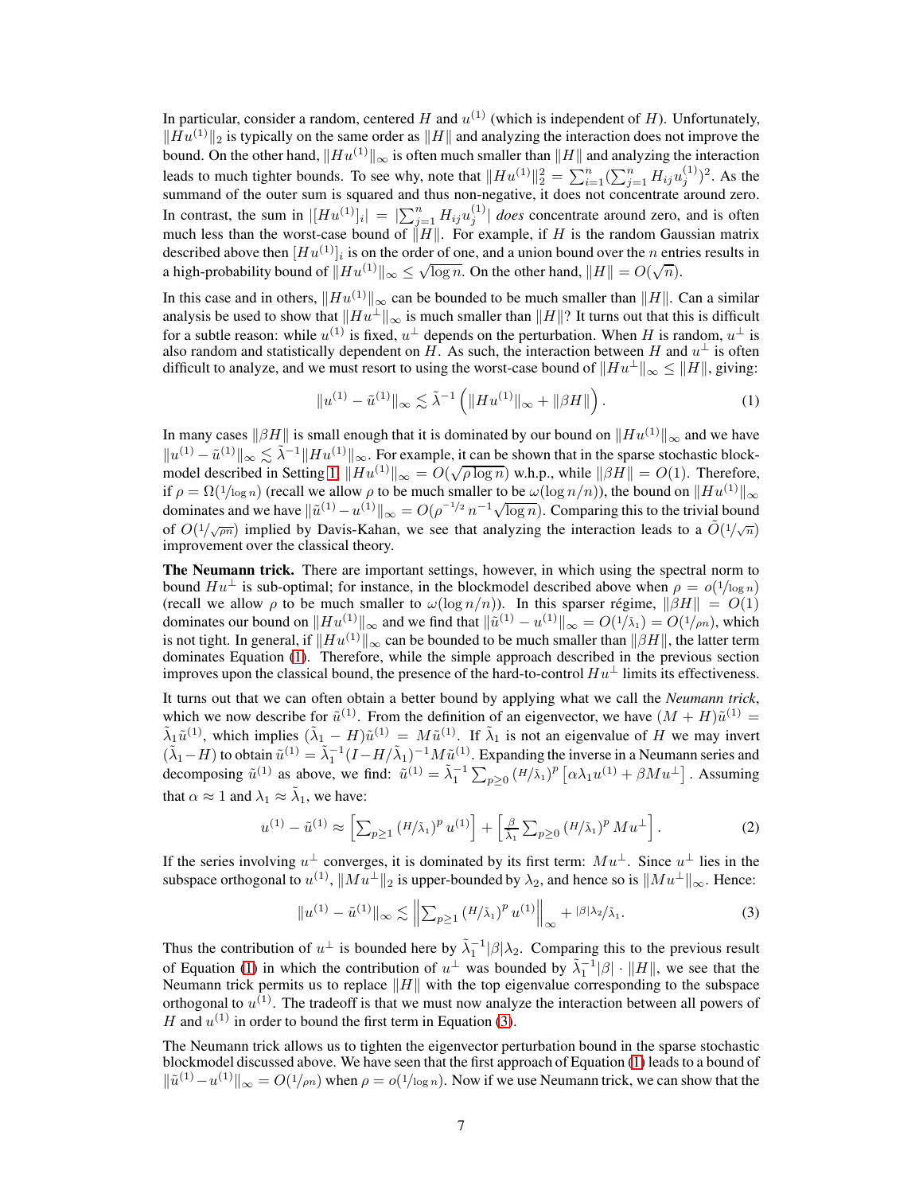In particular, consider a random, centered $H$ and $u^{(1)}$ (which is independent of $H$). Unfortunately, $\|Hu^{(1)}\|_2$ is typically on the same order as $\|H\|$ and analyzing the interaction does not improve the bound. On the other hand, $\|Hu^{(1)}\|_\infty$ is often much smaller than $\|H\|$ and analyzing the interaction leads to much tighter bounds. To see why, note that $\|Hu^{(1)}\|_2^2 = \sum_{i=1}^n (\sum_{j=1}^n H_{ij} u_j^{(1)})^2$. As the summand of the outer sum is squared and thus non-negative, it does not concentrate around zero. In contrast, the sum in $|[Hu^{(1)}]_i| = |\sum_{j=1}^n H_{ij} u_j^{(1)}|$ *does* concentrate around zero, and is often much less than the worst-case bound of $\|H\|$. For example, if $H$ is the random Gaussian matrix described above then $[Hu^{(1)}]_i$ is on the order of one, and a union bound over the $n$ entries results in a high-probability bound of $\|Hu^{(1)}\|_\infty \leq \sqrt{\log n}$. On the other hand, $\|H\| = O(\sqrt{n})$.

In this case and in others, $\|Hu^{(1)}\|_\infty$ can be bounded to be much smaller than $\|H\|$. Can a similar analysis be used to show that $\|Hu^\perp\|_\infty$ is much smaller than $\|H\|$? It turns out that this is difficult for a subtle reason: while $u^{(1)}$ is fixed, $u^\perp$ depends on the perturbation. When $H$ is random, $u^\perp$ is also random and statistically dependent on $H$. As such, the interaction between $H$ and $u^\perp$ is often difficult to analyze, and we must resort to using the worst-case bound of $\|Hu^\perp\|_\infty \leq \|H\|$, giving:

$$\|u^{(1)} - \tilde{u}^{(1)}\|_\infty \lesssim \tilde{\lambda}^{-1} \left( \|Hu^{(1)}\|_\infty + \|\beta H\| \right). \tag{1}$$

In many cases $\|\beta H\|$ is small enough that it is dominated by our bound on $\|Hu^{(1)}\|_\infty$ and we have $\|u^{(1)} - \tilde{u}^{(1)}\|_\infty \lesssim \tilde{\lambda}^{-1} \|Hu^{(1)}\|_\infty$. For example, it can be shown that in the sparse stochastic blockmodel described in Setting 1, $\|Hu^{(1)}\|_\infty = O(\sqrt{\rho \log n})$ w.h.p., while $\|\beta H\| = O(1)$. Therefore, if $\rho = \Omega(1/\log n)$ (recall we allow $\rho$ to be much smaller to be $\omega(\log n/n)$), the bound on $\|Hu^{(1)}\|_\infty$ dominates and we have $\|\tilde{u}^{(1)} - u^{(1)}\|_\infty = O(\rho^{-1/2}\, n^{-1} \sqrt{\log n})$. Comparing this to the trivial bound of $O(1/\sqrt{\rho n})$ implied by Davis-Kahan, we see that analyzing the interaction leads to a $\tilde{O}(1/\sqrt{n})$ improvement over the classical theory.

**The Neumann trick.** There are important settings, however, in which using the spectral norm to bound $Hu^\perp$ is sub-optimal; for instance, in the blockmodel described above when $\rho = o(1/\log n)$ (recall we allow $\rho$ to be much smaller to $\omega(\log n/n)$). In this sparser régime, $\|\beta H\| = O(1)$ dominates our bound on $\|Hu^{(1)}\|_\infty$ and we find that $\|\tilde{u}^{(1)} - u^{(1)}\|_\infty = O(1/\tilde{\lambda}_1) = O(1/\rho n)$, which is not tight. In general, if $\|Hu^{(1)}\|_\infty$ can be bounded to be much smaller than $\|\beta H\|$, the latter term dominates Equation (1). Therefore, while the simple approach described in the previous section improves upon the classical bound, the presence of the hard-to-control $Hu^\perp$ limits its effectiveness.

It turns out that we can often obtain a better bound by applying what we call the *Neumann trick*, which we now describe for $\tilde{u}^{(1)}$. From the definition of an eigenvector, we have $(M + H)\tilde{u}^{(1)} = \tilde{\lambda}_1 \tilde{u}^{(1)}$, which implies $(\tilde{\lambda}_1 - H)\tilde{u}^{(1)} = M\tilde{u}^{(1)}$. If $\tilde{\lambda}_1$ is not an eigenvalue of $H$ we may invert $(\tilde{\lambda}_1 - H)$ to obtain $\tilde{u}^{(1)} = \tilde{\lambda}_1^{-1}(I - H/\tilde{\lambda}_1)^{-1} M\tilde{u}^{(1)}$. Expanding the inverse in a Neumann series and decomposing $\tilde{u}^{(1)}$ as above, we find: $\tilde{u}^{(1)} = \tilde{\lambda}_1^{-1} \sum_{p \geq 0} (H/\tilde{\lambda}_1)^p \left[ \alpha \lambda_1 u^{(1)} + \beta M u^\perp \right]$. Assuming that $\alpha \approx 1$ and $\lambda_1 \approx \tilde{\lambda}_1$, we have:

$$u^{(1)} - \tilde{u}^{(1)} \approx \left[ \sum_{p \geq 1} (H/\tilde{\lambda}_1)^p\, u^{(1)} \right] + \left[ \frac{\beta}{\tilde{\lambda}_1} \sum_{p \geq 0} (H/\tilde{\lambda}_1)^p\, M u^\perp \right]. \tag{2}$$

If the series involving $u^\perp$ converges, it is dominated by its first term: $Mu^\perp$. Since $u^\perp$ lies in the subspace orthogonal to $u^{(1)}$, $\|Mu^\perp\|_2$ is upper-bounded by $\lambda_2$, and hence so is $\|Mu^\perp\|_\infty$. Hence:

$$\|u^{(1)} - \tilde{u}^{(1)}\|_\infty \lesssim \left\| \sum_{p \geq 1} (H/\tilde{\lambda}_1)^p\, u^{(1)} \right\|_\infty + |\beta| \lambda_2 / \tilde{\lambda}_1. \tag{3}$$

Thus the contribution of $u^\perp$ is bounded here by $\tilde{\lambda}_1^{-1} |\beta| \lambda_2$. Comparing this to the previous result of Equation (1) in which the contribution of $u^\perp$ was bounded by $\tilde{\lambda}_1^{-1} |\beta| \cdot \|H\|$, we see that the Neumann trick permits us to replace $\|H\|$ with the top eigenvalue corresponding to the subspace orthogonal to $u^{(1)}$. The tradeoff is that we must now analyze the interaction between all powers of $H$ and $u^{(1)}$ in order to bound the first term in Equation (3).

The Neumann trick allows us to tighten the eigenvector perturbation bound in the sparse stochastic blockmodel discussed above. We have seen that the first approach of Equation (1) leads to a bound of $\|\tilde{u}^{(1)} - u^{(1)}\|_\infty = O(1/\rho n)$ when $\rho = o(1/\log n)$. Now if we use Neumann trick, we can show that the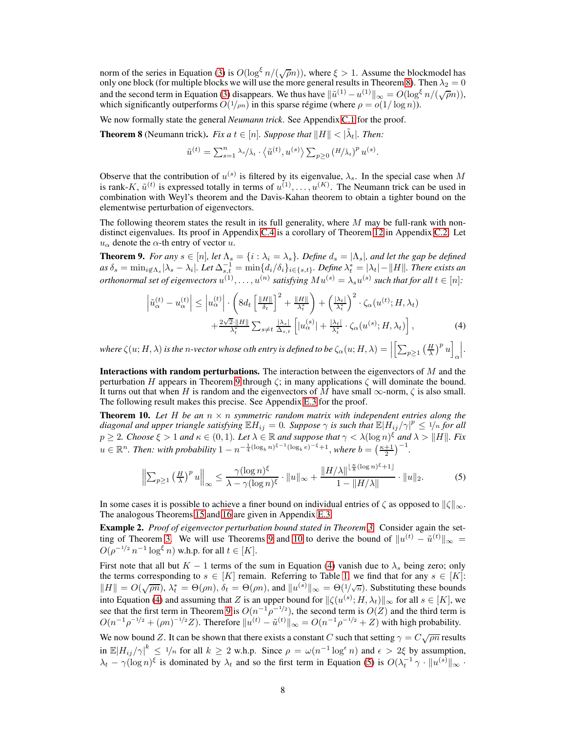norm of the series in Equation (3) is $O(\log^\xi n/(\sqrt{\rho}n))$, where $\xi > 1$. Assume the blockmodel has only one block (for multiple blocks we will use the more general results in Theorem 8). Then $\lambda_2 = 0$ and the second term in Equation (3) disappears. We thus have $\|\tilde{u}^{(1)} - u^{(1)}\|_\infty = O(\log^\xi n/(\sqrt{\rho}n))$, which significantly outperforms $O(1/\rho n)$ in this sparse régime (where $\rho = o(1/\log n)$).

We now formally state the general *Neumann trick*. See Appendix C.1 for the proof.

**Theorem 8** (Neumann trick). *Fix a $t \in [n]$. Suppose that $\|H\| < |\tilde{\lambda}_t|$. Then:*

$$\tilde{u}^{(t)} = \textstyle\sum_{s=1}^n \lambda_s/\tilde{\lambda}_t \cdot \left\langle \tilde{u}^{(t)}, u^{(s)} \right\rangle \sum_{p \geq 0} (H/\tilde{\lambda}_t)^p \, u^{(s)}.$$

Observe that the contribution of $u^{(s)}$ is filtered by its eigenvalue, $\lambda_s$. In the special case when $M$ is rank-$K$, $\tilde{u}^{(t)}$ is expressed totally in terms of $u^{(1)}, \ldots, u^{(K)}$. The Neumann trick can be used in combination with Weyl's theorem and the Davis-Kahan theorem to obtain a tighter bound on the elementwise perturbation of eigenvectors.

The following theorem states the result in its full generality, where $M$ may be full-rank with non-distinct eigenvalues. Its proof in Appendix C.4 is a corollary of Theorem 12 in Appendix C.2. Let $u_\alpha$ denote the $\alpha$-th entry of vector $u$.

**Theorem 9.** *For any $s \in [n]$, let $\Lambda_s = \{i : \lambda_i = \lambda_s\}$. Define $d_s = |\Lambda_s|$, and let the gap be defined as $\delta_s = \min_{i \notin \Lambda_s} |\lambda_s - \lambda_i|$. Let $\Delta_{s,t}^{-1} = \min\{d_i/\delta_i\}_{i \in \{s,t\}}$. Define $\lambda_t^* = |\lambda_t| - \|H\|$. There exists an orthonormal set of eigenvectors $u^{(1)}, \ldots, u^{(n)}$ satisfying $Mu^{(s)} = \lambda_s u^{(s)}$ such that for all $t \in [n]$:*

$$\left|\tilde{u}_\alpha^{(t)} - u_\alpha^{(t)}\right| \leq \left|u_\alpha^{(t)}\right| \cdot \left(8d_t \left[\tfrac{\|H\|}{\delta_t}\right]^2 + \tfrac{\|H\|}{\lambda_t^*}\right) + \left(\tfrac{|\lambda_t|}{\lambda_t^*}\right)^2 \cdot \zeta_\alpha(u^{(t)}; H, \lambda_t)$$
$$+ \tfrac{2\sqrt{2}\cdot\|H\|}{\lambda_t^*} \sum_{s \neq t} \tfrac{|\lambda_s|}{\Delta_{s,t}} \left[|u_\alpha^{(s)}| + \tfrac{|\lambda_t|}{\lambda_t^*} \cdot \zeta_\alpha(u^{(s)}; H, \lambda_t)\right], \qquad (4)$$

*where $\zeta(u; H, \lambda)$ is the $n$-vector whose $\alpha$th entry is defined to be $\zeta_\alpha(u; H, \lambda) = \left|\left[\sum_{p \geq 1} \left(\frac{H}{\lambda}\right)^p u\right]_\alpha\right|$.*

**Interactions with random perturbations.** The interaction between the eigenvectors of $M$ and the perturbation $H$ appears in Theorem 9 through $\zeta$; in many applications $\zeta$ will dominate the bound. It turns out that when $H$ is random and the eigenvectors of $M$ have small $\infty$-norm, $\zeta$ is also small. The following result makes this precise. See Appendix E.3 for the proof.

**Theorem 10.** *Let $H$ be an $n \times n$ symmetric random matrix with independent entries along the diagonal and upper triangle satisfying $\mathbb{E}H_{ij} = 0$. Suppose $\gamma$ is such that $\mathbb{E}|H_{ij}/\gamma|^p \leq 1/n$ for all $p \geq 2$. Choose $\xi > 1$ and $\kappa \in (0, 1)$. Let $\lambda \in \mathbb{R}$ and suppose that $\gamma < \lambda(\log n)^\xi$ and $\lambda > \|H\|$. Fix $u \in \mathbb{R}^n$. Then: with probability $1 - n^{-\frac{1}{4}(\log_b n)^{\xi-1}(\log_b e)^{-\xi}+1}$, where $b = \left(\frac{\kappa+1}{2}\right)^{-1}$.*

$$\left\|\textstyle\sum_{p \geq 1} \left(\frac{H}{\lambda}\right)^p u\right\|_\infty \leq \frac{\gamma(\log n)^\xi}{\lambda - \gamma(\log n)^\xi} \cdot \|u\|_\infty + \frac{\|H/\lambda\|^{\lfloor \frac{\kappa}{8}(\log n)^\xi + 1 \rfloor}}{1 - \|H/\lambda\|} \cdot \|u\|_2. \qquad (5)$$

In some cases it is possible to achieve a finer bound on individual entries of $\zeta$ as opposed to $\|\zeta\|_\infty$. The analogous Theorems 15 and 16 are given in Appendix E.3.

**Example 2.** *Proof of eigenvector perturbation bound stated in Theorem 3.* Consider again the setting of Theorem 3. We will use Theorems 9 and 10 to derive the bound of $\|u^{(t)} - \tilde{u}^{(t)}\|_\infty = O(\rho^{-1/2}\, n^{-1} \log^\xi n)$ w.h.p. for all $t \in [K]$.

First note that all but $K - 1$ terms of the sum in Equation (4) vanish due to $\lambda_s$ being zero; only the terms corresponding to $s \in [K]$ remain. Referring to Table 1 we find that for any $s \in [K]$: $\|H\| = O(\sqrt{\rho n})$, $\lambda_t^* = \Theta(\rho n)$, $\delta_t = \Theta(\rho n)$, and $\|u^{(s)}\|_\infty = \Theta(1/\sqrt{n})$. Substituting these bounds into Equation (4) and assuming that $Z$ is an upper bound for $\|\zeta(u^{(s)}; H, \lambda_t)\|_\infty$ for all $s \in [K]$, we see that the first term in Theorem 9 is $O(n^{-1}\rho^{-1/2})$, the second term is $O(Z)$ and the third term is $O(n^{-1}\rho^{-1/2} + (\rho n)^{-1/2} Z)$. Therefore $\|u^{(t)} - \tilde{u}^{(t)}\|_\infty = O(n^{-1}\rho^{-1/2} + Z)$ with high probability.

We now bound $Z$. It can be shown that there exists a constant $C$ such that setting $\gamma = C\sqrt{\rho n}$ results in $\mathbb{E}|H_{ij}/\gamma|^k \leq 1/n$ for all $k \geq 2$ w.h.p. Since $\rho = \omega(n^{-1} \log^\epsilon n)$ and $\epsilon > 2\xi$ by assumption, $\lambda_t - \gamma(\log n)^\xi$ is dominated by $\lambda_t$ and so the first term in Equation (5) is $O(\lambda_t^{-1} \gamma \cdot \|u^{(s)}\|_\infty \cdot$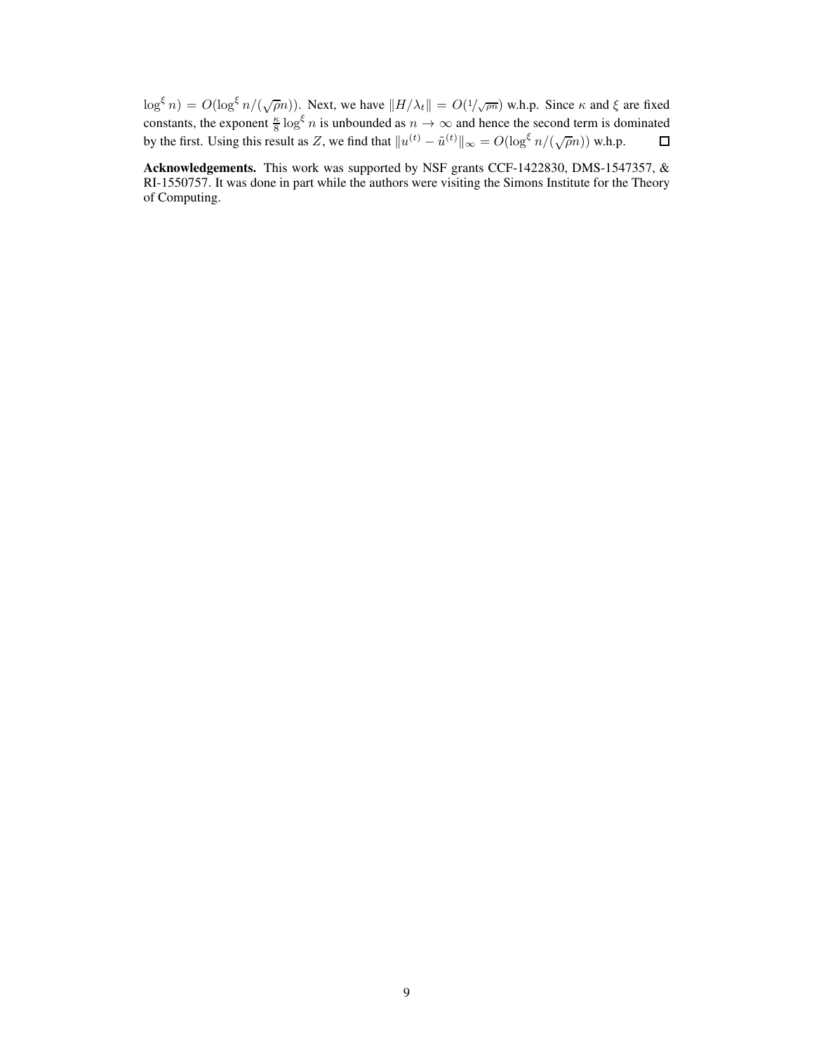$\log^\xi n) = O(\log^\xi n/(\sqrt{\rho}n))$. Next, we have $\|H/\lambda_t\| = O(1/\sqrt{\rho n})$ w.h.p. Since $\kappa$ and $\xi$ are fixed constants, the exponent $\frac{\kappa}{8}\log^\xi n$ is unbounded as $n \to \infty$ and hence the second term is dominated by the first. Using this result as $Z$, we find that $\|u^{(t)} - \tilde{u}^{(t)}\|_\infty = O(\log^\xi n/(\sqrt{\rho}n))$ w.h.p. □

**Acknowledgements.** This work was supported by NSF grants CCF-1422830, DMS-1547357, & RI-1550757. It was done in part while the authors were visiting the Simons Institute for the Theory of Computing.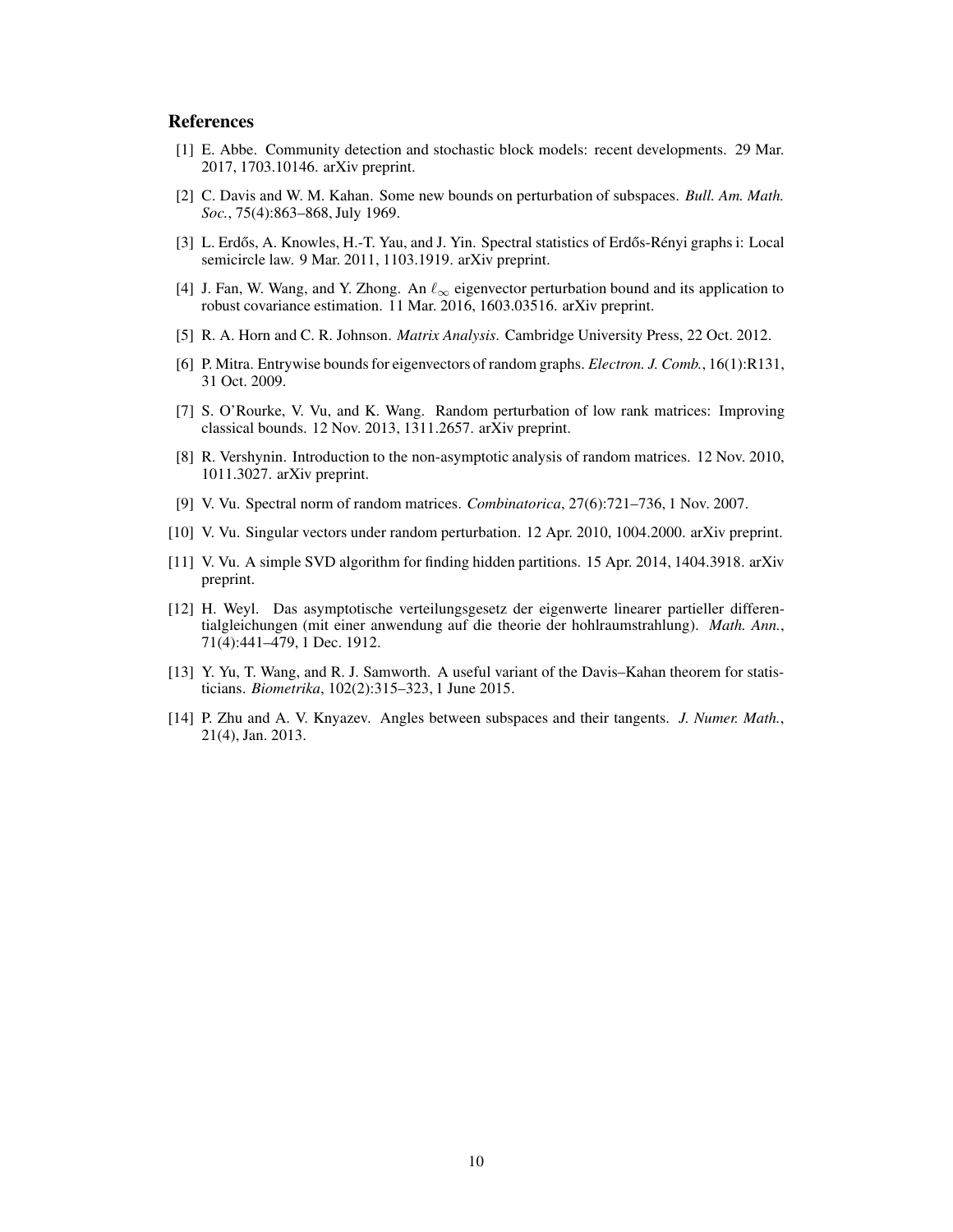## References

[1] E. Abbe. Community detection and stochastic block models: recent developments. 29 Mar. 2017, 1703.10146. arXiv preprint.

[2] C. Davis and W. M. Kahan. Some new bounds on perturbation of subspaces. *Bull. Am. Math. Soc.*, 75(4):863–868, July 1969.

[3] L. Erdős, A. Knowles, H.-T. Yau, and J. Yin. Spectral statistics of Erdős-Rényi graphs i: Local semicircle law. 9 Mar. 2011, 1103.1919. arXiv preprint.

[4] J. Fan, W. Wang, and Y. Zhong. An $\ell_\infty$ eigenvector perturbation bound and its application to robust covariance estimation. 11 Mar. 2016, 1603.03516. arXiv preprint.

[5] R. A. Horn and C. R. Johnson. *Matrix Analysis*. Cambridge University Press, 22 Oct. 2012.

[6] P. Mitra. Entrywise bounds for eigenvectors of random graphs. *Electron. J. Comb.*, 16(1):R131, 31 Oct. 2009.

[7] S. O'Rourke, V. Vu, and K. Wang. Random perturbation of low rank matrices: Improving classical bounds. 12 Nov. 2013, 1311.2657. arXiv preprint.

[8] R. Vershynin. Introduction to the non-asymptotic analysis of random matrices. 12 Nov. 2010, 1011.3027. arXiv preprint.

[9] V. Vu. Spectral norm of random matrices. *Combinatorica*, 27(6):721–736, 1 Nov. 2007.

[10] V. Vu. Singular vectors under random perturbation. 12 Apr. 2010, 1004.2000. arXiv preprint.

[11] V. Vu. A simple SVD algorithm for finding hidden partitions. 15 Apr. 2014, 1404.3918. arXiv preprint.

[12] H. Weyl. Das asymptotische verteilungsgesetz der eigenwerte linearer partieller differentialgleichungen (mit einer anwendung auf die theorie der hohlraumstrahlung). *Math. Ann.*, 71(4):441–479, 1 Dec. 1912.

[13] Y. Yu, T. Wang, and R. J. Samworth. A useful variant of the Davis–Kahan theorem for statisticians. *Biometrika*, 102(2):315–323, 1 June 2015.

[14] P. Zhu and A. V. Knyazev. Angles between subspaces and their tangents. *J. Numer. Math.*, 21(4), Jan. 2013.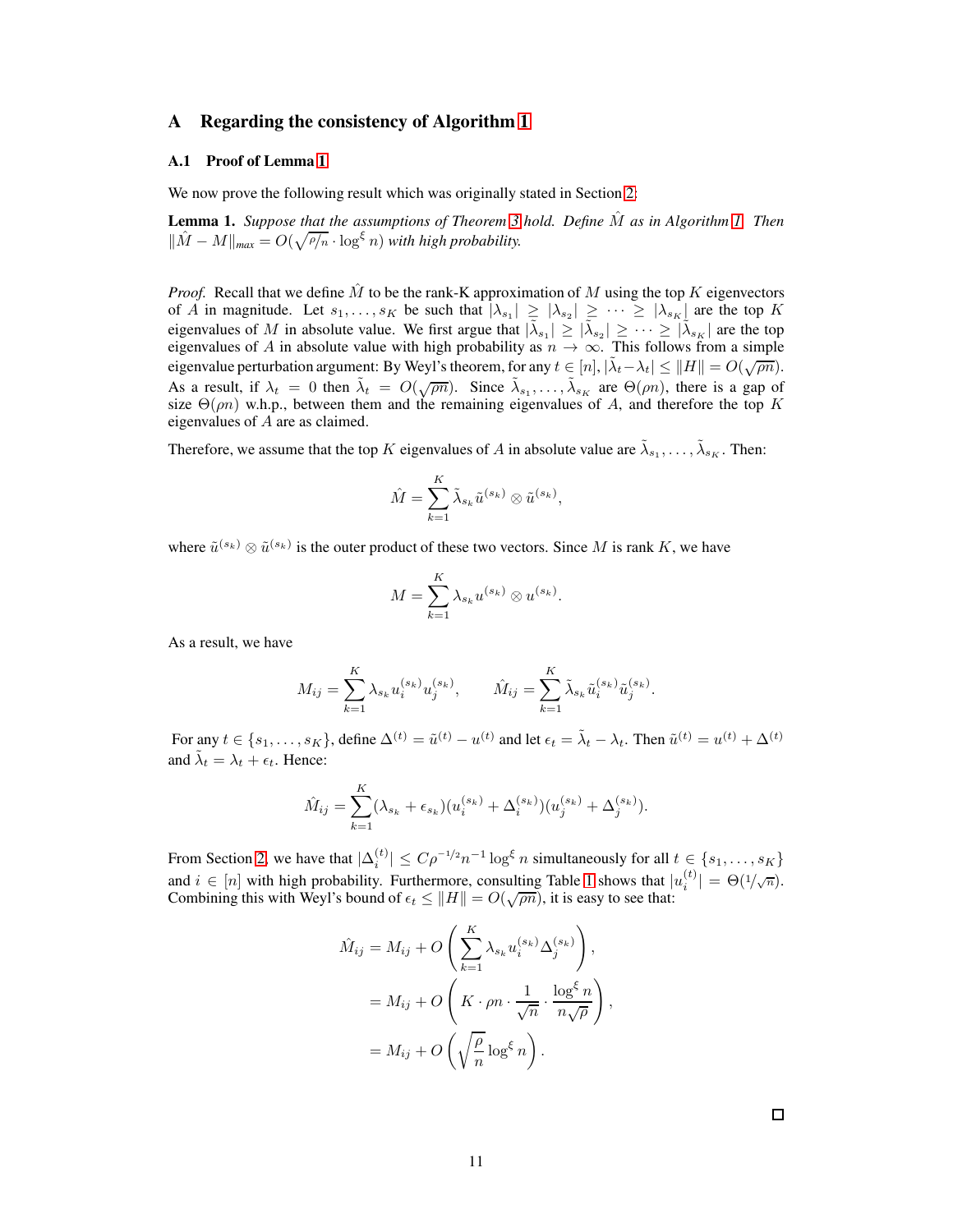# A Regarding the consistency of Algorithm 1

## A.1 Proof of Lemma 1

We now prove the following result which was originally stated in Section 2:

**Lemma 1.** *Suppose that the assumptions of Theorem 3 hold. Define $\hat{M}$ as in Algorithm 1. Then $\|\hat{M} - M\|_{max} = O(\sqrt{\rho/n} \cdot \log^{\xi} n)$ with high probability.*

*Proof.* Recall that we define $\hat{M}$ to be the rank-K approximation of $M$ using the top $K$ eigenvectors of $A$ in magnitude. Let $s_1, \ldots, s_K$ be such that $|\lambda_{s_1}| \geq |\lambda_{s_2}| \geq \cdots \geq |\lambda_{s_K}|$ are the top $K$ eigenvalues of $M$ in absolute value. We first argue that $|\tilde{\lambda}_{s_1}| \geq |\tilde{\lambda}_{s_2}| \geq \cdots \geq |\tilde{\lambda}_{s_K}|$ are the the top $K$ eigenvalues of $A$ in absolute value with high probability as $n \to \infty$. This follows from a simple eigenvalue perturbation argument: By Weyl's theorem, for any $t \in [n]$, $|\tilde{\lambda}_t - \lambda_t| \leq \|H\| = O(\sqrt{\rho n})$. As a result, if $\lambda_t = 0$ then $\tilde{\lambda}_t = O(\sqrt{\rho n})$. Since $\tilde{\lambda}_{s_1}, \ldots, \tilde{\lambda}_{s_K}$ are $\Theta(\rho n)$, there is a gap of size $\Theta(\rho n)$ w.h.p., between them and the remaining eigenvalues of $A$, and therefore the top $K$ eigenvalues of $A$ are as claimed.

Therefore, we assume that the top $K$ eigenvalues of $A$ in absolute value are $\tilde{\lambda}_{s_1}, \ldots, \tilde{\lambda}_{s_K}$. Then:

$$\hat{M} = \sum_{k=1}^{K} \tilde{\lambda}_{s_k} \tilde{u}^{(s_k)} \otimes \tilde{u}^{(s_k)},$$

where $\tilde{u}^{(s_k)} \otimes \tilde{u}^{(s_k)}$ is the outer product of these two vectors. Since $M$ is rank $K$, we have

$$M = \sum_{k=1}^{K} \lambda_{s_k} u^{(s_k)} \otimes u^{(s_k)}.$$

As a result, we have

$$M_{ij} = \sum_{k=1}^{K} \lambda_{s_k} u_i^{(s_k)} u_j^{(s_k)}, \qquad \hat{M}_{ij} = \sum_{k=1}^{K} \tilde{\lambda}_{s_k} \tilde{u}_i^{(s_k)} \tilde{u}_j^{(s_k)}.$$

For any $t \in \{s_1, \ldots, s_K\}$, define $\Delta^{(t)} = \tilde{u}^{(t)} - u^{(t)}$ and let $\epsilon_t = \tilde{\lambda}_t - \lambda_t$. Then $\tilde{u}^{(t)} = u^{(t)} + \Delta^{(t)}$ and $\tilde{\lambda}_t = \lambda_t + \epsilon_t$. Hence:

$$\hat{M}_{ij} = \sum_{k=1}^{K} (\lambda_{s_k} + \epsilon_{s_k})(u_i^{(s_k)} + \Delta_i^{(s_k)})(u_j^{(s_k)} + \Delta_j^{(s_k)}).$$

From Section 2, we have that $|\Delta_i^{(t)}| \leq C\rho^{-1/2} n^{-1} \log^{\xi} n$ simultaneously for all $t \in \{s_1, \ldots, s_K\}$ and $i \in [n]$ with high probability. Furthermore, consulting Table 1 shows that $|u_i^{(t)}| = \Theta(1/\sqrt{n})$. Combining this with Weyl's bound of $\epsilon_t \leq \|H\| = O(\sqrt{\rho n})$, it is easy to see that:

$$\begin{aligned}
\hat{M}_{ij} &= M_{ij} + O\left( \sum_{k=1}^{K} \lambda_{s_k} u_i^{(s_k)} \Delta_j^{(s_k)} \right), \\
&= M_{ij} + O\left( K \cdot \rho n \cdot \frac{1}{\sqrt{n}} \cdot \frac{\log^{\xi} n}{n\sqrt{\rho}} \right), \\
&= M_{ij} + O\left( \sqrt{\frac{\rho}{n}} \log^{\xi} n \right).
\end{aligned}$$

□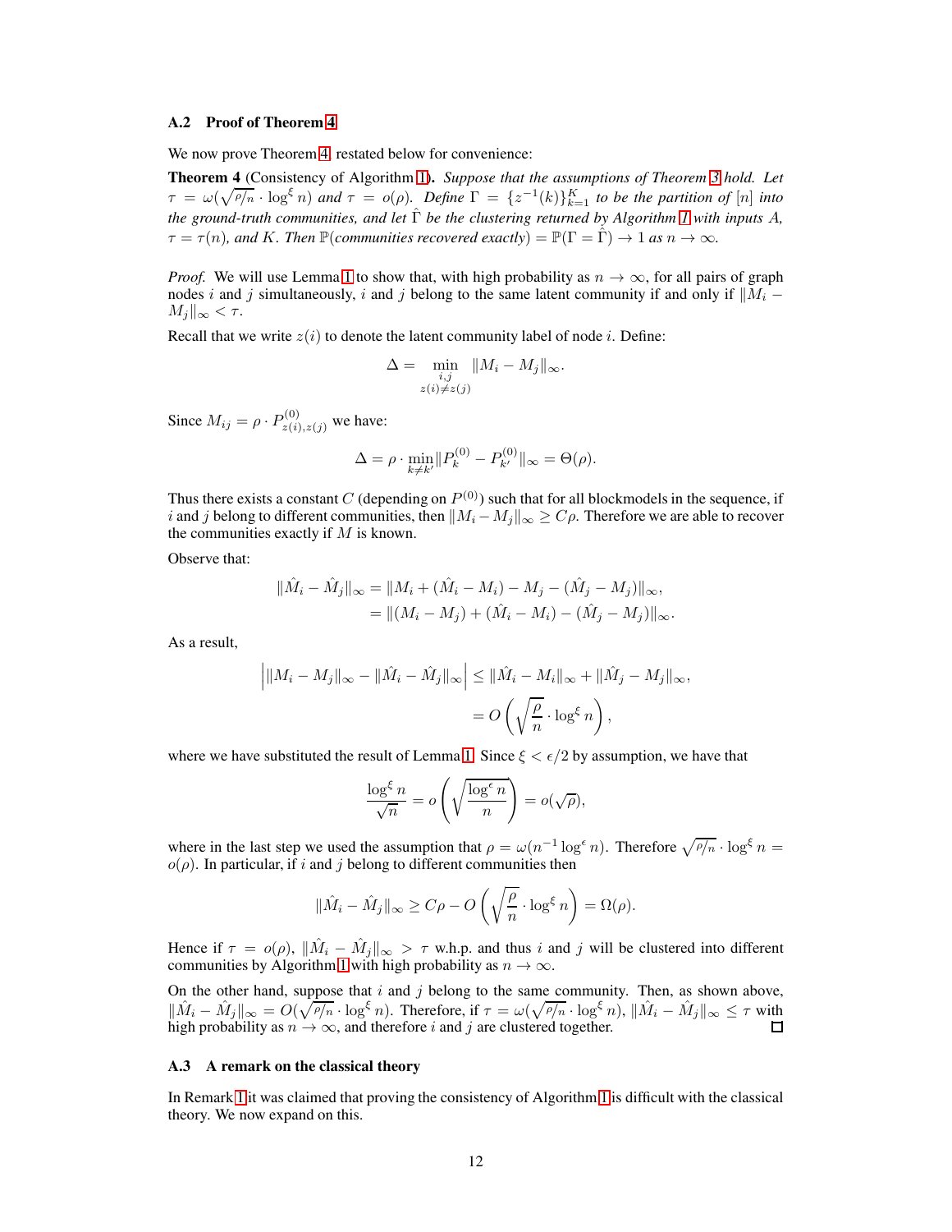### A.2 Proof of Theorem 4

We now prove Theorem 4, restated below for convenience:

**Theorem 4** (Consistency of Algorithm 1)**.** *Suppose that the assumptions of Theorem 3 hold. Let $\tau = \omega(\sqrt{\rho/n} \cdot \log^{\xi} n)$ and $\tau = o(\rho)$. Define $\Gamma = \{z^{-1}(k)\}_{k=1}^{K}$ to be the partition of $[n]$ into the ground-truth communities, and let $\hat{\Gamma}$ be the clustering returned by Algorithm 1 with inputs $A$, $\tau = \tau(n)$, and $K$. Then $\mathbb{P}(\text{communities recovered exactly}) = \mathbb{P}(\Gamma = \hat{\Gamma}) \to 1$ as $n \to \infty$.*

*Proof.* We will use Lemma 1 to show that, with high probability as $n \to \infty$, for all pairs of graph nodes $i$ and $j$ simultaneously, $i$ and $j$ belong to the same latent community if and only if $\|M_i - M_j\|_\infty < \tau$.

Recall that we write $z(i)$ to denote the latent community label of node $i$. Define:

$$\Delta = \min_{\substack{i,j \\ z(i) \neq z(j)}} \|M_i - M_j\|_\infty.$$

Since $M_{ij} = \rho \cdot P^{(0)}_{z(i),z(j)}$ we have:

$$\Delta = \rho \cdot \min_{k \neq k'} \|P^{(0)}_k - P^{(0)}_{k'}\|_\infty = \Theta(\rho).$$

Thus there exists a constant $C$ (depending on $P^{(0)}$) such that for all blockmodels in the sequence, if $i$ and $j$ belong to different communities, then $\|M_i - M_j\|_\infty \geq C\rho$. Therefore we are able to recover the communities exactly if $M$ is known.

Observe that:

$$\begin{aligned}
\|\hat{M}_i - \hat{M}_j\|_\infty &= \|M_i + (\hat{M}_i - M_i) - M_j - (\hat{M}_j - M_j)\|_\infty, \\
&= \|(M_i - M_j) + (\hat{M}_i - M_i) - (\hat{M}_j - M_j)\|_\infty.
\end{aligned}$$

As a result,

$$\begin{aligned}
\Big| \|M_i - M_j\|_\infty - \|\hat{M}_i - \hat{M}_j\|_\infty \Big| &\leq \|\hat{M}_i - M_i\|_\infty + \|\hat{M}_j - M_j\|_\infty, \\
&= O\left(\sqrt{\frac{\rho}{n}} \cdot \log^{\xi} n\right),
\end{aligned}$$

where we have substituted the result of Lemma 1. Since $\xi < \epsilon/2$ by assumption, we have that

$$\frac{\log^{\xi} n}{\sqrt{n}} = o\left(\sqrt{\frac{\log^{\epsilon} n}{n}}\right) = o(\sqrt{\rho}),$$

where in the last step we used the assumption that $\rho = \omega(n^{-1} \log^{\epsilon} n)$. Therefore $\sqrt{\rho/n} \cdot \log^{\xi} n = o(\rho)$. In particular, if $i$ and $j$ belong to different communities then

$$\|\hat{M}_i - \hat{M}_j\|_\infty \geq C\rho - O\left(\sqrt{\frac{\rho}{n}} \cdot \log^{\xi} n\right) = \Omega(\rho).$$

Hence if $\tau = o(\rho)$, $\|\hat{M}_i - \hat{M}_j\|_\infty > \tau$ w.h.p. and thus $i$ and $j$ will be clustered into different communities by Algorithm 1 with high probability as $n \to \infty$.

On the other hand, suppose that $i$ and $j$ belong to the same community. Then, as shown above, $\|\hat{M}_i - \hat{M}_j\|_\infty = O(\sqrt{\rho/n} \cdot \log^{\xi} n)$. Therefore, if $\tau = \omega(\sqrt{\rho/n} \cdot \log^{\xi} n)$, $\|\hat{M}_i - \hat{M}_j\|_\infty \leq \tau$ with high probability as $n \to \infty$, and therefore $i$ and $j$ are clustered together. ∎

### A.3 A remark on the classical theory

In Remark 1 it was claimed that proving the consistency of Algorithm 1 is difficult with the classical theory. We now expand on this.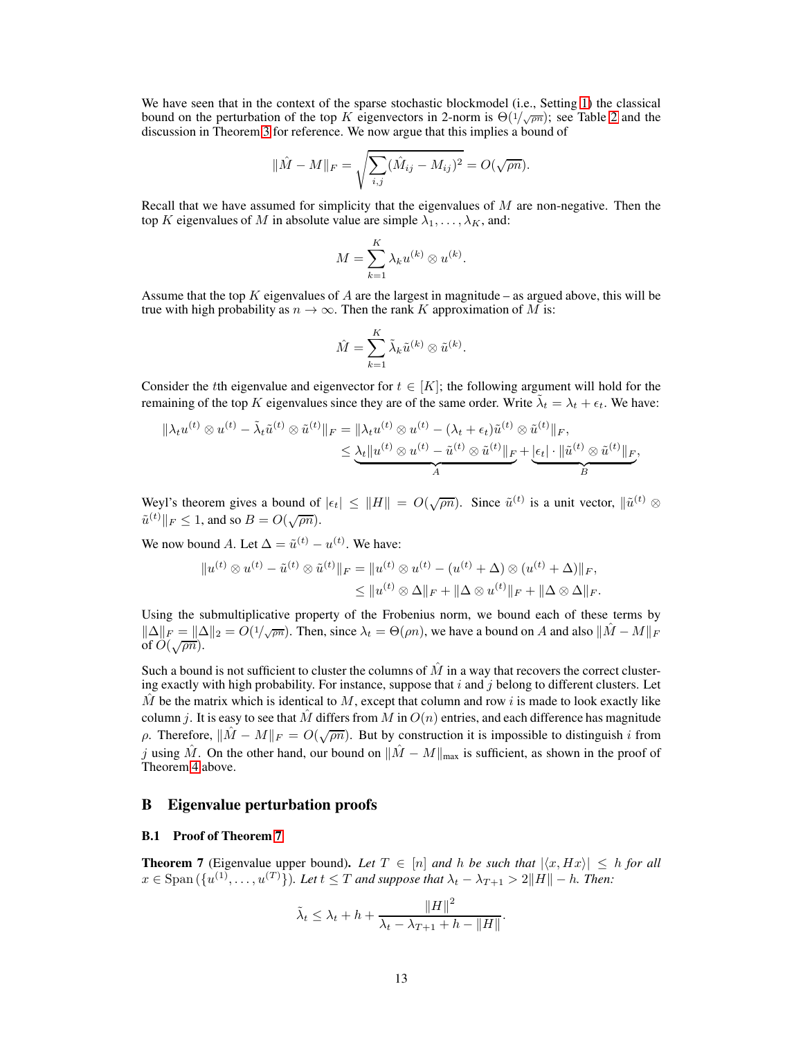We have seen that in the context of the sparse stochastic blockmodel (i.e., Setting 1) the classical bound on the perturbation of the top $K$ eigenvectors in 2-norm is $\Theta(1/\sqrt{\rho n})$; see Table 2 and the discussion in Theorem 3 for reference. We now argue that this implies a bound of

$$\|\hat{M} - M\|_F = \sqrt{\sum_{i,j} (\hat{M}_{ij} - M_{ij})^2} = O(\sqrt{\rho n}).$$

Recall that we have assumed for simplicity that the eigenvalues of $M$ are non-negative. Then the top $K$ eigenvalues of $M$ in absolute value are simple $\lambda_1, \ldots, \lambda_K$, and:

$$M = \sum_{k=1}^{K} \lambda_k u^{(k)} \otimes u^{(k)}.$$

Assume that the top $K$ eigenvalues of $A$ are the largest in magnitude – as argued above, this will be true with high probability as $n \to \infty$. Then the rank $K$ approximation of $M$ is:

$$\hat{M} = \sum_{k=1}^{K} \tilde{\lambda}_k \tilde{u}^{(k)} \otimes \tilde{u}^{(k)}.$$

Consider the $t$th eigenvalue and eigenvector for $t \in [K]$; the following argument will hold for the remaining of the top $K$ eigenvalues since they are of the same order. Write $\tilde{\lambda}_t = \lambda_t + \epsilon_t$. We have:

$$\begin{aligned}
\|\lambda_t u^{(t)} \otimes u^{(t)} - \tilde{\lambda}_t \tilde{u}^{(t)} \otimes \tilde{u}^{(t)}\|_F &= \|\lambda_t u^{(t)} \otimes u^{(t)} - (\lambda_t + \epsilon_t)\tilde{u}^{(t)} \otimes \tilde{u}^{(t)}\|_F, \\
&\leq \underbrace{\lambda_t \|u^{(t)} \otimes u^{(t)} - \tilde{u}^{(t)} \otimes \tilde{u}^{(t)}\|_F}_{A} + \underbrace{|\epsilon_t| \cdot \|\tilde{u}^{(t)} \otimes \tilde{u}^{(t)}\|_F}_{B},
\end{aligned}$$

Weyl's theorem gives a bound of $|\epsilon_t| \leq \|H\| = O(\sqrt{\rho n})$. Since $\tilde{u}^{(t)}$ is a unit vector, $\|\tilde{u}^{(t)} \otimes \tilde{u}^{(t)}\|_F \leq 1$, and so $B = O(\sqrt{\rho n})$.

We now bound $A$. Let $\Delta = \tilde{u}^{(t)} - u^{(t)}$. We have:

$$\begin{aligned}
\|u^{(t)} \otimes u^{(t)} - \tilde{u}^{(t)} \otimes \tilde{u}^{(t)}\|_F &= \|u^{(t)} \otimes u^{(t)} - (u^{(t)} + \Delta) \otimes (u^{(t)} + \Delta)\|_F, \\
&\leq \|u^{(t)} \otimes \Delta\|_F + \|\Delta \otimes u^{(t)}\|_F + \|\Delta \otimes \Delta\|_F.
\end{aligned}$$

Using the submultiplicative property of the Frobenius norm, we bound each of these terms by $\|\Delta\|_F = \|\Delta\|_2 = O(1/\sqrt{\rho n})$. Then, since $\lambda_t = \Theta(\rho n)$, we have a bound on $A$ and also $\|\hat{M} - M\|_F$ of $O(\sqrt{\rho n})$.

Such a bound is not sufficient to cluster the columns of $\hat{M}$ in a way that recovers the correct clustering exactly with high probability. For instance, suppose that $i$ and $j$ belong to different clusters. Let $\hat{M}$ be the matrix which is identical to $M$, except that column and row $i$ is made to look exactly like column $j$. It is easy to see that $\hat{M}$ differs from $M$ in $O(n)$ entries, and each difference has magnitude $\rho$. Therefore, $\|\hat{M} - M\|_F = O(\sqrt{\rho n})$. But by construction it is impossible to distinguish $i$ from $j$ using $\hat{M}$. On the other hand, our bound on $\|\hat{M} - M\|_{\max}$ is sufficient, as shown in the proof of Theorem 4 above.

## B Eigenvalue perturbation proofs

### B.1 Proof of Theorem 7

**Theorem 7** (Eigenvalue upper bound)**.** *Let $T \in [n]$ and $h$ be such that $|\langle x, Hx \rangle| \leq h$ for all $x \in \operatorname{Span}(\{u^{(1)}, \ldots, u^{(T)}\})$. Let $t \leq T$ and suppose that $\lambda_t - \lambda_{T+1} > 2\|H\| - h$. Then:*

$$\tilde{\lambda}_t \leq \lambda_t + h + \frac{\|H\|^2}{\lambda_t - \lambda_{T+1} + h - \|H\|}.$$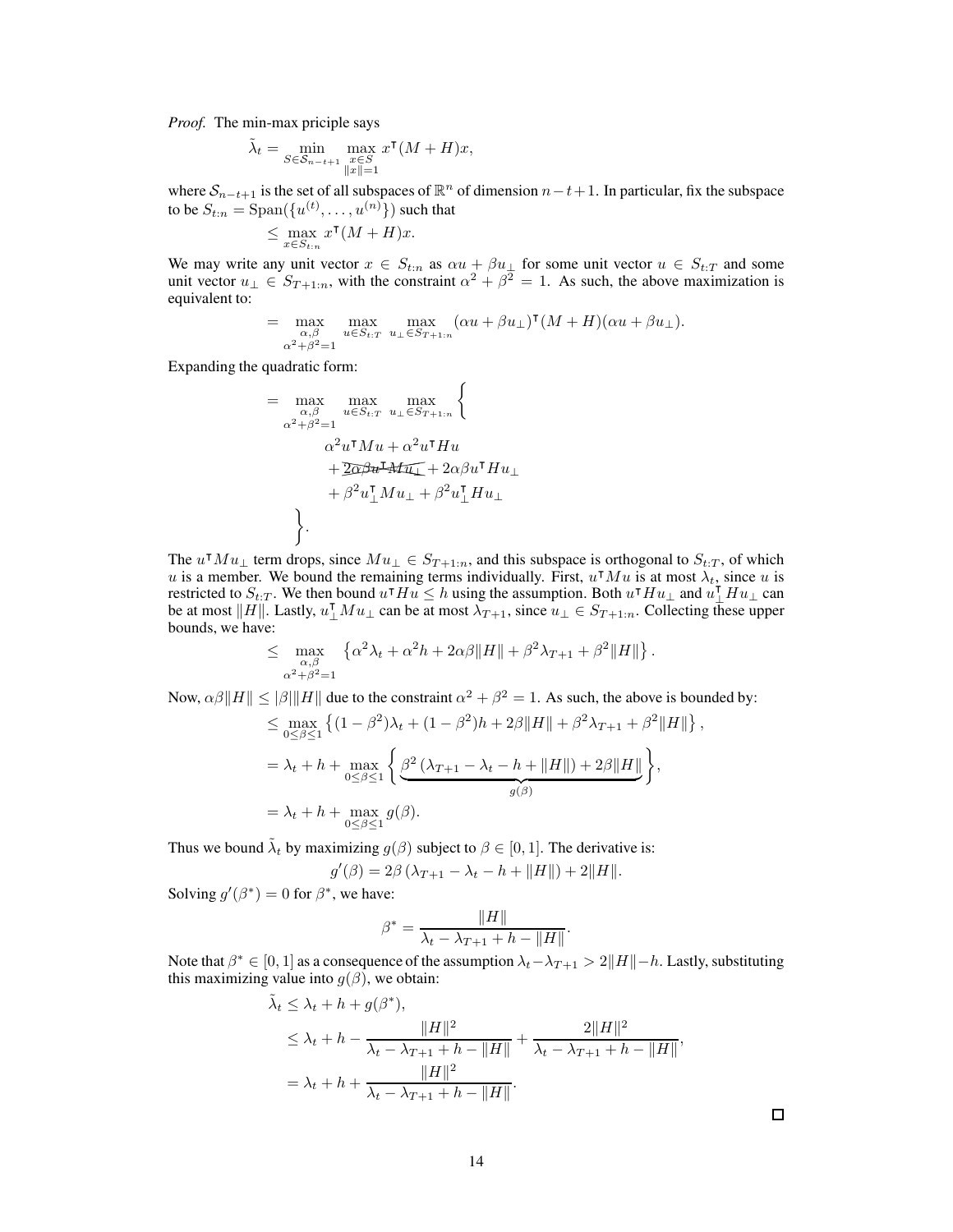*Proof.* The min-max priciple says

$$\tilde{\lambda}_t = \min_{S \in \mathcal{S}_{n-t+1}} \max_{\substack{x \in S \\ \|x\|=1}} x^\intercal (M+H) x,$$

where $\mathcal{S}_{n-t+1}$ is the set of all subspaces of $\mathbb{R}^n$ of dimension $n-t+1$. In particular, fix the subspace to be $S_{t:n} = \text{Span}(\{u^{(t)}, \ldots, u^{(n)}\})$ such that

$$\leq \max_{x \in S_{t:n}} x^\intercal (M+H) x.$$

We may write any unit vector $x \in S_{t:n}$ as $\alpha u + \beta u_\perp$ for some unit vector $u \in S_{t:T}$ and some unit vector $u_\perp \in S_{T+1:n}$, with the constraint $\alpha^2 + \beta^2 = 1$. As such, the above maximization is equivalent to:

$$= \max_{\substack{\alpha,\beta \\ \alpha^2+\beta^2=1}} \max_{u \in S_{t:T}} \max_{u_\perp \in S_{T+1:n}} (\alpha u + \beta u_\perp)^\intercal (M+H)(\alpha u + \beta u_\perp).$$

Expanding the quadratic form:

$$= \max_{\substack{\alpha,\beta \\ \alpha^2+\beta^2=1}} \max_{u \in S_{t:T}} \max_{u_\perp \in S_{T+1:n}} \Bigg\{ \alpha^2 u^\intercal M u + \alpha^2 u^\intercal H u + \cancel{2\alpha\beta u^\intercal M u_\perp} + 2\alpha\beta u^\intercal H u_\perp + \beta^2 u_\perp^\intercal M u_\perp + \beta^2 u_\perp^\intercal H u_\perp \Bigg\}.$$

The $u^\intercal M u_\perp$ term drops, since $M u_\perp \in S_{T+1:n}$, and this subspace is orthogonal to $S_{t:T}$, of which $u$ is a member. We bound the remaining terms individually. First, $u^\intercal M u$ is at most $\lambda_t$, since $u$ is restricted to $S_{t:T}$. We then bound $u^\intercal H u \leq h$ using the assumption. Both $u^\intercal H u_\perp$ and $u_\perp^\intercal H u_\perp$ can be at most $\|H\|$. Lastly, $u_\perp^\intercal M u_\perp$ can be at most $\lambda_{T+1}$, since $u_\perp \in S_{T+1:n}$. Collecting these upper bounds, we have:

$$\leq \max_{\substack{\alpha,\beta \\ \alpha^2+\beta^2=1}} \left\{ \alpha^2 \lambda_t + \alpha^2 h + 2\alpha\beta\|H\| + \beta^2 \lambda_{T+1} + \beta^2 \|H\| \right\}.$$

Now, $\alpha\beta\|H\| \leq |\beta|\|H\|$ due to the constraint $\alpha^2 + \beta^2 = 1$. As such, the above is bounded by:

$$\begin{aligned}
&\leq \max_{0 \leq \beta \leq 1} \left\{ (1-\beta^2)\lambda_t + (1-\beta^2)h + 2\beta\|H\| + \beta^2 \lambda_{T+1} + \beta^2\|H\| \right\}, \\
&= \lambda_t + h + \max_{0 \leq \beta \leq 1} \Bigg\{ \underbrace{\beta^2\left(\lambda_{T+1} - \lambda_t - h + \|H\|\right) + 2\beta\|H\|}_{g(\beta)} \Bigg\}, \\
&= \lambda_t + h + \max_{0 \leq \beta \leq 1} g(\beta).
\end{aligned}$$

Thus we bound $\tilde{\lambda}_t$ by maximizing $g(\beta)$ subject to $\beta \in [0,1]$. The derivative is:

$$g'(\beta) = 2\beta\left(\lambda_{T+1} - \lambda_t - h + \|H\|\right) + 2\|H\|.$$

Solving $g'(\beta^*) = 0$ for $\beta^*$, we have:

$$\beta^* = \frac{\|H\|}{\lambda_t - \lambda_{T+1} + h - \|H\|}.$$

Note that $\beta^* \in [0,1]$ as a consequence of the assumption $\lambda_t - \lambda_{T+1} > 2\|H\| - h$. Lastly, substituting this maximizing value into $g(\beta)$, we obtain:

$$\begin{aligned}
\tilde{\lambda}_t &\leq \lambda_t + h + g(\beta^*), \\
&\leq \lambda_t + h - \frac{\|H\|^2}{\lambda_t - \lambda_{T+1} + h - \|H\|} + \frac{2\|H\|^2}{\lambda_t - \lambda_{T+1} + h - \|H\|}, \\
&= \lambda_t + h + \frac{\|H\|^2}{\lambda_t - \lambda_{T+1} + h - \|H\|}.
\end{aligned}$$

□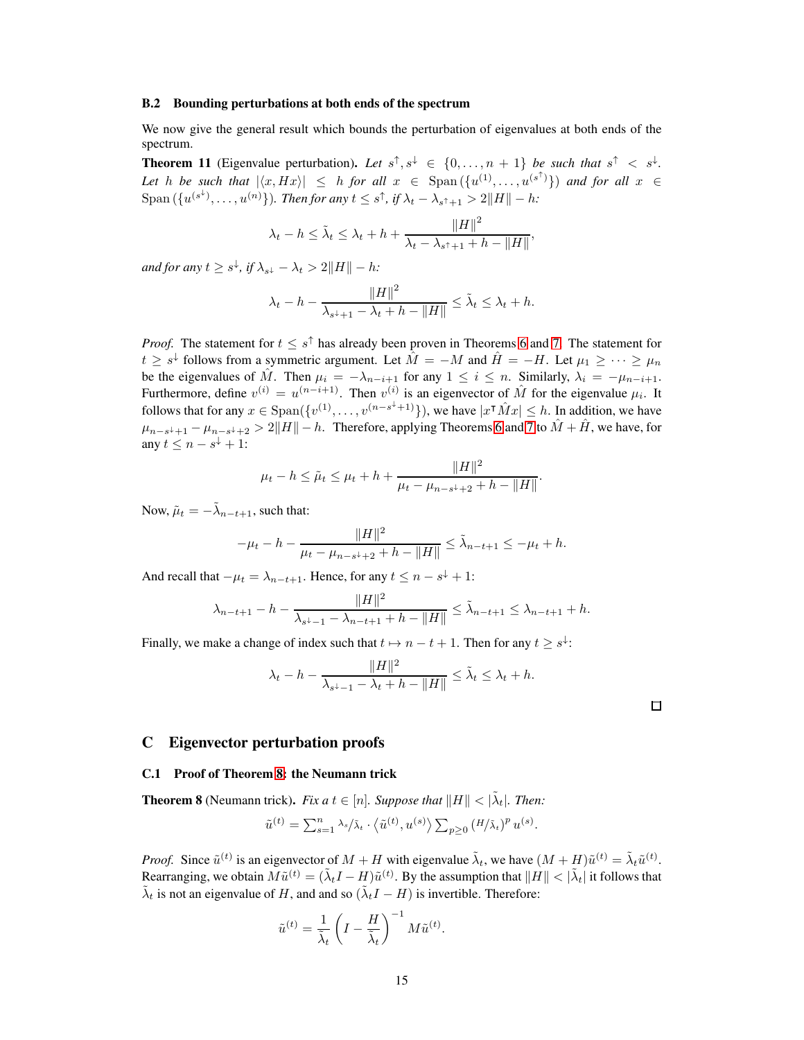### B.2 Bounding perturbations at both ends of the spectrum

We now give the general result which bounds the perturbation of eigenvalues at both ends of the spectrum.

**Theorem 11** (Eigenvalue perturbation)**.** *Let $s^\uparrow, s^\downarrow \in \{0, \dots, n+1\}$ be such that $s^\uparrow < s^\downarrow$. Let $h$ be such that $|\langle x, Hx \rangle| \leq h$ for all $x \in \operatorname{Span}(\{u^{(1)}, \dots, u^{(s^\uparrow)}\})$ and for all $x \in \operatorname{Span}(\{u^{(s^\downarrow)}, \dots, u^{(n)}\})$. Then for any $t \leq s^\uparrow$, if $\lambda_t - \lambda_{s^\uparrow+1} > 2\|H\| - h$:*

$$\lambda_t - h \leq \tilde{\lambda}_t \leq \lambda_t + h + \frac{\|H\|^2}{\lambda_t - \lambda_{s^\uparrow+1} + h - \|H\|},$$

*and for any $t \geq s^\downarrow$, if $\lambda_{s^\downarrow} - \lambda_t > 2\|H\| - h$:*

$$\lambda_t - h - \frac{\|H\|^2}{\lambda_{s^\downarrow+1} - \lambda_t + h - \|H\|} \leq \tilde{\lambda}_t \leq \lambda_t + h.$$

*Proof.* The statement for $t \leq s^\uparrow$ has already been proven in Theorems 6 and 7. The statement for $t \geq s^\downarrow$ follows from a symmetric argument. Let $\hat{M} = -M$ and $\hat{H} = -H$. Let $\mu_1 \geq \dots \geq \mu_n$ be the eigenvalues of $\hat{M}$. Then $\mu_i = -\lambda_{n-i+1}$ for any $1 \leq i \leq n$. Similarly, $\lambda_i = -\mu_{n-i+1}$. Furthermore, define $v^{(i)} = u^{(n-i+1)}$. Then $v^{(i)}$ is an eigenvector of $\hat{M}$ for the eigenvalue $\mu_i$. It follows that for any $x \in \operatorname{Span}(\{v^{(1)}, \dots, v^{(n-s^\downarrow+1)}\})$, we have $|x^\intercal \hat{M} x| \leq h$. In addition, we have $\mu_{n-s^\downarrow+1} - \mu_{n-s^\downarrow+2} > 2\|H\| - h$. Therefore, applying Theorems 6 and 7 to $\hat{M} + \hat{H}$, we have, for any $t \leq n - s^\downarrow + 1$:

$$\mu_t - h \leq \tilde{\mu}_t \leq \mu_t + h + \frac{\|H\|^2}{\mu_t - \mu_{n-s^\downarrow+2} + h - \|H\|}.$$

Now, $\tilde{\mu}_t = -\tilde{\lambda}_{n-t+1}$, such that:

$$-\mu_t - h - \frac{\|H\|^2}{\mu_t - \mu_{n-s^\downarrow+2} + h - \|H\|} \leq \tilde{\lambda}_{n-t+1} \leq -\mu_t + h.$$

And recall that $-\mu_t = \lambda_{n-t+1}$. Hence, for any $t \leq n - s^\downarrow + 1$:

$$\lambda_{n-t+1} - h - \frac{\|H\|^2}{\lambda_{s^\downarrow-1} - \lambda_{n-t+1} + h - \|H\|} \leq \tilde{\lambda}_{n-t+1} \leq \lambda_{n-t+1} + h.$$

Finally, we make a change of index such that $t \mapsto n - t + 1$. Then for any $t \geq s^\downarrow$:

$$\lambda_t - h - \frac{\|H\|^2}{\lambda_{s^\downarrow-1} - \lambda_t + h - \|H\|} \leq \tilde{\lambda}_t \leq \lambda_t + h.$$

□

## C Eigenvector perturbation proofs

### C.1 Proof of Theorem 8: the Neumann trick

**Theorem 8** (Neumann trick)**.** *Fix a $t \in [n]$. Suppose that $\|H\| < |\tilde{\lambda}_t|$. Then:*

$$\tilde{u}^{(t)} = \sum_{s=1}^{n} \lambda_s/\tilde{\lambda}_t \cdot \langle \tilde{u}^{(t)}, u^{(s)} \rangle \sum_{p \geq 0} (H/\tilde{\lambda}_t)^p \, u^{(s)}.$$

*Proof.* Since $\tilde{u}^{(t)}$ is an eigenvector of $M + H$ with eigenvalue $\tilde{\lambda}_t$, we have $(M + H)\tilde{u}^{(t)} = \tilde{\lambda}_t \tilde{u}^{(t)}$. Rearranging, we obtain $M\tilde{u}^{(t)} = (\tilde{\lambda}_t I - H)\tilde{u}^{(t)}$. By the assumption that $\|H\| < |\tilde{\lambda}_t|$ it follows that $\tilde{\lambda}_t$ is not an eigenvalue of $H$, and and so $(\tilde{\lambda}_t I - H)$ is invertible. Therefore:

$$\tilde{u}^{(t)} = \frac{1}{\tilde{\lambda}_t} \left( I - \frac{H}{\tilde{\lambda}_t} \right)^{-1} M \tilde{u}^{(t)}.$$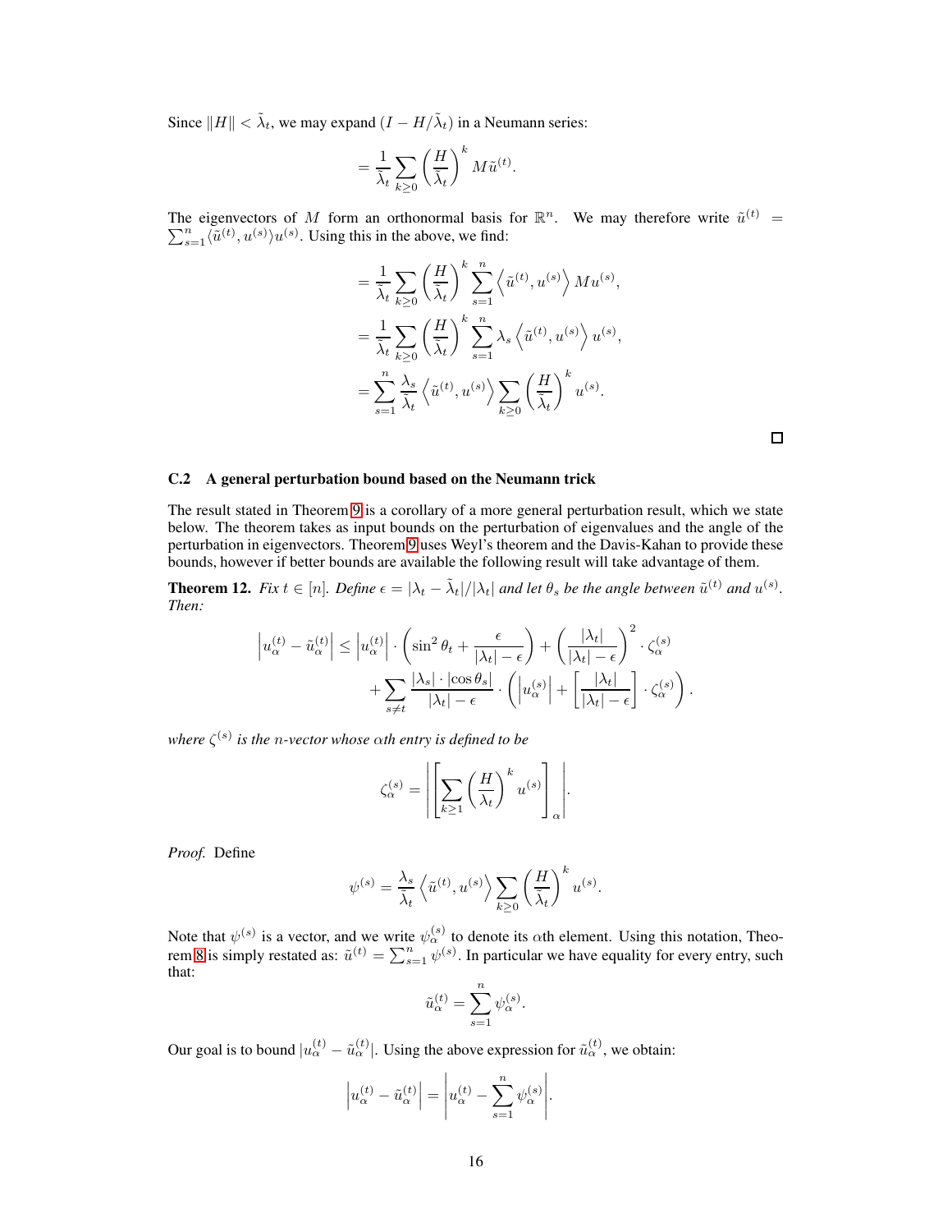Since $\|H\| < \tilde{\lambda}_t$, we may expand $(I - H/\tilde{\lambda}_t)$ in a Neumann series:

$$= \frac{1}{\tilde{\lambda}_t} \sum_{k \geq 0} \left( \frac{H}{\tilde{\lambda}_t} \right)^k M \tilde{u}^{(t)}.$$

The eigenvectors of $M$ form an orthonormal basis for $\mathbb{R}^n$. We may therefore write $\tilde{u}^{(t)} = \sum_{s=1}^n \langle \tilde{u}^{(t)}, u^{(s)} \rangle u^{(s)}$. Using this in the above, we find:

$$\begin{aligned}
&= \frac{1}{\tilde{\lambda}_t} \sum_{k \geq 0} \left( \frac{H}{\tilde{\lambda}_t} \right)^k \sum_{s=1}^n \left\langle \tilde{u}^{(t)}, u^{(s)} \right\rangle M u^{(s)}, \\
&= \frac{1}{\tilde{\lambda}_t} \sum_{k \geq 0} \left( \frac{H}{\tilde{\lambda}_t} \right)^k \sum_{s=1}^n \lambda_s \left\langle \tilde{u}^{(t)}, u^{(s)} \right\rangle u^{(s)}, \\
&= \sum_{s=1}^n \frac{\lambda_s}{\tilde{\lambda}_t} \left\langle \tilde{u}^{(t)}, u^{(s)} \right\rangle \sum_{k \geq 0} \left( \frac{H}{\tilde{\lambda}_t} \right)^k u^{(s)}.
\end{aligned}$$

□

### C.2 A general perturbation bound based on the Neumann trick

The result stated in Theorem 9 is a corollary of a more general perturbation result, which we state below. The theorem takes as input bounds on the perturbation of eigenvalues and the angle of the perturbation in eigenvectors. Theorem 9 uses Weyl's theorem and the Davis-Kahan to provide these bounds, however if better bounds are available the following result will take advantage of them.

**Theorem 12.** *Fix $t \in [n]$. Define $\epsilon = |\lambda_t - \tilde{\lambda}_t|/|\lambda_t|$ and let $\theta_s$ be the angle between $\tilde{u}^{(t)}$ and $u^{(s)}$. Then:*

$$\begin{aligned}
\left| u_\alpha^{(t)} - \tilde{u}_\alpha^{(t)} \right| \leq \left| u_\alpha^{(t)} \right| \cdot \left( \sin^2 \theta_t + \frac{\epsilon}{|\lambda_t| - \epsilon} \right) + \left( \frac{|\lambda_t|}{|\lambda_t| - \epsilon} \right)^2 \cdot \zeta_\alpha^{(s)} \\
+ \sum_{s \neq t} \frac{|\lambda_s| \cdot |\cos \theta_s|}{|\lambda_t| - \epsilon} \cdot \left( \left| u_\alpha^{(s)} \right| + \left[ \frac{|\lambda_t|}{|\lambda_t| - \epsilon} \right] \cdot \zeta_\alpha^{(s)} \right).
\end{aligned}$$

*where $\zeta^{(s)}$ is the $n$-vector whose $\alpha$th entry is defined to be*

$$\zeta_\alpha^{(s)} = \left| \left[ \sum_{k \geq 1} \left( \frac{H}{\lambda_t} \right)^k u^{(s)} \right]_\alpha \right|.$$

*Proof.* Define

$$\psi^{(s)} = \frac{\lambda_s}{\tilde{\lambda}_t} \left\langle \tilde{u}^{(t)}, u^{(s)} \right\rangle \sum_{k \geq 0} \left( \frac{H}{\tilde{\lambda}_t} \right)^k u^{(s)}.$$

Note that $\psi^{(s)}$ is a vector, and we write $\psi_\alpha^{(s)}$ to denote its $\alpha$th element. Using this notation, Theorem 8 is simply restated as: $\tilde{u}^{(t)} = \sum_{s=1}^n \psi^{(s)}$. In particular we have equality for every entry, such that:

$$\tilde{u}_\alpha^{(t)} = \sum_{s=1}^n \psi_\alpha^{(s)}.$$

Our goal is to bound $|u_\alpha^{(t)} - \tilde{u}_\alpha^{(t)}|$. Using the above expression for $\tilde{u}_\alpha^{(t)}$, we obtain:

$$\left| u_\alpha^{(t)} - \tilde{u}_\alpha^{(t)} \right| = \left| u_\alpha^{(t)} - \sum_{s=1}^n \psi_\alpha^{(s)} \right|.$$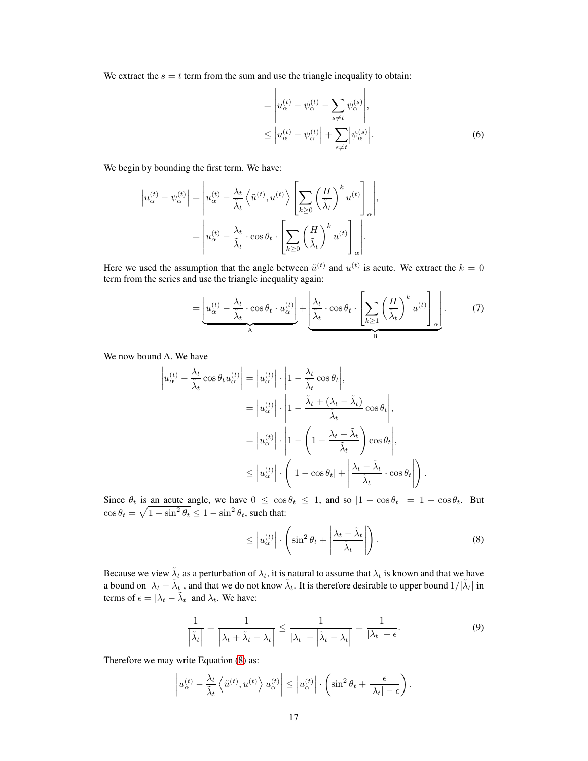We extract the $s = t$ term from the sum and use the triangle inequality to obtain:

$$
\begin{aligned}
&= \left| u_\alpha^{(t)} - \psi_\alpha^{(t)} - \sum_{s \neq t} \psi_\alpha^{(s)} \right|, \\
&\leq \left| u_\alpha^{(t)} - \psi_\alpha^{(t)} \right| + \sum_{s \neq t} \left| \psi_\alpha^{(s)} \right|.
\end{aligned} \tag{6}
$$

We begin by bounding the first term. We have:

$$
\begin{aligned}
\left| u_\alpha^{(t)} - \psi_\alpha^{(t)} \right| &= \left| u_\alpha^{(t)} - \frac{\lambda_t}{\tilde{\lambda}_t} \left\langle \tilde{u}^{(t)}, u^{(t)} \right\rangle \left[ \sum_{k \geq 0} \left( \frac{H}{\tilde{\lambda}_t} \right)^k u^{(t)} \right]_\alpha \right|, \\
&= \left| u_\alpha^{(t)} - \frac{\lambda_t}{\tilde{\lambda}_t} \cdot \cos \theta_t \cdot \left[ \sum_{k \geq 0} \left( \frac{H}{\tilde{\lambda}_t} \right)^k u^{(t)} \right]_\alpha \right|.
\end{aligned}
$$

Here we used the assumption that the angle between $\tilde{u}^{(t)}$ and $u^{(t)}$ is acute. We extract the $k = 0$ term from the series and use the triangle inequality again:

$$
= \underbrace{\left| u_\alpha^{(t)} - \frac{\lambda_t}{\tilde{\lambda}_t} \cdot \cos \theta_t \cdot u_\alpha^{(t)} \right|}_{\text{A}} + \underbrace{\left| \frac{\lambda_t}{\tilde{\lambda}_t} \cdot \cos \theta_t \cdot \left[ \sum_{k \geq 1} \left( \frac{H}{\tilde{\lambda}_t} \right)^k u^{(t)} \right]_\alpha \right|}_{\text{B}}. \tag{7}
$$

We now bound A. We have

$$
\begin{aligned}
\left| u_\alpha^{(t)} - \frac{\lambda_t}{\tilde{\lambda}_t} \cos \theta_t u_\alpha^{(t)} \right| &= \left| u_\alpha^{(t)} \right| \cdot \left| 1 - \frac{\lambda_t}{\tilde{\lambda}_t} \cos \theta_t \right|, \\
&= \left| u_\alpha^{(t)} \right| \cdot \left| 1 - \frac{\tilde{\lambda}_t + (\lambda_t - \tilde{\lambda}_t)}{\tilde{\lambda}_t} \cos \theta_t \right|, \\
&= \left| u_\alpha^{(t)} \right| \cdot \left| 1 - \left( 1 - \frac{\lambda_t - \tilde{\lambda}_t}{\tilde{\lambda}_t} \right) \cos \theta_t \right|, \\
&\leq \left| u_\alpha^{(t)} \right| \cdot \left( \left| 1 - \cos \theta_t \right| + \left| \frac{\lambda_t - \tilde{\lambda}_t}{\tilde{\lambda}_t} \cdot \cos \theta_t \right| \right).
\end{aligned}
$$

Since $\theta_t$ is an acute angle, we have $0 \leq \cos \theta_t \leq 1$, and so $|1 - \cos \theta_t| = 1 - \cos \theta_t$. But $\cos \theta_t = \sqrt{1 - \sin^2 \theta_t} \leq 1 - \sin^2 \theta_t$, such that:

$$
\leq \left| u_\alpha^{(t)} \right| \cdot \left( \sin^2 \theta_t + \left| \frac{\lambda_t - \tilde{\lambda}_t}{\tilde{\lambda}_t} \right| \right). \tag{8}
$$

Because we view $\tilde{\lambda}_t$ as a perturbation of $\lambda_t$, it is natural to assume that $\lambda_t$ is known and that we have a bound on $|\lambda_t - \tilde{\lambda}_t|$, and that we do not know $\tilde{\lambda}_t$. It is therefore desirable to upper bound $1/|\tilde{\lambda}_t|$ in terms of $\epsilon = |\lambda_t - \tilde{\lambda}_t|$ and $\lambda_t$. We have:

$$
\frac{1}{\left| \tilde{\lambda}_t \right|} = \frac{1}{\left| \lambda_t + \tilde{\lambda}_t - \lambda_t \right|} \leq \frac{1}{|\lambda_t| - \left| \tilde{\lambda}_t - \lambda_t \right|} = \frac{1}{|\lambda_t| - \epsilon}. \tag{9}
$$

Therefore we may write Equation (8) as:

$$
\left| u_\alpha^{(t)} - \frac{\lambda_t}{\tilde{\lambda}_t} \left\langle \tilde{u}^{(t)}, u^{(t)} \right\rangle u_\alpha^{(t)} \right| \leq \left| u_\alpha^{(t)} \right| \cdot \left( \sin^2 \theta_t + \frac{\epsilon}{|\lambda_t| - \epsilon} \right).
$$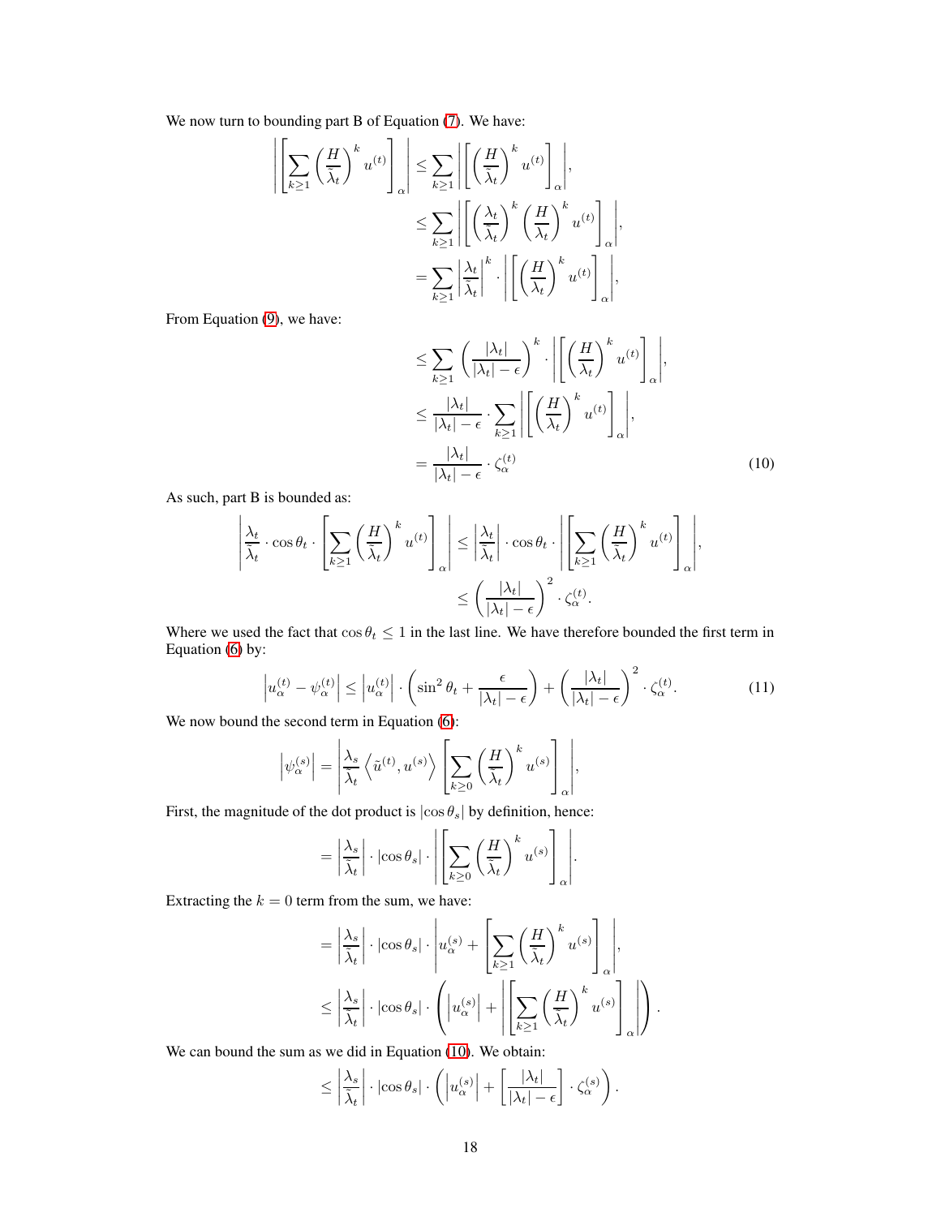We now turn to bounding part B of Equation (7). We have:

$$
\begin{aligned}
\left| \left[ \sum_{k \geq 1} \left( \frac{H}{\tilde{\lambda}_t} \right)^k u^{(t)} \right]_\alpha \right| &\leq \sum_{k \geq 1} \left| \left[ \left( \frac{H}{\tilde{\lambda}_t} \right)^k u^{(t)} \right]_\alpha \right|, \\
&\leq \sum_{k \geq 1} \left| \left[ \left( \frac{\lambda_t}{\tilde{\lambda}_t} \right)^k \left( \frac{H}{\lambda_t} \right)^k u^{(t)} \right]_\alpha \right|, \\
&= \sum_{k \geq 1} \left| \frac{\lambda_t}{\tilde{\lambda}_t} \right|^k \cdot \left| \left[ \left( \frac{H}{\lambda_t} \right)^k u^{(t)} \right]_\alpha \right|,
\end{aligned}
$$

From Equation (9), we have:

$$
\begin{aligned}
&\leq \sum_{k \geq 1} \left( \frac{|\lambda_t|}{|\lambda_t| - \epsilon} \right)^k \cdot \left| \left[ \left( \frac{H}{\lambda_t} \right)^k u^{(t)} \right]_\alpha \right|, \\
&\leq \frac{|\lambda_t|}{|\lambda_t| - \epsilon} \cdot \sum_{k \geq 1} \left| \left[ \left( \frac{H}{\lambda_t} \right)^k u^{(t)} \right]_\alpha \right|, \\
&= \frac{|\lambda_t|}{|\lambda_t| - \epsilon} \cdot \zeta_\alpha^{(t)} \qquad (10)
\end{aligned}
$$

As such, part B is bounded as:

$$
\begin{aligned}
\left| \frac{\lambda_t}{\tilde{\lambda}_t} \cdot \cos \theta_t \cdot \left[ \sum_{k \geq 1} \left( \frac{H}{\tilde{\lambda}_t} \right)^k u^{(t)} \right]_\alpha \right| &\leq \left| \frac{\lambda_t}{\tilde{\lambda}_t} \right| \cdot \cos \theta_t \cdot \left| \left[ \sum_{k \geq 1} \left( \frac{H}{\tilde{\lambda}_t} \right)^k u^{(t)} \right]_\alpha \right|, \\
&\leq \left( \frac{|\lambda_t|}{|\lambda_t| - \epsilon} \right)^2 \cdot \zeta_\alpha^{(t)}.
\end{aligned}
$$

Where we used the fact that $\cos \theta_t \leq 1$ in the last line. We have therefore bounded the first term in Equation (6) by:

$$
\left| u_\alpha^{(t)} - \psi_\alpha^{(t)} \right| \leq \left| u_\alpha^{(t)} \right| \cdot \left( \sin^2 \theta_t + \frac{\epsilon}{|\lambda_t| - \epsilon} \right) + \left( \frac{|\lambda_t|}{|\lambda_t| - \epsilon} \right)^2 \cdot \zeta_\alpha^{(t)}. \qquad (11)
$$

We now bound the second term in Equation (6):

$$
\left| \psi_\alpha^{(s)} \right| = \left| \frac{\lambda_s}{\tilde{\lambda}_t} \left\langle \tilde{u}^{(t)}, u^{(s)} \right\rangle \left[ \sum_{k \geq 0} \left( \frac{H}{\tilde{\lambda}_t} \right)^k u^{(s)} \right]_\alpha \right|,
$$

First, the magnitude of the dot product is $|\cos \theta_s|$ by definition, hence:

$$
= \left| \frac{\lambda_s}{\tilde{\lambda}_t} \right| \cdot |\cos \theta_s| \cdot \left| \left[ \sum_{k \geq 0} \left( \frac{H}{\tilde{\lambda}_t} \right)^k u^{(s)} \right]_\alpha \right|.
$$

Extracting the $k = 0$ term from the sum, we have:

$$
\begin{aligned}
&= \left| \frac{\lambda_s}{\tilde{\lambda}_t} \right| \cdot |\cos \theta_s| \cdot \left| u_\alpha^{(s)} + \left[ \sum_{k \geq 1} \left( \frac{H}{\tilde{\lambda}_t} \right)^k u^{(s)} \right]_\alpha \right|, \\
&\leq \left| \frac{\lambda_s}{\tilde{\lambda}_t} \right| \cdot |\cos \theta_s| \cdot \left( \left| u_\alpha^{(s)} \right| + \left| \left[ \sum_{k \geq 1} \left( \frac{H}{\tilde{\lambda}_t} \right)^k u^{(s)} \right]_\alpha \right| \right).
\end{aligned}
$$

We can bound the sum as we did in Equation (10). We obtain:

$$
\leq \left| \frac{\lambda_s}{\tilde{\lambda}_t} \right| \cdot |\cos \theta_s| \cdot \left( \left| u_\alpha^{(s)} \right| + \left[ \frac{|\lambda_t|}{|\lambda_t| - \epsilon} \right] \cdot \zeta_\alpha^{(s)} \right).
$$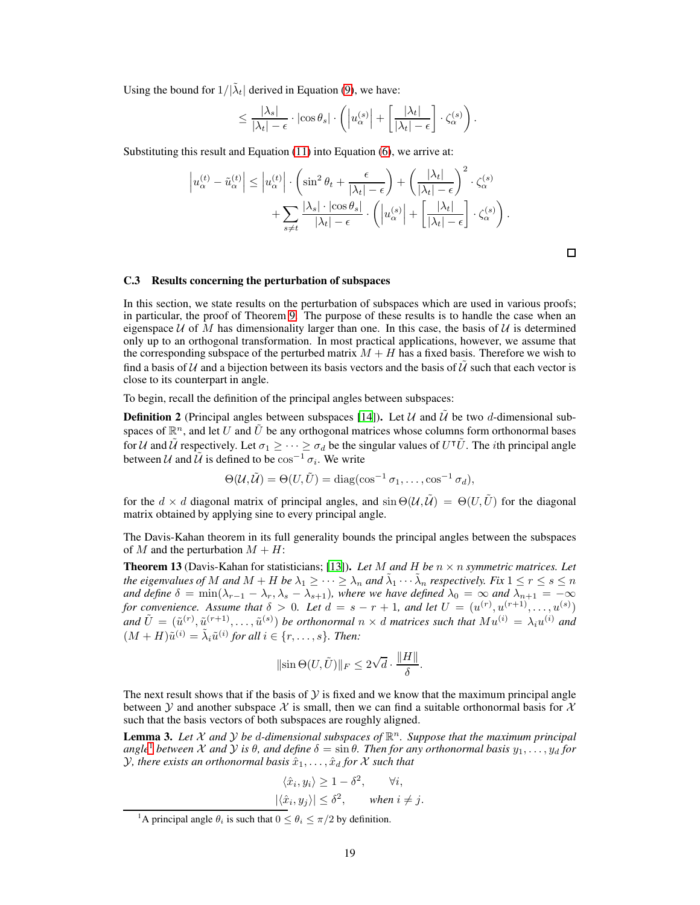Using the bound for $1/|\tilde{\lambda}_t|$ derived in Equation (9), we have:

$$\leq \frac{|\lambda_s|}{|\lambda_t| - \epsilon} \cdot |\cos \theta_s| \cdot \left( \left| u_\alpha^{(s)} \right| + \left[ \frac{|\lambda_t|}{|\lambda_t| - \epsilon} \right] \cdot \zeta_\alpha^{(s)} \right).$$

Substituting this result and Equation (11) into Equation (6), we arrive at:

$$\left| u_\alpha^{(t)} - \tilde{u}_\alpha^{(t)} \right| \leq \left| u_\alpha^{(t)} \right| \cdot \left( \sin^2 \theta_t + \frac{\epsilon}{|\lambda_t| - \epsilon} \right) + \left( \frac{|\lambda_t|}{|\lambda_t| - \epsilon} \right)^2 \cdot \zeta_\alpha^{(s)}$$
$$+ \sum_{s \neq t} \frac{|\lambda_s| \cdot |\cos \theta_s|}{|\lambda_t| - \epsilon} \cdot \left( \left| u_\alpha^{(s)} \right| + \left[ \frac{|\lambda_t|}{|\lambda_t| - \epsilon} \right] \cdot \zeta_\alpha^{(s)} \right).$$

□

### C.3 Results concerning the perturbation of subspaces

In this section, we state results on the perturbation of subspaces which are used in various proofs; in particular, the proof of Theorem 9. The purpose of these results is to handle the case when an eigenspace $\mathcal{U}$ of $M$ has dimensionality larger than one. In this case, the basis of $\mathcal{U}$ is determined only up to an orthogonal transformation. In most practical applications, however, we assume that the corresponding subspace of the perturbed matrix $M + H$ has a fixed basis. Therefore we wish to find a basis of $\mathcal{U}$ and a bijection between its basis vectors and the basis of $\tilde{\mathcal{U}}$ such that each vector is close to its counterpart in angle.

To begin, recall the definition of the principal angles between subspaces:

**Definition 2** (Principal angles between subspaces [14]). Let $\mathcal{U}$ and $\tilde{\mathcal{U}}$ be two $d$-dimensional subspaces of $\mathbb{R}^n$, and let $U$ and $\tilde{U}$ be any orthogonal matrices whose columns form orthonormal bases for $\mathcal{U}$ and $\tilde{\mathcal{U}}$ respectively. Let $\sigma_1 \geq \cdots \geq \sigma_d$ be the singular values of $U^\intercal \tilde{U}$. The $i$th principal angle between $\mathcal{U}$ and $\tilde{\mathcal{U}}$ is defined to be $\cos^{-1} \sigma_i$. We write

$$\Theta(\mathcal{U}, \tilde{\mathcal{U}}) = \Theta(U, \tilde{U}) = \operatorname{diag}(\cos^{-1} \sigma_1, \ldots, \cos^{-1} \sigma_d),$$

for the $d \times d$ diagonal matrix of principal angles, and $\sin \Theta(\mathcal{U}, \tilde{\mathcal{U}}) = \Theta(U, \tilde{U})$ for the diagonal matrix obtained by applying sine to every principal angle.

The Davis-Kahan theorem in its full generality bounds the principal angles between the subspaces of $M$ and the perturbation $M + H$:

**Theorem 13** (Davis-Kahan for statisticians; [13]). *Let $M$ and $H$ be $n \times n$ symmetric matrices. Let the eigenvalues of $M$ and $M + H$ be $\lambda_1 \geq \cdots \geq \lambda_n$ and $\tilde{\lambda}_1 \cdots \tilde{\lambda}_n$ respectively. Fix $1 \leq r \leq s \leq n$ and define $\delta = \min(\lambda_{r-1} - \lambda_r, \lambda_s - \lambda_{s+1})$, where we have defined $\lambda_0 = \infty$ and $\lambda_{n+1} = -\infty$ for convenience. Assume that $\delta > 0$. Let $d = s - r + 1$, and let $U = (u^{(r)}, u^{(r+1)}, \ldots, u^{(s)})$ and $\tilde{U} = (\tilde{u}^{(r)}, \tilde{u}^{(r+1)}, \ldots, \tilde{u}^{(s)})$ be orthonormal $n \times d$ matrices such that $Mu^{(i)} = \lambda_i u^{(i)}$ and $(M + H)\tilde{u}^{(i)} = \tilde{\lambda}_i \tilde{u}^{(i)}$ for all $i \in \{r, \ldots, s\}$. Then:*

$$\|\sin \Theta(U, \tilde{U})\|_F \leq 2\sqrt{d} \cdot \frac{\|H\|}{\delta}.$$

The next result shows that if the basis of $\mathcal{Y}$ is fixed and we know that the maximum principal angle between $\mathcal{Y}$ and another subspace $\mathcal{X}$ is small, then we can find a suitable orthonormal basis for $\mathcal{X}$ such that the basis vectors of both subspaces are roughly aligned.

**Lemma 3.** *Let $\mathcal{X}$ and $\mathcal{Y}$ be $d$-dimensional subspaces of $\mathbb{R}^n$. Suppose that the maximum principal angle[1] between $\mathcal{X}$ and $\mathcal{Y}$ is $\theta$, and define $\delta = \sin \theta$. Then for any orthonormal basis $y_1, \ldots, y_d$ for $\mathcal{Y}$, there exists an orthonormal basis $\hat{x}_1, \ldots, \hat{x}_d$ for $\mathcal{X}$ such that*

$$\langle \hat{x}_i, y_i \rangle \geq 1 - \delta^2, \qquad \forall i,$$
$$|\langle \hat{x}_i, y_j \rangle| \leq \delta^2, \qquad \textit{when } i \neq j.$$

[1] A principal angle $\theta_i$ is such that $0 \leq \theta_i \leq \pi/2$ by definition.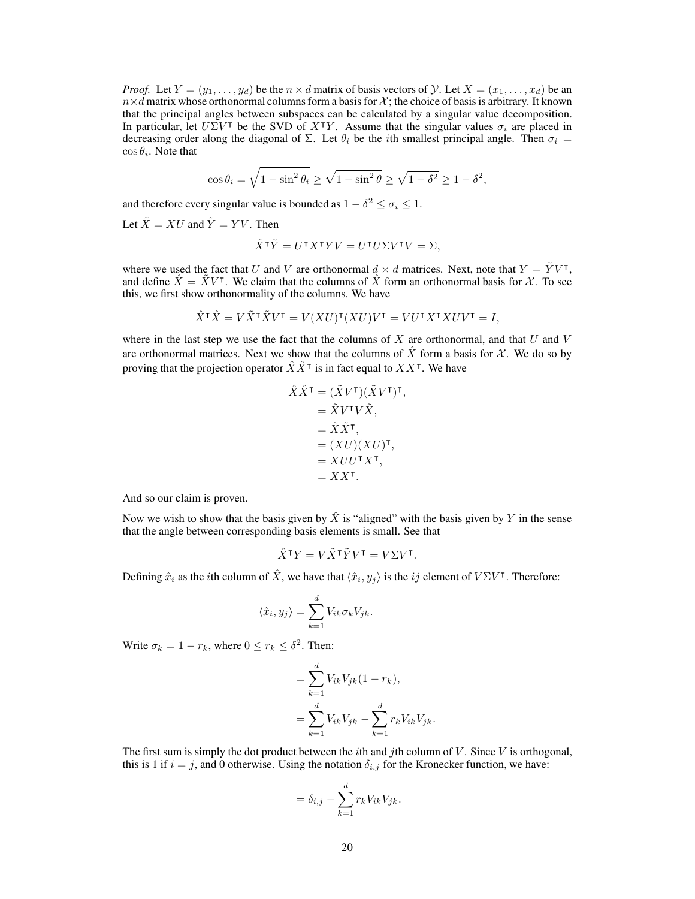*Proof.* Let $Y = (y_1, \ldots, y_d)$ be the $n \times d$ matrix of basis vectors of $\mathcal{Y}$. Let $X = (x_1, \ldots, x_d)$ be an $n \times d$ matrix whose orthonormal columns form a basis for $\mathcal{X}$; the choice of basis is arbitrary. It known that the principal angles between subspaces can be calculated by a singular value decomposition. In particular, let $U\Sigma V^\intercal$ be the SVD of $X^\intercal Y$. Assume that the singular values $\sigma_i$ are placed in decreasing order along the diagonal of $\Sigma$. Let $\theta_i$ be the $i$th smallest principal angle. Then $\sigma_i = \cos\theta_i$. Note that

$$\cos\theta_i = \sqrt{1 - \sin^2\theta_i} \geq \sqrt{1 - \sin^2\theta} \geq \sqrt{1 - \delta^2} \geq 1 - \delta^2,$$

and therefore every singular value is bounded as $1 - \delta^2 \leq \sigma_i \leq 1$.

Let $\tilde{X} = XU$ and $\tilde{Y} = YV$. Then

$$\tilde{X}^\intercal \tilde{Y} = U^\intercal X^\intercal Y V = U^\intercal U \Sigma V^\intercal V = \Sigma,$$

where we used the fact that $U$ and $V$ are orthonormal $d \times d$ matrices. Next, note that $Y = \tilde{Y}V^\intercal$, and define $\hat{X} = \tilde{X}V^\intercal$. We claim that the columns of $\hat{X}$ form an orthonormal basis for $\mathcal{X}$. To see this, we first show orthonormality of the columns. We have

$$\hat{X}^\intercal \hat{X} = V\tilde{X}^\intercal \tilde{X} V^\intercal = V(XU)^\intercal (XU)V^\intercal = VU^\intercal X^\intercal XUV^\intercal = I,$$

where in the last step we use the fact that the columns of $X$ are orthonormal, and that $U$ and $V$ are orthonormal matrices. Next we show that the columns of $\hat{X}$ form a basis for $\mathcal{X}$. We do so by proving that the projection operator $\hat{X}\hat{X}^\intercal$ is in fact equal to $XX^\intercal$. We have

$$\begin{aligned}
\hat{X}\hat{X}^\intercal &= (\tilde{X}V^\intercal)(\tilde{X}V^\intercal)^\intercal, \\
&= \tilde{X}V^\intercal V \tilde{X}, \\
&= \tilde{X}\tilde{X}^\intercal, \\
&= (XU)(XU)^\intercal, \\
&= XUU^\intercal X^\intercal, \\
&= XX^\intercal.
\end{aligned}$$

And so our claim is proven.

Now we wish to show that the basis given by $\hat{X}$ is "aligned" with the basis given by $Y$ in the sense that the angle between corresponding basis elements is small. See that

$$\hat{X}^\intercal Y = V\tilde{X}^\intercal \tilde{Y} V^\intercal = V\Sigma V^\intercal.$$

Defining $\hat{x}_i$ as the $i$th column of $\hat{X}$, we have that $\langle \hat{x}_i, y_j \rangle$ is the $ij$ element of $V\Sigma V^\intercal$. Therefore:

$$\langle \hat{x}_i, y_j \rangle = \sum_{k=1}^{d} V_{ik}\sigma_k V_{jk}.$$

Write $\sigma_k = 1 - r_k$, where $0 \leq r_k \leq \delta^2$. Then:

$$\begin{aligned}
&= \sum_{k=1}^{d} V_{ik}V_{jk}(1 - r_k), \\
&= \sum_{k=1}^{d} V_{ik}V_{jk} - \sum_{k=1}^{d} r_k V_{ik}V_{jk}.
\end{aligned}$$

The first sum is simply the dot product between the $i$th and $j$th column of $V$. Since $V$ is orthogonal, this is 1 if $i = j$, and 0 otherwise. Using the notation $\delta_{i,j}$ for the Kronecker function, we have:

$$= \delta_{i,j} - \sum_{k=1}^{d} r_k V_{ik}V_{jk}.$$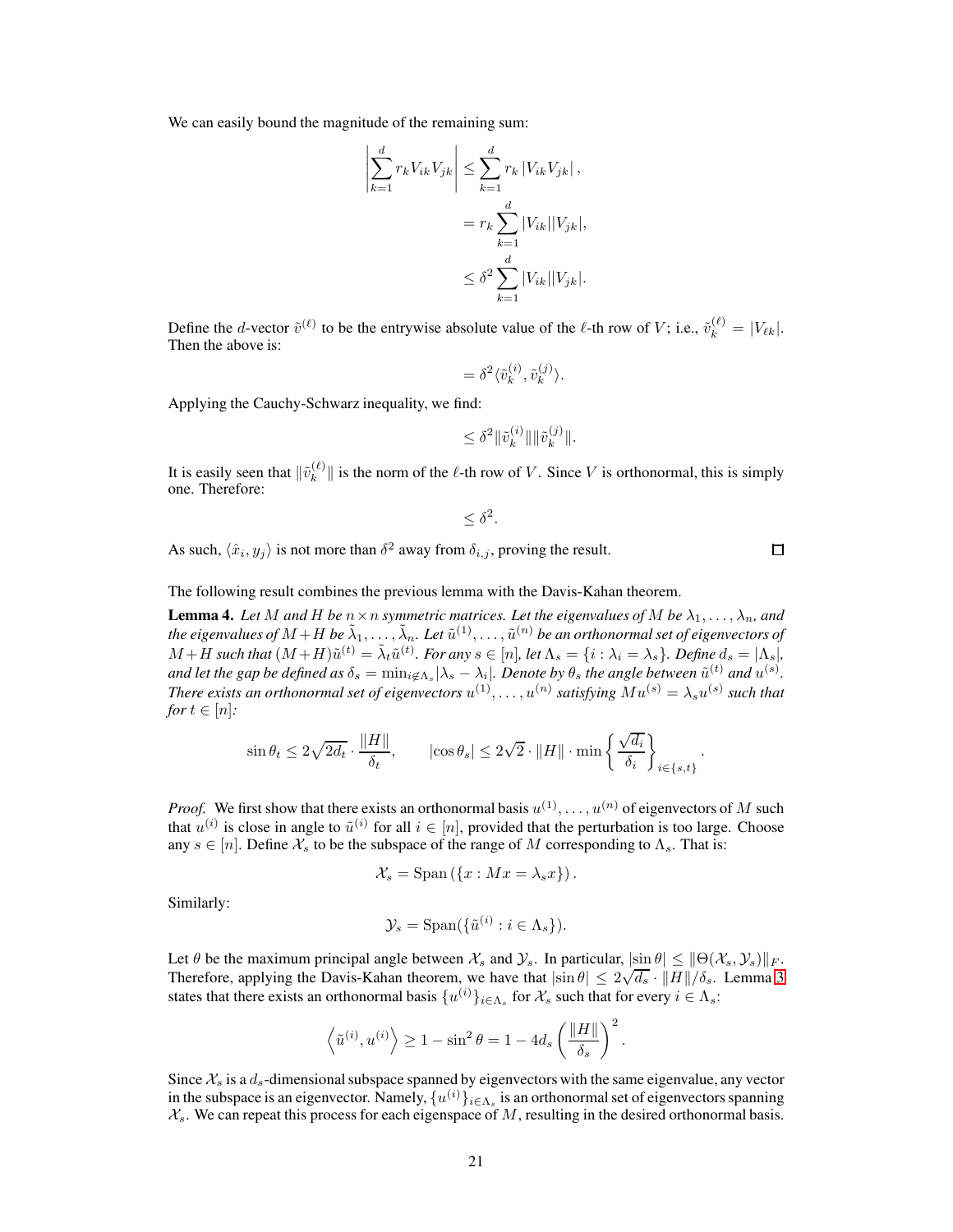We can easily bound the magnitude of the remaining sum:

$$
\begin{aligned}
\left|\sum_{k=1}^{d} r_k V_{ik} V_{jk}\right| &\leq \sum_{k=1}^{d} r_k \left|V_{ik} V_{jk}\right|, \\
&= r_k \sum_{k=1}^{d} |V_{ik}||V_{jk}|, \\
&\leq \delta^2 \sum_{k=1}^{d} |V_{ik}||V_{jk}|.
\end{aligned}
$$

Define the $d$-vector $\tilde{v}^{(\ell)}$ to be the entrywise absolute value of the $\ell$-th row of $V$; i.e., $\tilde{v}_k^{(\ell)} = |V_{\ell k}|$. Then the above is:

$$
= \delta^2 \langle \tilde{v}_k^{(i)}, \tilde{v}_k^{(j)} \rangle.
$$

Applying the Cauchy-Schwarz inequality, we find:

$$
\leq \delta^2 \|\tilde{v}_k^{(i)}\| \|\tilde{v}_k^{(j)}\|.
$$

It is easily seen that $\|\tilde{v}_k^{(\ell)}\|$ is the norm of the $\ell$-th row of $V$. Since $V$ is orthonormal, this is simply one. Therefore:

$$
\leq \delta^2.
$$

As such, $\langle \hat{x}_i, y_j \rangle$ is not more than $\delta^2$ away from $\delta_{i,j}$, proving the result. $\square$

The following result combines the previous lemma with the Davis-Kahan theorem.

**Lemma 4.** *Let $M$ and $H$ be $n \times n$ symmetric matrices. Let the eigenvalues of $M$ be $\lambda_1, \dots, \lambda_n$, and the eigenvalues of $M + H$ be $\tilde{\lambda}_1, \dots, \tilde{\lambda}_n$. Let $\tilde{u}^{(1)}, \dots, \tilde{u}^{(n)}$ be an orthonormal set of eigenvectors of $M + H$ such that $(M+H)\tilde{u}^{(t)} = \tilde{\lambda}_t \tilde{u}^{(t)}$. For any $s \in [n]$, let $\Lambda_s = \{i : \lambda_i = \lambda_s\}$. Define $d_s = |\Lambda_s|$, and let the gap be defined as $\delta_s = \min_{i \notin \Lambda_s} |\lambda_s - \lambda_i|$. Denote by $\theta_s$ the angle between $\tilde{u}^{(t)}$ and $u^{(s)}$. There exists an orthonormal set of eigenvectors $u^{(1)}, \dots, u^{(n)}$ satisfying $Mu^{(s)} = \lambda_s u^{(s)}$ such that for $t \in [n]$:*

$$
\sin\theta_t \leq 2\sqrt{2d_t} \cdot \frac{\|H\|}{\delta_t}, \qquad |\cos\theta_s| \leq 2\sqrt{2} \cdot \|H\| \cdot \min\left\{\frac{\sqrt{d_i}}{\delta_i}\right\}_{i \in \{s,t\}}.
$$

*Proof.* We first show that there exists an orthonormal basis $u^{(1)}, \dots, u^{(n)}$ of eigenvectors of $M$ such that $u^{(i)}$ is close in angle to $\tilde{u}^{(i)}$ for all $i \in [n]$, provided that the perturbation is too large. Choose any $s \in [n]$. Define $\mathcal{X}_s$ to be the subspace of the range of $M$ corresponding to $\Lambda_s$. That is:

$$
\mathcal{X}_s = \operatorname{Span}\left(\{x : Mx = \lambda_s x\}\right).
$$

Similarly:

$$
\mathcal{Y}_s = \operatorname{Span}(\{\tilde{u}^{(i)} : i \in \Lambda_s\}).
$$

Let $\theta$ be the maximum principal angle between $\mathcal{X}_s$ and $\mathcal{Y}_s$. In particular, $|\sin\theta| \leq \|\Theta(\mathcal{X}_s, \mathcal{Y}_s)\|_F$. Therefore, applying the Davis-Kahan theorem, we have that $|\sin\theta| \leq 2\sqrt{d_s} \cdot \|H\|/\delta_s$. Lemma 3 states that there exists an orthonormal basis $\{u^{(i)}\}_{i \in \Lambda_s}$ for $\mathcal{X}_s$ such that for every $i \in \Lambda_s$:

$$
\left\langle \tilde{u}^{(i)}, u^{(i)} \right\rangle \geq 1 - \sin^2\theta = 1 - 4d_s \left(\frac{\|H\|}{\delta_s}\right)^2.
$$

Since $\mathcal{X}_s$ is a $d_s$-dimensional subspace spanned by eigenvectors with the same eigenvalue, any vector in the subspace is an eigenvector. Namely, $\{u^{(i)}\}_{i \in \Lambda_s}$ is an orthonormal set of eigenvectors spanning $\mathcal{X}_s$. We can repeat this process for each eigenspace of $M$, resulting in the desired orthonormal basis.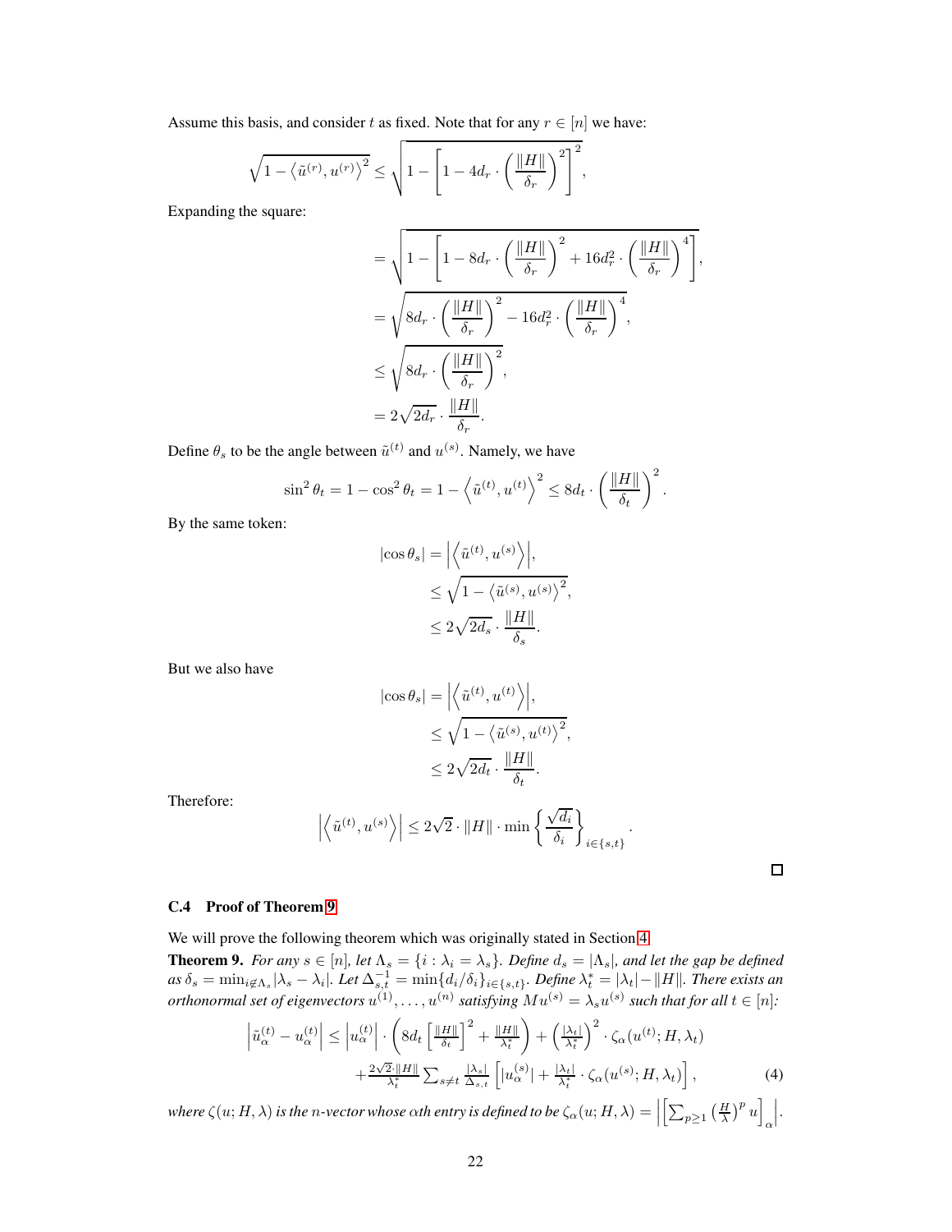Assume this basis, and consider $t$ as fixed. Note that for any $r \in [n]$ we have:

$$\sqrt{1 - \left\langle \tilde{u}^{(r)}, u^{(r)} \right\rangle^2} \leq \sqrt{1 - \left[1 - 4d_r \cdot \left(\frac{\|H\|}{\delta_r}\right)^2\right]^2},$$

Expanding the square:

$$\begin{aligned}
&= \sqrt{1 - \left[1 - 8d_r \cdot \left(\frac{\|H\|}{\delta_r}\right)^2 + 16d_r^2 \cdot \left(\frac{\|H\|}{\delta_r}\right)^4\right]}, \\
&= \sqrt{8d_r \cdot \left(\frac{\|H\|}{\delta_r}\right)^2 - 16d_r^2 \cdot \left(\frac{\|H\|}{\delta_r}\right)^4}, \\
&\leq \sqrt{8d_r \cdot \left(\frac{\|H\|}{\delta_r}\right)^2}, \\
&= 2\sqrt{2d_r} \cdot \frac{\|H\|}{\delta_r}.
\end{aligned}$$

Define $\theta_s$ to be the angle between $\tilde{u}^{(t)}$ and $u^{(s)}$. Namely, we have

$$\sin^2\theta_t = 1 - \cos^2\theta_t = 1 - \left\langle \tilde{u}^{(t)}, u^{(t)} \right\rangle^2 \leq 8d_t \cdot \left(\frac{\|H\|}{\delta_t}\right)^2.$$

By the same token:

$$\begin{aligned}
|\cos\theta_s| &= \left|\left\langle \tilde{u}^{(t)}, u^{(s)} \right\rangle\right|, \\
&\leq \sqrt{1 - \left\langle \tilde{u}^{(s)}, u^{(s)} \right\rangle^2}, \\
&\leq 2\sqrt{2d_s} \cdot \frac{\|H\|}{\delta_s}.
\end{aligned}$$

But we also have

$$\begin{aligned}
|\cos\theta_s| &= \left|\left\langle \tilde{u}^{(t)}, u^{(t)} \right\rangle\right|, \\
&\leq \sqrt{1 - \left\langle \tilde{u}^{(s)}, u^{(t)} \right\rangle^2}, \\
&\leq 2\sqrt{2d_t} \cdot \frac{\|H\|}{\delta_t}.
\end{aligned}$$

Therefore:

$$\left|\left\langle \tilde{u}^{(t)}, u^{(s)} \right\rangle\right| \leq 2\sqrt{2} \cdot \|H\| \cdot \min\left\{\frac{\sqrt{d_i}}{\delta_i}\right\}_{i \in \{s,t\}}.$$

□

### C.4 Proof of Theorem 9

We will prove the following theorem which was originally stated in Section 4.

**Theorem 9.** *For any $s \in [n]$, let $\Lambda_s = \{i : \lambda_i = \lambda_s\}$. Define $d_s = |\Lambda_s|$, and let the gap be defined as $\delta_s = \min_{i \notin \Lambda_s} |\lambda_s - \lambda_i|$. Let $\Delta_{s,t}^{-1} = \min\{d_i/\delta_i\}_{i \in \{s,t\}}$. Define $\lambda_t^* = |\lambda_t| - \|H\|$. There exists an orthonormal set of eigenvectors $u^{(1)}, \ldots, u^{(n)}$ satisfying $Mu^{(s)} = \lambda_s u^{(s)}$ such that for all $t \in [n]$:*

$$\begin{aligned}
\left|\tilde{u}_\alpha^{(t)} - u_\alpha^{(t)}\right| \leq \left|u_\alpha^{(t)}\right| \cdot \left(8d_t \left[\frac{\|H\|}{\delta_t}\right]^2 + \frac{\|H\|}{\lambda_t^*}\right) + \left(\frac{|\lambda_t|}{\lambda_t^*}\right)^2 \cdot \zeta_\alpha(u^{(t)}; H, \lambda_t) \\
+ \frac{2\sqrt{2} \cdot \|H\|}{\lambda_t^*} \sum_{s \neq t} \frac{|\lambda_s|}{\Delta_{s,t}} \left[|u_\alpha^{(s)}| + \frac{|\lambda_t|}{\lambda_t^*} \cdot \zeta_\alpha(u^{(s)}; H, \lambda_t)\right], \qquad (4)
\end{aligned}$$

*where $\zeta(u; H, \lambda)$ is the $n$-vector whose $\alpha$th entry is defined to be $\zeta_\alpha(u; H, \lambda) = \left|\left[\sum_{p \geq 1} \left(\frac{H}{\lambda}\right)^p u\right]_\alpha\right|$.*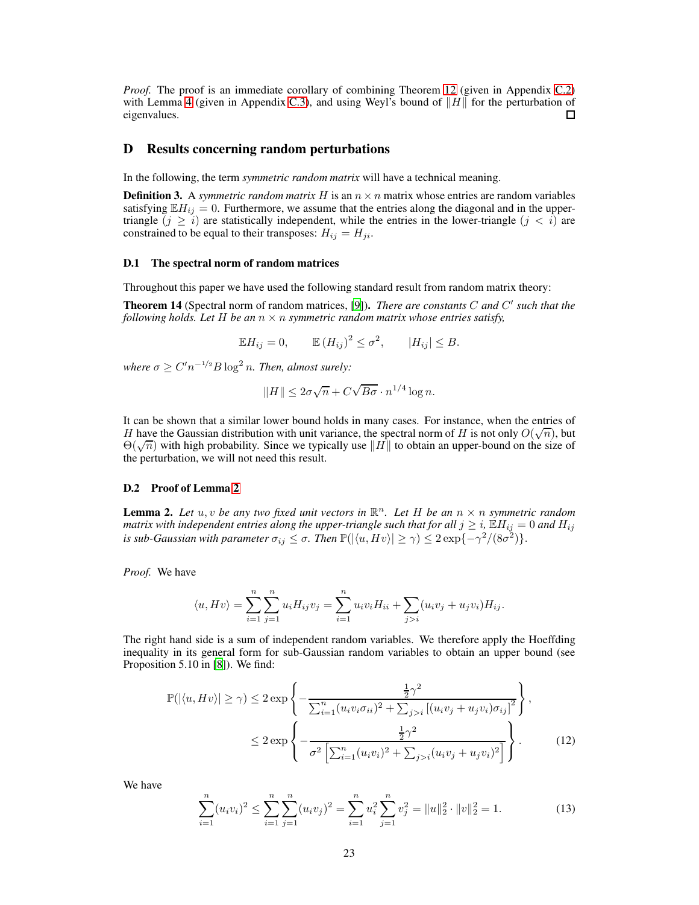*Proof.* The proof is an immediate corollary of combining Theorem 12 (given in Appendix C.2) with Lemma 4 (given in Appendix C.3), and using Weyl's bound of $\|H\|$ for the perturbation of eigenvalues. $\square$

# D Results concerning random perturbations

In the following, the term *symmetric random matrix* will have a technical meaning.

**Definition 3.** A *symmetric random matrix* $H$ is an $n \times n$ matrix whose entries are random variables satisfying $\mathbb{E}H_{ij} = 0$. Furthermore, we assume that the entries along the diagonal and in the upper-triangle ($j \geq i$) are statistically independent, while the entries in the lower-triangle ($j < i$) are constrained to be equal to their transposes: $H_{ij} = H_{ji}$.

## D.1 The spectral norm of random matrices

Throughout this paper we have used the following standard result from random matrix theory:

**Theorem 14** (Spectral norm of random matrices, [9])**.** *There are constants $C$ and $C'$ such that the following holds. Let $H$ be an $n \times n$ symmetric random matrix whose entries satisfy,*

$$\mathbb{E}H_{ij} = 0, \qquad \mathbb{E}\left(H_{ij}\right)^2 \leq \sigma^2, \qquad |H_{ij}| \leq B.$$

*where $\sigma \geq C' n^{-1/2} B \log^2 n$. Then, almost surely:*

$$\|H\| \leq 2\sigma\sqrt{n} + C\sqrt{B\sigma} \cdot n^{1/4}\log n.$$

It can be shown that a similar lower bound holds in many cases. For instance, when the entries of $H$ have the Gaussian distribution with unit variance, the spectral norm of $H$ is not only $O(\sqrt{n})$, but $\Theta(\sqrt{n})$ with high probability. Since we typically use $\|H\|$ to obtain an upper-bound on the size of the perturbation, we will not need this result.

## D.2 Proof of Lemma 2

**Lemma 2.** *Let $u, v$ be any two fixed unit vectors in $\mathbb{R}^n$. Let $H$ be an $n \times n$ symmetric random matrix with independent entries along the upper-triangle such that for all $j \geq i$, $\mathbb{E}H_{ij} = 0$ and $H_{ij}$ is sub-Gaussian with parameter $\sigma_{ij} \leq \sigma$. Then $\mathbb{P}(|\langle u, Hv\rangle| \geq \gamma) \leq 2\exp\{-\gamma^2/(8\sigma^2)\}$.*

*Proof.* We have

$$\langle u, Hv\rangle = \sum_{i=1}^{n}\sum_{j=1}^{n} u_i H_{ij} v_j = \sum_{i=1}^{n} u_i v_i H_{ii} + \sum_{j>i}(u_i v_j + u_j v_i) H_{ij}.$$

The right hand side is a sum of independent random variables. We therefore apply the Hoeffding inequality in its general form for sub-Gaussian random variables to obtain an upper bound (see Proposition 5.10 in [8]). We find:

$$\begin{aligned}
\mathbb{P}(|\langle u, Hv\rangle| \geq \gamma) &\leq 2\exp\left\{-\frac{\frac{1}{2}\gamma^2}{\sum_{i=1}^{n}(u_i v_i \sigma_{ii})^2 + \sum_{j>i}\left[(u_i v_j + u_j v_i)\sigma_{ij}\right]^2}\right\}, \\
&\leq 2\exp\left\{-\frac{\frac{1}{2}\gamma^2}{\sigma^2\left[\sum_{i=1}^{n}(u_i v_i)^2 + \sum_{j>i}(u_i v_j + u_j v_i)^2\right]}\right\}. \qquad (12)
\end{aligned}$$

We have

$$\sum_{i=1}^{n}(u_i v_i)^2 \leq \sum_{i=1}^{n}\sum_{j=1}^{n}(u_i v_j)^2 = \sum_{i=1}^{n} u_i^2 \sum_{j=1}^{n} v_j^2 = \|u\|_2^2 \cdot \|v\|_2^2 = 1. \qquad (13)$$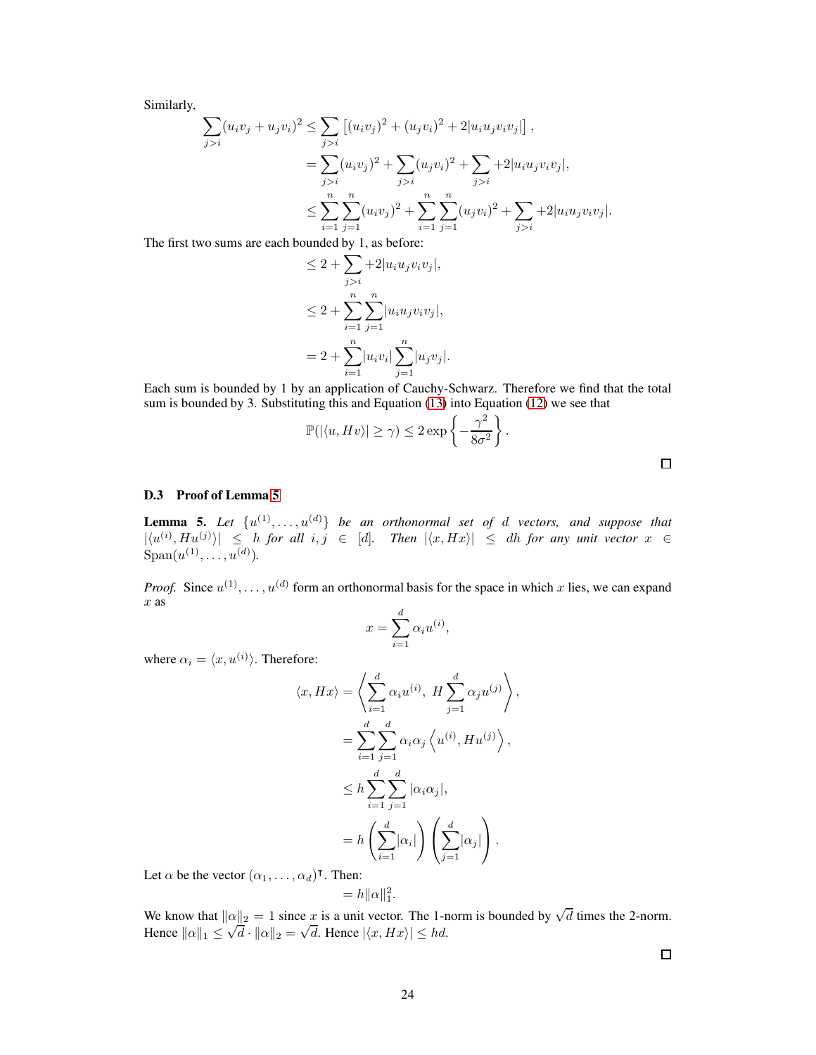Similarly,

$$
\begin{aligned}
\sum_{j>i}(u_i v_j + u_j v_i)^2 &\leq \sum_{j>i}\left[(u_i v_j)^2 + (u_j v_i)^2 + 2|u_i u_j v_i v_j|\right], \\
&= \sum_{j>i}(u_i v_j)^2 + \sum_{j>i}(u_j v_i)^2 + \sum_{j>i} +2|u_i u_j v_i v_j|, \\
&\leq \sum_{i=1}^{n}\sum_{j=1}^{n}(u_i v_j)^2 + \sum_{i=1}^{n}\sum_{j=1}^{n}(u_j v_i)^2 + \sum_{j>i} +2|u_i u_j v_i v_j|.
\end{aligned}
$$

The first two sums are each bounded by 1, as before:

$$
\begin{aligned}
&\leq 2 + \sum_{j>i} +2|u_i u_j v_i v_j|, \\
&\leq 2 + \sum_{i=1}^{n}\sum_{j=1}^{n}|u_i u_j v_i v_j|, \\
&= 2 + \sum_{i=1}^{n}|u_i v_i|\sum_{j=1}^{n}|u_j v_j|.
\end{aligned}
$$

Each sum is bounded by 1 by an application of Cauchy-Schwarz. Therefore we find that the total sum is bounded by 3. Substituting this and Equation (13) into Equation (12) we see that

$$
\mathbb{P}(|\langle u, Hv\rangle| \geq \gamma) \leq 2\exp\left\{-\frac{\gamma^2}{8\sigma^2}\right\}.
$$

□

### D.3 Proof of Lemma 5

**Lemma 5.** *Let $\{u^{(1)}, \ldots, u^{(d)}\}$ be an orthonormal set of $d$ vectors, and suppose that $|\langle u^{(i)}, Hu^{(j)}\rangle| \leq h$ for all $i, j \in [d]$. Then $|\langle x, Hx\rangle| \leq dh$ for any unit vector $x \in \mathrm{Span}(u^{(1)}, \ldots, u^{(d)})$.*

*Proof.* Since $u^{(1)}, \ldots, u^{(d)}$ form an orthonormal basis for the space in which $x$ lies, we can expand $x$ as

$$
x = \sum_{i=1}^{d}\alpha_i u^{(i)},
$$

where $\alpha_i = \langle x, u^{(i)}\rangle$. Therefore:

$$
\begin{aligned}
\langle x, Hx\rangle &= \left\langle \sum_{i=1}^{d}\alpha_i u^{(i)},\ H\sum_{j=1}^{d}\alpha_j u^{(j)}\right\rangle, \\
&= \sum_{i=1}^{d}\sum_{j=1}^{d}\alpha_i\alpha_j\left\langle u^{(i)}, Hu^{(j)}\right\rangle, \\
&\leq h\sum_{i=1}^{d}\sum_{j=1}^{d}|\alpha_i\alpha_j|, \\
&= h\left(\sum_{i=1}^{d}|\alpha_i|\right)\left(\sum_{j=1}^{d}|\alpha_j|\right).
\end{aligned}
$$

Let $\alpha$ be the vector $(\alpha_1, \ldots, \alpha_d)^\intercal$. Then:

$$
= h\|\alpha\|_1^2.
$$

We know that $\|\alpha\|_2 = 1$ since $x$ is a unit vector. The 1-norm is bounded by $\sqrt{d}$ times the 2-norm. Hence $\|\alpha\|_1 \leq \sqrt{d}\cdot\|\alpha\|_2 = \sqrt{d}$. Hence $|\langle x, Hx\rangle| \leq hd$.

□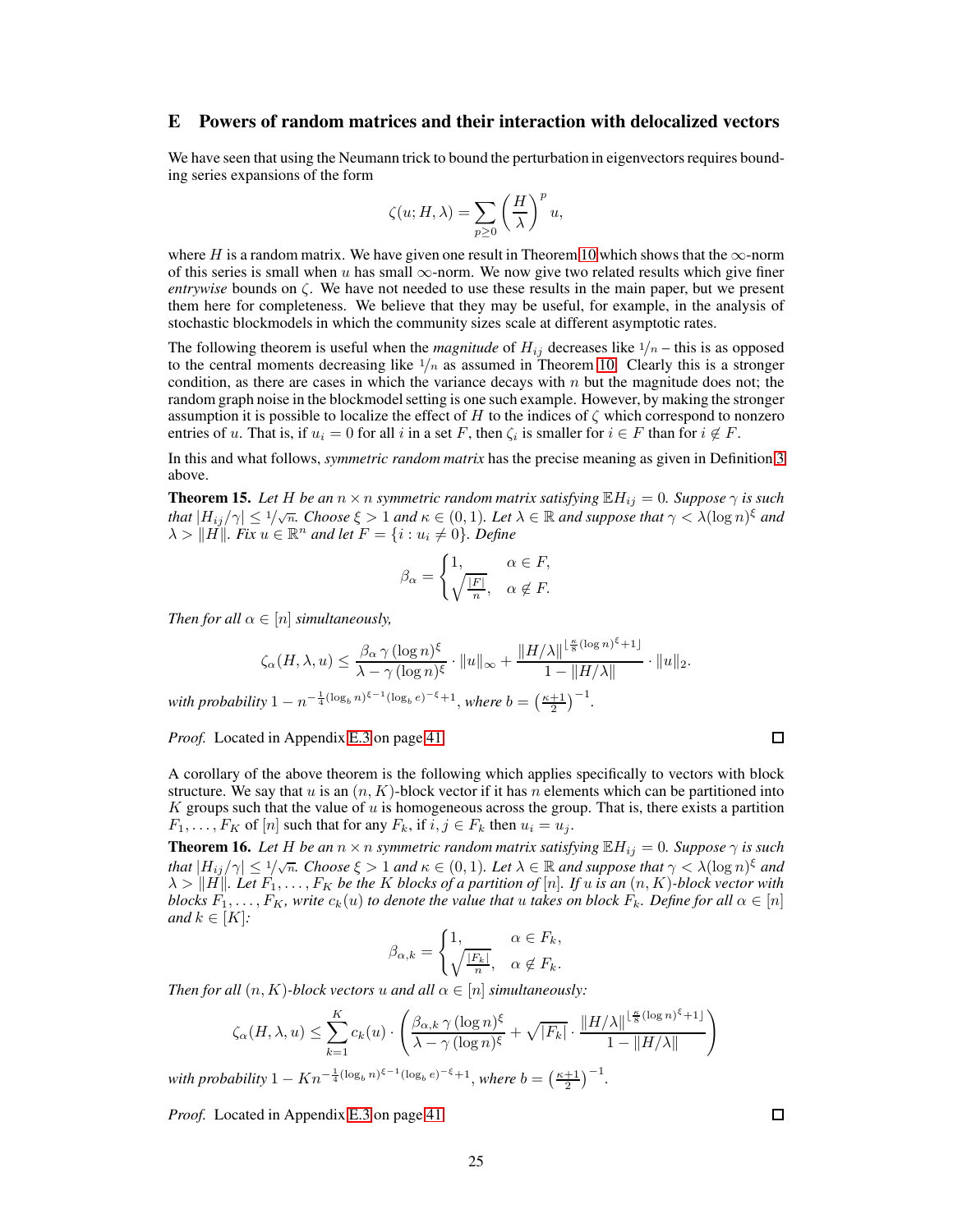# E Powers of random matrices and their interaction with delocalized vectors

We have seen that using the Neumann trick to bound the perturbation in eigenvectors requires bounding series expansions of the form

$$\zeta(u; H, \lambda) = \sum_{p \geq 0} \left(\frac{H}{\lambda}\right)^p u,$$

where $H$ is a random matrix. We have given one result in Theorem 10 which shows that the $\infty$-norm of this series is small when $u$ has small $\infty$-norm. We now give two related results which give finer *entrywise* bounds on $\zeta$. We have not needed to use these results in the main paper, but we present them here for completeness. We believe that they may be useful, for example, in the analysis of stochastic blockmodels in which the community sizes scale at different asymptotic rates.

The following theorem is useful when the *magnitude* of $H_{ij}$ decreases like $1/n$ – this is as opposed to the central moments decreasing like $1/n$ as assumed in Theorem 10. Clearly this is a stronger condition, as there are cases in which the variance decays with $n$ but the magnitude does not; the random graph noise in the blockmodel setting is one such example. However, by making the stronger assumption it is possible to localize the effect of $H$ to the indices of $\zeta$ which correspond to nonzero entries of $u$. That is, if $u_i = 0$ for all $i$ in a set $F$, then $\zeta_i$ is smaller for $i \in F$ than for $i \notin F$.

In this and what follows, *symmetric random matrix* has the precise meaning as given in Definition 3 above.

**Theorem 15.** *Let $H$ be an $n \times n$ symmetric random matrix satisfying $\mathbb{E}H_{ij} = 0$. Suppose $\gamma$ is such that $|H_{ij}/\gamma| \leq 1/\sqrt{n}$. Choose $\xi > 1$ and $\kappa \in (0, 1)$. Let $\lambda \in \mathbb{R}$ and suppose that $\gamma < \lambda(\log n)^\xi$ and $\lambda > \|H\|$. Fix $u \in \mathbb{R}^n$ and let $F = \{i : u_i \neq 0\}$. Define*

$$\beta_\alpha = \begin{cases} 1, & \alpha \in F, \\ \sqrt{\frac{|F|}{n}}, & \alpha \notin F. \end{cases}$$

*Then for all $\alpha \in [n]$ simultaneously,*

$$\zeta_\alpha(H, \lambda, u) \leq \frac{\beta_\alpha \, \gamma \, (\log n)^\xi}{\lambda - \gamma \, (\log n)^\xi} \cdot \|u\|_\infty + \frac{\|H/\lambda\|^{\lfloor \frac{\kappa}{8}(\log n)^\xi + 1 \rfloor}}{1 - \|H/\lambda\|} \cdot \|u\|_2.$$

*with probability $1 - n^{-\frac{1}{4}(\log_b n)^{\xi - 1}(\log_b e)^{-\xi} + 1}$, where $b = \left(\frac{\kappa+1}{2}\right)^{-1}$.*

*Proof.* Located in Appendix E.3 on page 41. ∎

A corollary of the above theorem is the following which applies specifically to vectors with block structure. We say that $u$ is an $(n, K)$-block vector if it has $n$ elements which can be partitioned into $K$ groups such that the value of $u$ is homogeneous across the group. That is, there exists a partition $F_1, \ldots, F_K$ of $[n]$ such that for any $F_k$, if $i, j \in F_k$ then $u_i = u_j$.

**Theorem 16.** *Let $H$ be an $n \times n$ symmetric random matrix satisfying $\mathbb{E}H_{ij} = 0$. Suppose $\gamma$ is such that $|H_{ij}/\gamma| \leq 1/\sqrt{n}$. Choose $\xi > 1$ and $\kappa \in (0, 1)$. Let $\lambda \in \mathbb{R}$ and suppose that $\gamma < \lambda(\log n)^\xi$ and $\lambda > \|H\|$. Let $F_1, \ldots, F_K$ be the $K$ blocks of a partition of $[n]$. If $u$ is an $(n, K)$-block vector with blocks $F_1, \ldots, F_K$, write $c_k(u)$ to denote the value that $u$ takes on block $F_k$. Define for all $\alpha \in [n]$ and $k \in [K]$:*

$$\beta_{\alpha,k} = \begin{cases} 1, & \alpha \in F_k, \\ \sqrt{\frac{|F_k|}{n}}, & \alpha \notin F_k. \end{cases}$$

*Then for all $(n, K)$-block vectors $u$ and all $\alpha \in [n]$ simultaneously:*

$$\zeta_\alpha(H, \lambda, u) \leq \sum_{k=1}^K c_k(u) \cdot \left( \frac{\beta_{\alpha,k} \, \gamma \, (\log n)^\xi}{\lambda - \gamma \, (\log n)^\xi} + \sqrt{|F_k|} \cdot \frac{\|H/\lambda\|^{\lfloor \frac{\kappa}{8}(\log n)^\xi + 1 \rfloor}}{1 - \|H/\lambda\|} \right)$$

*with probability $1 - Kn^{-\frac{1}{4}(\log_b n)^{\xi - 1}(\log_b e)^{-\xi} + 1}$, where $b = \left(\frac{\kappa+1}{2}\right)^{-1}$.*

*Proof.* Located in Appendix E.3 on page 41. ∎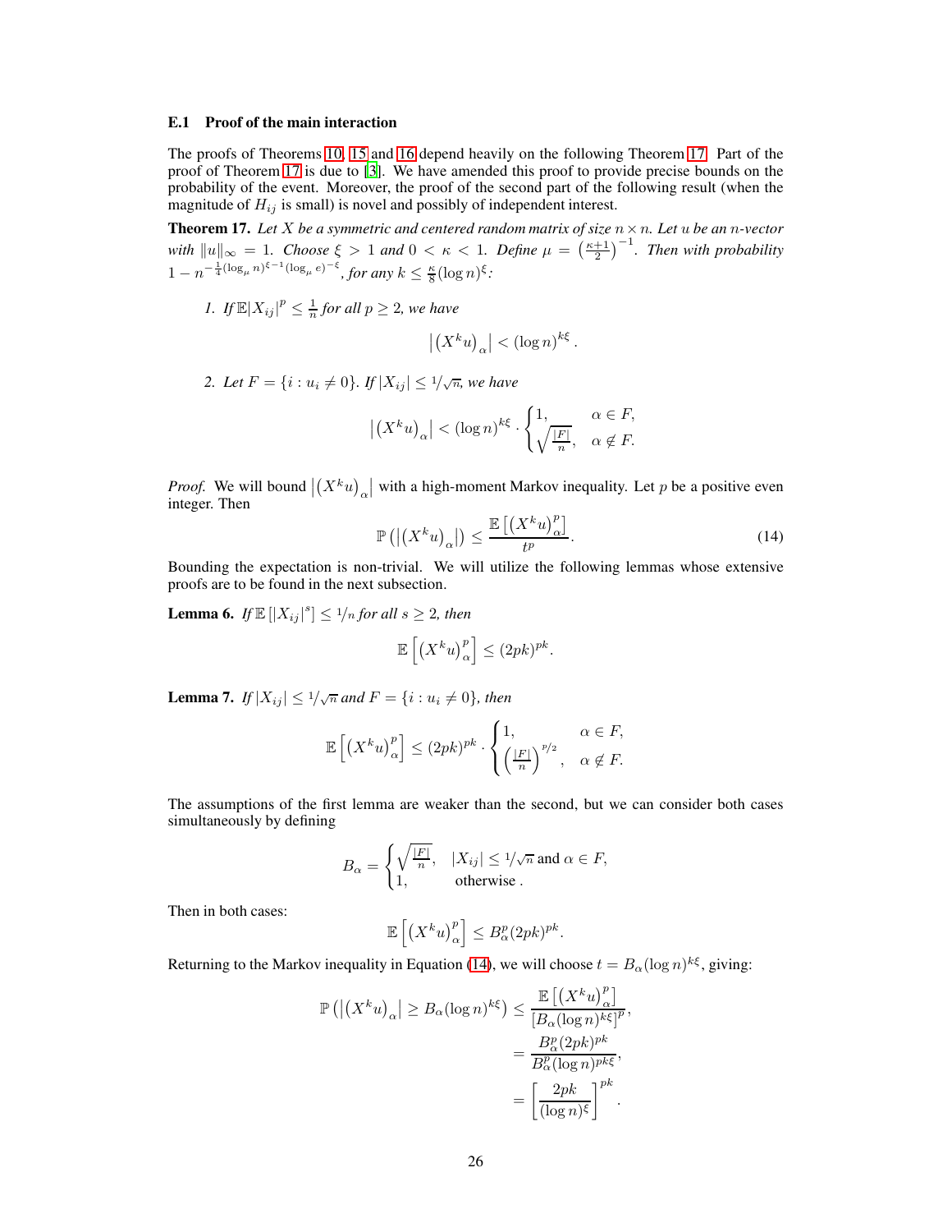### E.1 Proof of the main interaction

The proofs of Theorems 10, 15 and 16 depend heavily on the following Theorem 17. Part of the proof of Theorem 17 is due to [3]. We have amended this proof to provide precise bounds on the probability of the event. Moreover, the proof of the second part of the following result (when the magnitude of $H_{ij}$ is small) is novel and possibly of independent interest.

**Theorem 17.** *Let $X$ be a symmetric and centered random matrix of size $n \times n$. Let $u$ be an $n$-vector with $\|u\|_\infty = 1$. Choose $\xi > 1$ and $0 < \kappa < 1$. Define $\mu = \left(\frac{\kappa+1}{2}\right)^{-1}$. Then with probability $1 - n^{-\frac{1}{4}(\log_\mu n)^{\xi-1}(\log_\mu e)^{-\xi}}$, for any $k \leq \frac{\kappa}{8}(\log n)^\xi$:*

1. *If $\mathbb{E}|X_{ij}|^p \leq \frac{1}{n}$ for all $p \geq 2$, we have*

$$\left|\left(X^k u\right)_\alpha\right| < (\log n)^{k\xi}.$$

2. *Let $F = \{i : u_i \neq 0\}$. If $|X_{ij}| \leq 1/\sqrt{n}$, we have*

$$\left|\left(X^k u\right)_\alpha\right| < (\log n)^{k\xi} \cdot \begin{cases} 1, & \alpha \in F, \\ \sqrt{\frac{|F|}{n}}, & \alpha \notin F. \end{cases}$$

*Proof.* We will bound $\left|\left(X^k u\right)_\alpha\right|$ with a high-moment Markov inequality. Let $p$ be a positive even integer. Then

$$\mathbb{P}\left(\left|\left(X^k u\right)_\alpha\right|\right) \leq \frac{\mathbb{E}\left[\left(X^k u\right)_\alpha^p\right]}{t^p}. \tag{14}$$

Bounding the expectation is non-trivial. We will utilize the following lemmas whose extensive proofs are to be found in the next subsection.

**Lemma 6.** *If $\mathbb{E}\left[|X_{ij}|^s\right] \leq 1/n$ for all $s \geq 2$, then*

$$\mathbb{E}\left[\left(X^k u\right)_\alpha^p\right] \leq (2pk)^{pk}.$$

**Lemma 7.** *If $|X_{ij}| \leq 1/\sqrt{n}$ and $F = \{i : u_i \neq 0\}$, then*

$$\mathbb{E}\left[\left(X^k u\right)_\alpha^p\right] \leq (2pk)^{pk} \cdot \begin{cases} 1, & \alpha \in F, \\ \left(\frac{|F|}{n}\right)^{p/2}, & \alpha \notin F. \end{cases}$$

The assumptions of the first lemma are weaker than the second, but we can consider both cases simultaneously by defining

$$B_\alpha = \begin{cases} \sqrt{\frac{|F|}{n}}, & |X_{ij}| \leq 1/\sqrt{n} \text{ and } \alpha \in F, \\ 1, & \text{otherwise .} \end{cases}$$

Then in both cases:

$$\mathbb{E}\left[\left(X^k u\right)_\alpha^p\right] \leq B_\alpha^p (2pk)^{pk}.$$

Returning to the Markov inequality in Equation (14), we will choose $t = B_\alpha (\log n)^{k\xi}$, giving:

$$\begin{aligned}
\mathbb{P}\left(\left|\left(X^k u\right)_\alpha\right| \geq B_\alpha (\log n)^{k\xi}\right) &\leq \frac{\mathbb{E}\left[\left(X^k u\right)_\alpha^p\right]}{[B_\alpha (\log n)^{k\xi}]^p}, \\
&= \frac{B_\alpha^p (2pk)^{pk}}{B_\alpha^p (\log n)^{pk\xi}}, \\
&= \left[\frac{2pk}{(\log n)^\xi}\right]^{pk}.
\end{aligned}$$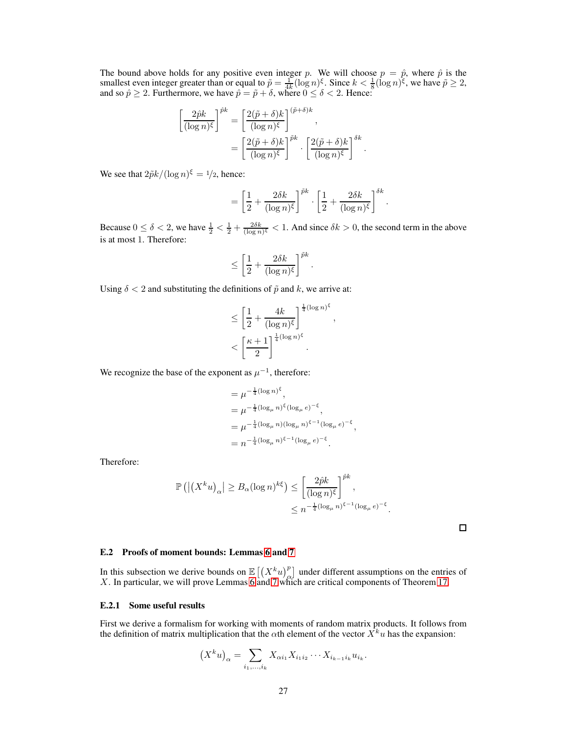The bound above holds for any positive even integer $p$. We will choose $p = \hat{p}$, where $\hat{p}$ is the smallest even integer greater than or equal to $\tilde{p} = \frac{1}{4k}(\log n)^\xi$. Since $k < \frac{1}{8}(\log n)^\xi$, we have $\tilde{p} \geq 2$, and so $\hat{p} \geq 2$. Furthermore, we have $\hat{p} = \tilde{p} + \delta$, where $0 \leq \delta < 2$. Hence:

$$
\begin{aligned}
\left[\frac{2\hat{p}k}{(\log n)^\xi}\right]^{\hat{p}k} &= \left[\frac{2(\tilde{p}+\delta)k}{(\log n)^\xi}\right]^{(\tilde{p}+\delta)k}, \\
&= \left[\frac{2(\tilde{p}+\delta)k}{(\log n)^\xi}\right]^{\tilde{p}k} \cdot \left[\frac{2(\tilde{p}+\delta)k}{(\log n)^\xi}\right]^{\delta k}.
\end{aligned}
$$

We see that $2\tilde{p}k/(\log n)^\xi = 1/2$, hence:

$$
= \left[\frac{1}{2} + \frac{2\delta k}{(\log n)^\xi}\right]^{\tilde{p}k} \cdot \left[\frac{1}{2} + \frac{2\delta k}{(\log n)^\xi}\right]^{\delta k}.
$$

Because $0 \leq \delta < 2$, we have $\frac{1}{2} < \frac{1}{2} + \frac{2\delta k}{(\log n)^\xi} < 1$. And since $\delta k > 0$, the second term in the above is at most 1. Therefore:

$$
\leq \left[\frac{1}{2} + \frac{2\delta k}{(\log n)^\xi}\right]^{\tilde{p}k}.
$$

Using $\delta < 2$ and substituting the definitions of $\tilde{p}$ and $k$, we arrive at:

$$
\begin{aligned}
&\leq \left[\frac{1}{2} + \frac{4k}{(\log n)^\xi}\right]^{\frac{1}{4}(\log n)^\xi}, \\
&< \left[\frac{\kappa+1}{2}\right]^{\frac{1}{4}(\log n)^\xi}.
\end{aligned}
$$

We recognize the base of the exponent as $\mu^{-1}$, therefore:

$$
\begin{aligned}
&= \mu^{-\frac{1}{4}(\log n)^\xi}, \\
&= \mu^{-\frac{1}{4}(\log_\mu n)^\xi (\log_\mu e)^{-\xi}}, \\
&= \mu^{-\frac{1}{4}(\log_\mu n)(\log_\mu n)^{\xi-1}(\log_\mu e)^{-\xi}}, \\
&= n^{-\frac{1}{4}(\log_\mu n)^{\xi-1}(\log_\mu e)^{-\xi}}.
\end{aligned}
$$

Therefore:

$$
\begin{aligned}
\mathbb{P}\left(\left|\left(X^k u\right)_\alpha\right| \geq B_\alpha (\log n)^{k\xi}\right) &\leq \left[\frac{2\hat{p}k}{(\log n)^\xi}\right]^{\hat{p}k}, \\
&\leq n^{-\frac{1}{4}(\log_\mu n)^{\xi-1}(\log_\mu e)^{-\xi}}.
\end{aligned}
$$

□

### E.2 Proofs of moment bounds: Lemmas 6 and 7

In this subsection we derive bounds on $\mathbb{E}\left[\left(X^k u\right)_\alpha^p\right]$ under different assumptions on the entries of $X$. In particular, we will prove Lemmas 6 and 7 which are critical components of Theorem 17.

#### E.2.1 Some useful results

First we derive a formalism for working with moments of random matrix products. It follows from the definition of matrix multiplication that the $\alpha$th element of the vector $X^k u$ has the expansion:

$$
\left(X^k u\right)_\alpha = \sum_{i_1,\ldots,i_k} X_{\alpha i_1} X_{i_1 i_2} \cdots X_{i_{k-1} i_k} u_{i_k}.
$$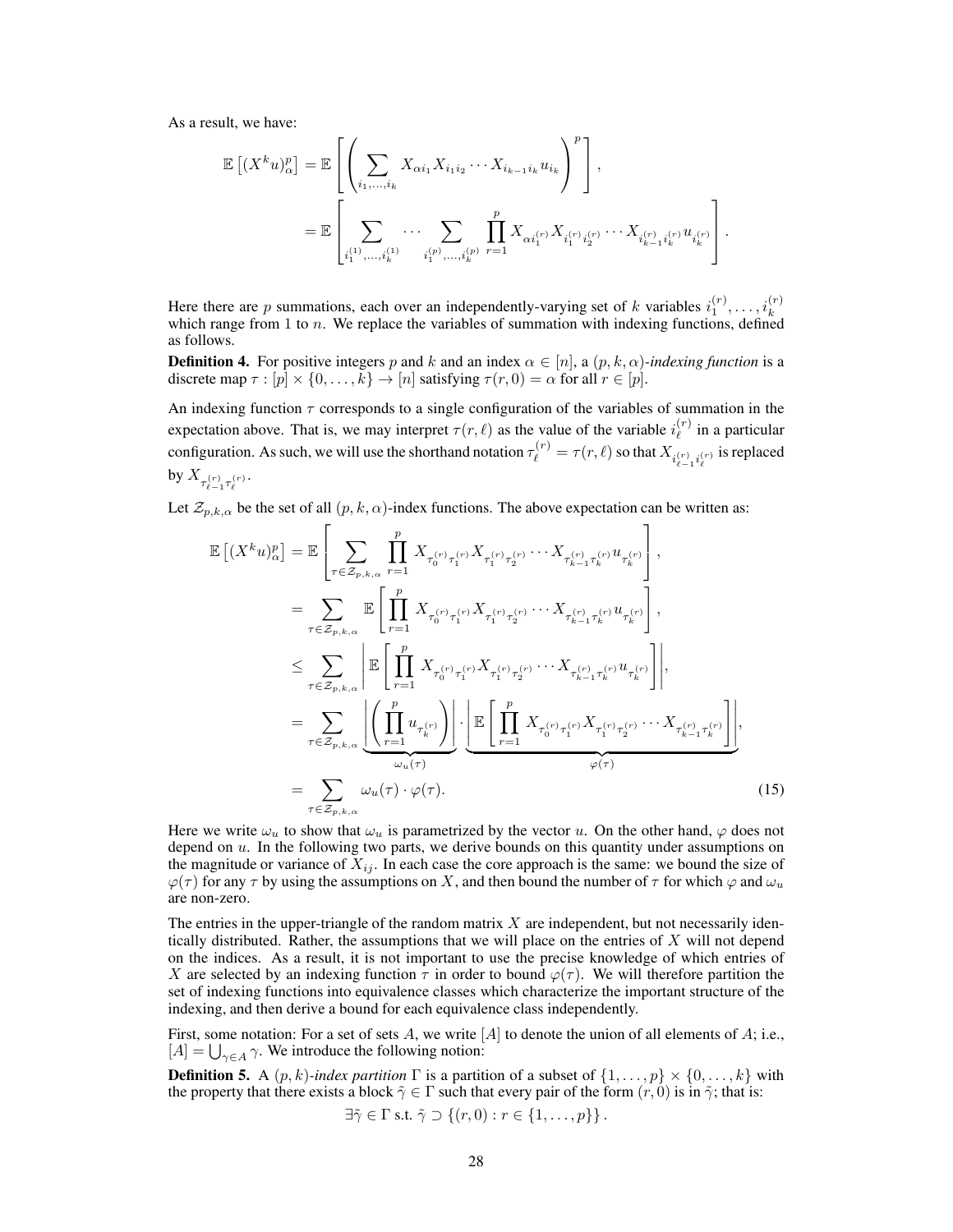As a result, we have:

$$
\begin{aligned}
\mathbb{E}\left[(X^k u)_\alpha^p\right] &= \mathbb{E}\left[\left(\sum_{i_1,\ldots,i_k} X_{\alpha i_1} X_{i_1 i_2} \cdots X_{i_{k-1} i_k} u_{i_k}\right)^p\right], \\
&= \mathbb{E}\left[\sum_{i_1^{(1)},\ldots,i_k^{(1)}} \cdots \sum_{i_1^{(p)},\ldots,i_k^{(p)}} \prod_{r=1}^{p} X_{\alpha i_1^{(r)}} X_{i_1^{(r)} i_2^{(r)}} \cdots X_{i_{k-1}^{(r)} i_k^{(r)}} u_{i_k^{(r)}}\right].
\end{aligned}
$$

Here there are $p$ summations, each over an independently-varying set of $k$ variables $i_1^{(r)}, \ldots, i_k^{(r)}$ which range from 1 to $n$. We replace the variables of summation with indexing functions, defined as follows.

**Definition 4.** For positive integers $p$ and $k$ and an index $\alpha \in [n]$, a $(p, k, \alpha)$-*indexing function* is a discrete map $\tau : [p] \times \{0, \ldots, k\} \to [n]$ satisfying $\tau(r, 0) = \alpha$ for all $r \in [p]$.

An indexing function $\tau$ corresponds to a single configuration of the variables of summation in the expectation above. That is, we may interpret $\tau(r, \ell)$ as the value of the variable $i_\ell^{(r)}$ in a particular configuration. As such, we will use the shorthand notation $\tau_\ell^{(r)} = \tau(r, \ell)$ so that $X_{i_{\ell-1}^{(r)} i_\ell^{(r)}}$ is replaced by $X_{\tau_{\ell-1}^{(r)} \tau_\ell^{(r)}}$.

Let $\mathcal{Z}_{p,k,\alpha}$ be the set of all $(p, k, \alpha)$-index functions. The above expectation can be written as:

$$
\begin{aligned}
\mathbb{E}\left[(X^k u)_\alpha^p\right] &= \mathbb{E}\left[\sum_{\tau \in \mathcal{Z}_{p,k,\alpha}} \prod_{r=1}^{p} X_{\tau_0^{(r)} \tau_1^{(r)}} X_{\tau_1^{(r)} \tau_2^{(r)}} \cdots X_{\tau_{k-1}^{(r)} \tau_k^{(r)}} u_{\tau_k^{(r)}}\right], \\
&= \sum_{\tau \in \mathcal{Z}_{p,k,\alpha}} \mathbb{E}\left[\prod_{r=1}^{p} X_{\tau_0^{(r)} \tau_1^{(r)}} X_{\tau_1^{(r)} \tau_2^{(r)}} \cdots X_{\tau_{k-1}^{(r)} \tau_k^{(r)}} u_{\tau_k^{(r)}}\right], \\
&\leq \sum_{\tau \in \mathcal{Z}_{p,k,\alpha}} \left|\mathbb{E}\left[\prod_{r=1}^{p} X_{\tau_0^{(r)} \tau_1^{(r)}} X_{\tau_1^{(r)} \tau_2^{(r)}} \cdots X_{\tau_{k-1}^{(r)} \tau_k^{(r)}} u_{\tau_k^{(r)}}\right]\right|, \\
&= \sum_{\tau \in \mathcal{Z}_{p,k,\alpha}} \underbrace{\left|\left(\prod_{r=1}^{p} u_{\tau_k^{(r)}}\right)\right|}_{\omega_u(\tau)} \cdot \underbrace{\left|\mathbb{E}\left[\prod_{r=1}^{p} X_{\tau_0^{(r)} \tau_1^{(r)}} X_{\tau_1^{(r)} \tau_2^{(r)}} \cdots X_{\tau_{k-1}^{(r)} \tau_k^{(r)}}\right]\right|}_{\varphi(\tau)}, \\
&= \sum_{\tau \in \mathcal{Z}_{p,k,\alpha}} \omega_u(\tau) \cdot \varphi(\tau).
\end{aligned} \tag{15}
$$

Here we write $\omega_u$ to show that $\omega_u$ is parametrized by the vector $u$. On the other hand, $\varphi$ does not depend on $u$. In the following two parts, we derive bounds on this quantity under assumptions on the magnitude or variance of $X_{ij}$. In each case the core approach is the same: we bound the size of $\varphi(\tau)$ for any $\tau$ by using the assumptions on $X$, and then bound the number of $\tau$ for which $\varphi$ and $\omega_u$ are non-zero.

The entries in the upper-triangle of the random matrix $X$ are independent, but not necessarily identically distributed. Rather, the assumptions that we will place on the entries of $X$ will not depend on the indices. As a result, it is not important to use the precise knowledge of which entries of $X$ are selected by an indexing function $\tau$ in order to bound $\varphi(\tau)$. We will therefore partition the set of indexing functions into equivalence classes which characterize the important structure of the indexing, and then derive a bound for each equivalence class independently.

First, some notation: For a set of sets $A$, we write $[A]$ to denote the union of all elements of $A$; i.e., $[A] = \bigcup_{\gamma \in A} \gamma$. We introduce the following notion:

**Definition 5.** A $(p, k)$-*index partition* $\Gamma$ is a partition of a subset of $\{1, \ldots, p\} \times \{0, \ldots, k\}$ with the property that there exists a block $\tilde{\gamma} \in \Gamma$ such that every pair of the form $(r, 0)$ is in $\tilde{\gamma}$; that is:

$$\exists \tilde{\gamma} \in \Gamma \text{ s.t. } \tilde{\gamma} \supset \{(r, 0) : r \in \{1, \ldots, p\}\}.$$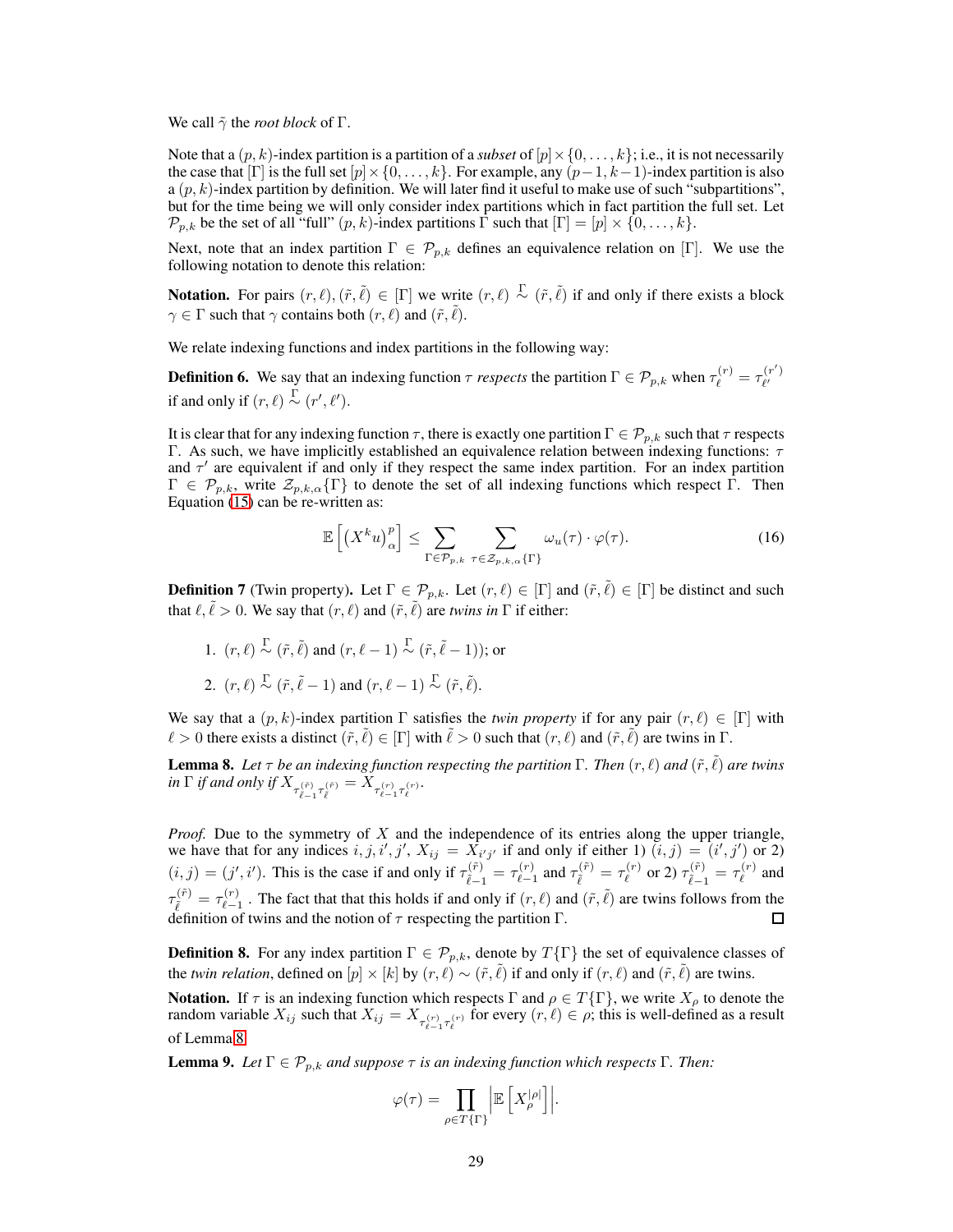We call $\tilde{\gamma}$ the *root block* of $\Gamma$.

Note that a $(p,k)$-index partition is a partition of a *subset* of $[p] \times \{0, \dots, k\}$; i.e., it is not necessarily the case that $[\Gamma]$ is the full set $[p] \times \{0, \dots, k\}$. For example, any $(p-1, k-1)$-index partition is also a $(p,k)$-index partition by definition. We will later find it useful to make use of such "subpartitions", but for the time being we will only consider index partitions which in fact partition the full set. Let $\mathcal{P}_{p,k}$ be the set of all "full" $(p,k)$-index partitions $\Gamma$ such that $[\Gamma] = [p] \times \{0, \dots, k\}$.

Next, note that an index partition $\Gamma \in \mathcal{P}_{p,k}$ defines an equivalence relation on $[\Gamma]$. We use the following notation to denote this relation:

**Notation.** For pairs $(r, \ell), (\tilde{r}, \tilde{\ell}) \in [\Gamma]$ we write $(r, \ell) \overset{\Gamma}{\sim} (\tilde{r}, \tilde{\ell})$ if and only if there exists a block $\gamma \in \Gamma$ such that $\gamma$ contains both $(r, \ell)$ and $(\tilde{r}, \tilde{\ell})$.

We relate indexing functions and index partitions in the following way:

**Definition 6.** We say that an indexing function $\tau$ *respects* the partition $\Gamma \in \mathcal{P}_{p,k}$ when $\tau_\ell^{(r)} = \tau_{\ell'}^{(r')}$ if and only if $(r, \ell) \overset{\Gamma}{\sim} (r', \ell')$.

It is clear that for any indexing function $\tau$, there is exactly one partition $\Gamma \in \mathcal{P}_{p,k}$ such that $\tau$ respects $\Gamma$. As such, we have implicitly established an equivalence relation between indexing functions: $\tau$ and $\tau'$ are equivalent if and only if they respect the same index partition. For an index partition $\Gamma \in \mathcal{P}_{p,k}$, write $\mathcal{Z}_{p,k,\alpha}\{\Gamma\}$ to denote the set of all indexing functions which respect $\Gamma$. Then Equation (15) can be re-written as:

$$\mathbb{E}\left[\left(X^k u\right)_\alpha^p\right] \leq \sum_{\Gamma \in \mathcal{P}_{p,k}} \sum_{\tau \in \mathcal{Z}_{p,k,\alpha}\{\Gamma\}} \omega_u(\tau) \cdot \varphi(\tau). \tag{16}$$

**Definition 7** (Twin property)**.** Let $\Gamma \in \mathcal{P}_{p,k}$. Let $(r, \ell) \in [\Gamma]$ and $(\tilde{r}, \tilde{\ell}) \in [\Gamma]$ be distinct and such that $\ell, \tilde{\ell} > 0$. We say that $(r, \ell)$ and $(\tilde{r}, \tilde{\ell})$ are *twins in* $\Gamma$ if either:

1. $(r, \ell) \overset{\Gamma}{\sim} (\tilde{r}, \tilde{\ell})$ and $(r, \ell - 1) \overset{\Gamma}{\sim} (\tilde{r}, \tilde{\ell} - 1)$); or
2. $(r, \ell) \overset{\Gamma}{\sim} (\tilde{r}, \tilde{\ell} - 1)$ and $(r, \ell - 1) \overset{\Gamma}{\sim} (\tilde{r}, \tilde{\ell})$.

We say that a $(p,k)$-index partition $\Gamma$ satisfies the *twin property* if for any pair $(r, \ell) \in [\Gamma]$ with $\ell > 0$ there exists a distinct $(\tilde{r}, \tilde{\ell}) \in [\Gamma]$ with $\tilde{\ell} > 0$ such that $(r, \ell)$ and $(\tilde{r}, \tilde{\ell})$ are twins in $\Gamma$.

**Lemma 8.** *Let $\tau$ be an indexing function respecting the partition $\Gamma$. Then $(r, \ell)$ and $(\tilde{r}, \tilde{\ell})$ are twins in $\Gamma$ if and only if $X_{\tau_{\tilde{\ell}-1}^{(\tilde{r})} \tau_{\tilde{\ell}}^{(\tilde{r})}} = X_{\tau_{\ell-1}^{(r)} \tau_\ell^{(r)}}$.*

*Proof.* Due to the symmetry of $X$ and the independence of its entries along the upper triangle, we have that for any indices $i, j, i', j'$, $X_{ij} = X_{i'j'}$ if and only if either 1) $(i,j) = (i', j')$ or 2) $(i,j) = (j', i')$. This is the case if and only if $\tau_{\tilde{\ell}-1}^{(\tilde{r})} = \tau_{\ell-1}^{(r)}$ and $\tau_{\tilde{\ell}}^{(\tilde{r})} = \tau_\ell^{(r)}$ or 2) $\tau_{\tilde{\ell}-1}^{(\tilde{r})} = \tau_\ell^{(r)}$ and $\tau_{\tilde{\ell}}^{(\tilde{r})} = \tau_{\ell-1}^{(r)}$ . The fact that that this holds if and only if $(r, \ell)$ and $(\tilde{r}, \tilde{\ell})$ are twins follows from the definition of twins and the notion of $\tau$ respecting the partition $\Gamma$. $\square$

**Definition 8.** For any index partition $\Gamma \in \mathcal{P}_{p,k}$, denote by $T\{\Gamma\}$ the set of equivalence classes of the *twin relation*, defined on $[p] \times [k]$ by $(r, \ell) \sim (\tilde{r}, \tilde{\ell})$ if and only if $(r, \ell)$ and $(\tilde{r}, \tilde{\ell})$ are twins.

**Notation.** If $\tau$ is an indexing function which respects $\Gamma$ and $\rho \in T\{\Gamma\}$, we write $X_\rho$ to denote the random variable $X_{ij}$ such that $X_{ij} = X_{\tau_{\ell-1}^{(r)} \tau_\ell^{(r)}}$ for every $(r, \ell) \in \rho$; this is well-defined as a result of Lemma 8.

**Lemma 9.** *Let $\Gamma \in \mathcal{P}_{p,k}$ and suppose $\tau$ is an indexing function which respects $\Gamma$. Then:*

$$\varphi(\tau) = \prod_{\rho \in T\{\Gamma\}} \left| \mathbb{E}\left[X_\rho^{|\rho|}\right] \right|.$$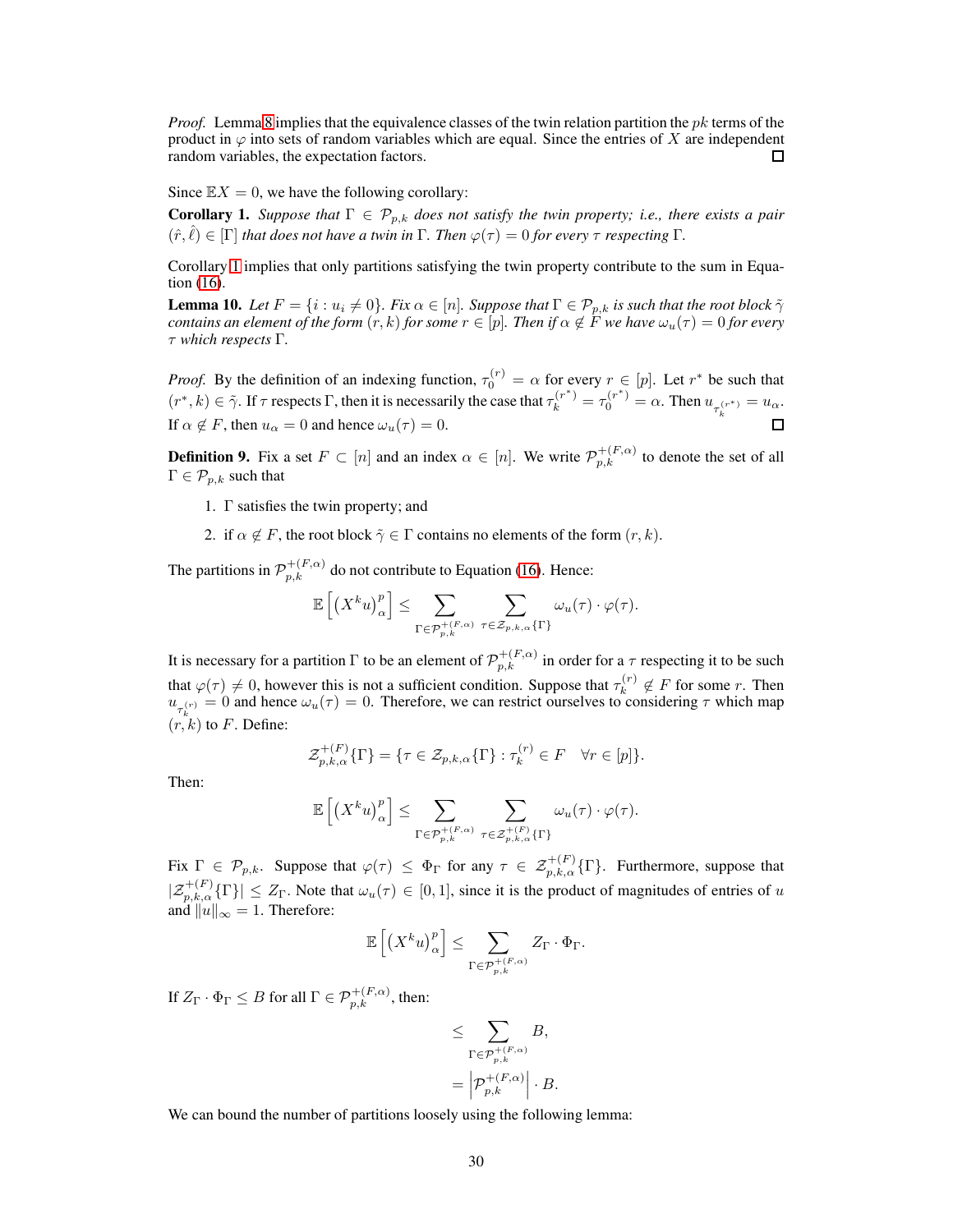*Proof.* Lemma 8 implies that the equivalence classes of the twin relation partition the $pk$ terms of the product in $\varphi$ into sets of random variables which are equal. Since the entries of $X$ are independent random variables, the expectation factors. ∎

Since $\mathbb{E}X = 0$, we have the following corollary:

**Corollary 1.** *Suppose that $\Gamma \in \mathcal{P}_{p,k}$ does not satisfy the twin property; i.e., there exists a pair $(\hat{r}, \hat{\ell}) \in [\Gamma]$ that does not have a twin in $\Gamma$. Then $\varphi(\tau) = 0$ for every $\tau$ respecting $\Gamma$.*

Corollary 1 implies that only partitions satisfying the twin property contribute to the sum in Equation (16).

**Lemma 10.** *Let $F = \{i : u_i \neq 0\}$. Fix $\alpha \in [n]$. Suppose that $\Gamma \in \mathcal{P}_{p,k}$ is such that the root block $\tilde{\gamma}$ contains an element of the form $(r, k)$ for some $r \in [p]$. Then if $\alpha \notin F$ we have $\omega_u(\tau) = 0$ for every $\tau$ which respects $\Gamma$.*

*Proof.* By the definition of an indexing function, $\tau_0^{(r)} = \alpha$ for every $r \in [p]$. Let $r^*$ be such that $(r^*, k) \in \tilde{\gamma}$. If $\tau$ respects $\Gamma$, then it is necessarily the case that $\tau_k^{(r^*)} = \tau_0^{(r^*)} = \alpha$. Then $u_{\tau_k^{(r^*)}} = u_\alpha$. If $\alpha \notin F$, then $u_\alpha = 0$ and hence $\omega_u(\tau) = 0$. ∎

**Definition 9.** Fix a set $F \subset [n]$ and an index $\alpha \in [n]$. We write $\mathcal{P}_{p,k}^{+(F,\alpha)}$ to denote the set of all $\Gamma \in \mathcal{P}_{p,k}$ such that

1. $\Gamma$ satisfies the twin property; and
2. if $\alpha \notin F$, the root block $\tilde{\gamma} \in \Gamma$ contains no elements of the form $(r, k)$.

The partitions in $\mathcal{P}_{p,k}^{+(F,\alpha)}$ do not contribute to Equation (16). Hence:

$$\mathbb{E}\left[\left(X^k u\right)_\alpha^p\right] \leq \sum_{\Gamma \in \mathcal{P}_{p,k}^{+(F,\alpha)}} \sum_{\tau \in \mathcal{Z}_{p,k,\alpha}\{\Gamma\}} \omega_u(\tau) \cdot \varphi(\tau).$$

It is necessary for a partition $\Gamma$ to be an element of $\mathcal{P}_{p,k}^{+(F,\alpha)}$ in order for a $\tau$ respecting it to be such that $\varphi(\tau) \neq 0$, however this is not a sufficient condition. Suppose that $\tau_k^{(r)} \notin F$ for some $r$. Then $u_{\tau_k^{(r)}} = 0$ and hence $\omega_u(\tau) = 0$. Therefore, we can restrict ourselves to considering $\tau$ which map $(r, k)$ to $F$. Define:

$$\mathcal{Z}_{p,k,\alpha}^{+(F)}\{\Gamma\} = \{\tau \in \mathcal{Z}_{p,k,\alpha}\{\Gamma\} : \tau_k^{(r)} \in F \quad \forall r \in [p]\}.$$

Then:

$$\mathbb{E}\left[\left(X^k u\right)_\alpha^p\right] \leq \sum_{\Gamma \in \mathcal{P}_{p,k}^{+(F,\alpha)}} \sum_{\tau \in \mathcal{Z}_{p,k,\alpha}^{+(F)}\{\Gamma\}} \omega_u(\tau) \cdot \varphi(\tau).$$

Fix $\Gamma \in \mathcal{P}_{p,k}$. Suppose that $\varphi(\tau) \leq \Phi_\Gamma$ for any $\tau \in \mathcal{Z}_{p,k,\alpha}^{+(F)}\{\Gamma\}$. Furthermore, suppose that $|\mathcal{Z}_{p,k,\alpha}^{+(F)}\{\Gamma\}| \leq Z_\Gamma$. Note that $\omega_u(\tau) \in [0, 1]$, since it is the product of magnitudes of entries of $u$ and $\|u\|_\infty = 1$. Therefore:

$$\mathbb{E}\left[\left(X^k u\right)_\alpha^p\right] \leq \sum_{\Gamma \in \mathcal{P}_{p,k}^{+(F,\alpha)}} Z_\Gamma \cdot \Phi_\Gamma.$$

If $Z_\Gamma \cdot \Phi_\Gamma \leq B$ for all $\Gamma \in \mathcal{P}_{p,k}^{+(F,\alpha)}$, then:

$$\begin{aligned}
&\leq \sum_{\Gamma \in \mathcal{P}_{p,k}^{+(F,\alpha)}} B, \\
&= \left|\mathcal{P}_{p,k}^{+(F,\alpha)}\right| \cdot B.
\end{aligned}$$

We can bound the number of partitions loosely using the following lemma: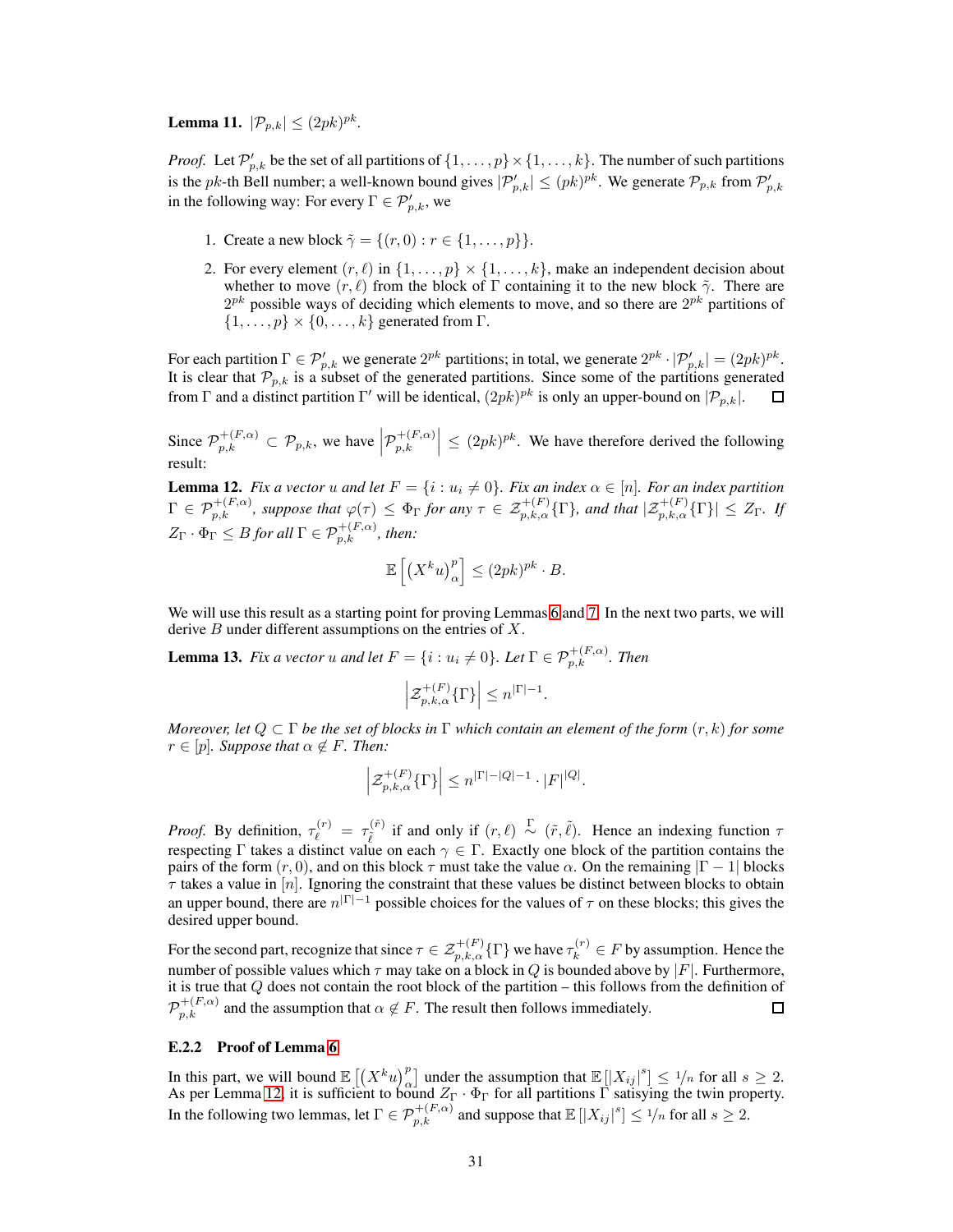**Lemma 11.** $|\mathcal{P}_{p,k}| \leq (2pk)^{pk}$.

*Proof.* Let $\mathcal{P}'_{p,k}$ be the set of all partitions of $\{1, \ldots, p\} \times \{1, \ldots, k\}$. The number of such partitions is the $pk$-th Bell number; a well-known bound gives $|\mathcal{P}'_{p,k}| \leq (pk)^{pk}$. We generate $\mathcal{P}_{p,k}$ from $\mathcal{P}'_{p,k}$ in the following way: For every $\Gamma \in \mathcal{P}'_{p,k}$, we

1. Create a new block $\tilde{\gamma} = \{(r, 0) : r \in \{1, \ldots, p\}\}$.
2. For every element $(r, \ell)$ in $\{1, \ldots, p\} \times \{1, \ldots, k\}$, make an independent decision about whether to move $(r, \ell)$ from the block of $\Gamma$ containing it to the new block $\tilde{\gamma}$. There are $2^{pk}$ possible ways of deciding which elements to move, and so there are $2^{pk}$ partitions of $\{1, \ldots, p\} \times \{0, \ldots, k\}$ generated from $\Gamma$.

For each partition $\Gamma \in \mathcal{P}'_{p,k}$ we generate $2^{pk}$ partitions; in total, we generate $2^{pk} \cdot |\mathcal{P}'_{p,k}| = (2pk)^{pk}$. It is clear that $\mathcal{P}_{p,k}$ is a subset of the generated partitions. Since some of the partitions generated from $\Gamma$ and a distinct partition $\Gamma'$ will be identical, $(2pk)^{pk}$ is only an upper-bound on $|\mathcal{P}_{p,k}|$. $\square$

Since $\mathcal{P}^{+(F,\alpha)}_{p,k} \subset \mathcal{P}_{p,k}$, we have $\left|\mathcal{P}^{+(F,\alpha)}_{p,k}\right| \leq (2pk)^{pk}$. We have therefore derived the following result:

**Lemma 12.** *Fix a vector $u$ and let $F = \{i : u_i \neq 0\}$. Fix an index $\alpha \in [n]$. For an index partition $\Gamma \in \mathcal{P}^{+(F,\alpha)}_{p,k}$, suppose that $\varphi(\tau) \leq \Phi_\Gamma$ for any $\tau \in \mathcal{Z}^{+(F)}_{p,k,\alpha}\{\Gamma\}$, and that $|\mathcal{Z}^{+(F)}_{p,k,\alpha}\{\Gamma\}| \leq Z_\Gamma$. If $Z_\Gamma \cdot \Phi_\Gamma \leq B$ for all $\Gamma \in \mathcal{P}^{+(F,\alpha)}_{p,k}$, then:*

$$\mathbb{E}\left[\left(X^k u\right)^p_\alpha\right] \leq (2pk)^{pk} \cdot B.$$

We will use this result as a starting point for proving Lemmas 6 and 7. In the next two parts, we will derive $B$ under different assumptions on the entries of $X$.

**Lemma 13.** *Fix a vector $u$ and let $F = \{i : u_i \neq 0\}$. Let $\Gamma \in \mathcal{P}^{+(F,\alpha)}_{p,k}$. Then*

$$\left|\mathcal{Z}^{+(F)}_{p,k,\alpha}\{\Gamma\}\right| \leq n^{|\Gamma|-1}.$$

*Moreover, let $Q \subset \Gamma$ be the set of blocks in $\Gamma$ which contain an element of the form $(r, k)$ for some $r \in [p]$. Suppose that $\alpha \notin F$. Then:*

$$\left|\mathcal{Z}^{+(F)}_{p,k,\alpha}\{\Gamma\}\right| \leq n^{|\Gamma|-|Q|-1} \cdot |F|^{|Q|}.$$

*Proof.* By definition, $\tau^{(r)}_\ell = \tau^{(\tilde{r})}_{\tilde{\ell}}$ if and only if $(r, \ell) \overset{\Gamma}{\sim} (\tilde{r}, \tilde{\ell})$. Hence an indexing function $\tau$ respecting $\Gamma$ takes a distinct value on each $\gamma \in \Gamma$. Exactly one block of the partition contains the pairs of the form $(r, 0)$, and on this block $\tau$ must take the value $\alpha$. On the remaining $|\Gamma - 1|$ blocks $\tau$ takes a value in $[n]$. Ignoring the constraint that these values be distinct between blocks to obtain an upper bound, there are $n^{|\Gamma|-1}$ possible choices for the values of $\tau$ on these blocks; this gives the desired upper bound.

For the second part, recognize that since $\tau \in \mathcal{Z}^{+(F)}_{p,k,\alpha}\{\Gamma\}$ we have $\tau^{(r)}_k \in F$ by assumption. Hence the number of possible values which $\tau$ may take on a block in $Q$ is bounded above by $|F|$. Furthermore, it is true that $Q$ does not contain the root block of the partition – this follows from the definition of $\mathcal{P}^{+(F,\alpha)}_{p,k}$ and the assumption that $\alpha \notin F$. The result then follows immediately. $\square$

#### E.2.2 Proof of Lemma 6

In this part, we will bound $\mathbb{E}\left[\left(X^k u\right)^p_\alpha\right]$ under the assumption that $\mathbb{E}\left[|X_{ij}|^s\right] \leq 1/n$ for all $s \geq 2$. As per Lemma 12, it is sufficient to bound $Z_\Gamma \cdot \Phi_\Gamma$ for all partitions $\Gamma$ satisying the twin property. In the following two lemmas, let $\Gamma \in \mathcal{P}^{+(F,\alpha)}_{p,k}$ and suppose that $\mathbb{E}\left[|X_{ij}|^s\right] \leq 1/n$ for all $s \geq 2$.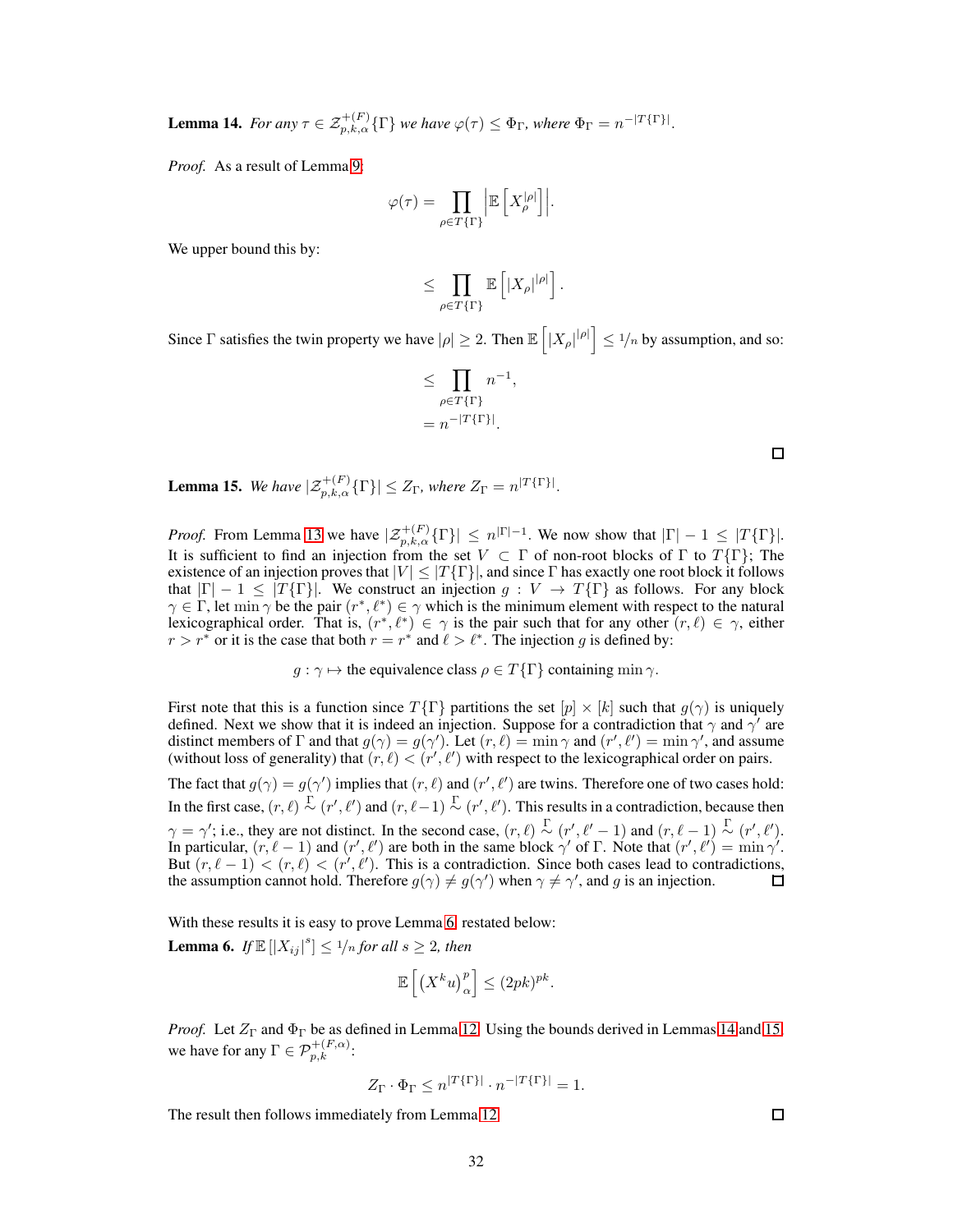**Lemma 14.** *For any $\tau \in \mathcal{Z}^{+(F)}_{p,k,\alpha}\{\Gamma\}$ we have $\varphi(\tau) \leq \Phi_\Gamma$, where $\Phi_\Gamma = n^{-|T\{\Gamma\}|}$.*

*Proof.* As a result of Lemma 9:

$$\varphi(\tau) = \prod_{\rho \in T\{\Gamma\}} \left| \mathbb{E}\left[ X_\rho^{|\rho|} \right] \right|.$$

We upper bound this by:

$$\leq \prod_{\rho \in T\{\Gamma\}} \mathbb{E}\left[ |X_\rho|^{|\rho|} \right].$$

Since $\Gamma$ satisfies the twin property we have $|\rho| \geq 2$. Then $\mathbb{E}\left[ |X_\rho|^{|\rho|} \right] \leq 1/n$ by assumption, and so:

$$\leq \prod_{\rho \in T\{\Gamma\}} n^{-1},$$
$$= n^{-|T\{\Gamma\}|}.$$

∎

**Lemma 15.** *We have $|\mathcal{Z}^{+(F)}_{p,k,\alpha}\{\Gamma\}| \leq Z_\Gamma$, where $Z_\Gamma = n^{|T\{\Gamma\}|}$.*

*Proof.* From Lemma 13 we have $|\mathcal{Z}^{+(F)}_{p,k,\alpha}\{\Gamma\}| \leq n^{|\Gamma|-1}$. We now show that $|\Gamma| - 1 \leq |T\{\Gamma\}|$. It is sufficient to find an injection from the set $V \subset \Gamma$ of non-root blocks of $\Gamma$ to $T\{\Gamma\}$; The existence of an injection proves that $|V| \leq |T\{\Gamma\}|$, and since $\Gamma$ has exactly one root block it follows that $|\Gamma| - 1 \leq |T\{\Gamma\}|$. We construct an injection $g : V \to T\{\Gamma\}$ as follows. For any block $\gamma \in \Gamma$, let $\min \gamma$ be the pair $(r^*, \ell^*) \in \gamma$ which is the minimum element with respect to the natural lexicographical order. That is, $(r^*, \ell^*) \in \gamma$ is the pair such that for any other $(r, \ell) \in \gamma$, either $r > r^*$ or it is the case that both $r = r^*$ and $\ell > \ell^*$. The injection $g$ is defined by:

$$g : \gamma \mapsto \text{the equivalence class } \rho \in T\{\Gamma\} \text{ containing } \min \gamma.$$

First note that this is a function since $T\{\Gamma\}$ partitions the set $[p] \times [k]$ such that $g(\gamma)$ is uniquely defined. Next we show that it is indeed an injection. Suppose for a contradiction that $\gamma$ and $\gamma'$ are distinct members of $\Gamma$ and that $g(\gamma) = g(\gamma')$. Let $(r, \ell) = \min \gamma$ and $(r', \ell') = \min \gamma'$, and assume (without loss of generality) that $(r, \ell) < (r', \ell')$ with respect to the lexicographical order on pairs.

The fact that $g(\gamma) = g(\gamma')$ implies that $(r, \ell)$ and $(r', \ell')$ are twins. Therefore one of two cases hold: In the first case, $(r, \ell) \overset{\Gamma}{\sim} (r', \ell')$ and $(r, \ell - 1) \overset{\Gamma}{\sim} (r', \ell')$. This results in a contradiction, because then $\gamma = \gamma'$; i.e., they are not distinct. In the second case, $(r, \ell) \overset{\Gamma}{\sim} (r', \ell' - 1)$ and $(r, \ell - 1) \overset{\Gamma}{\sim} (r', \ell')$. In particular, $(r, \ell - 1)$ and $(r', \ell')$ are both in the same block $\gamma'$ of $\Gamma$. Note that $(r', \ell') = \min \gamma'$. But $(r, \ell - 1) < (r, \ell) < (r', \ell')$. This is a contradiction. Since both cases lead to contradictions, the assumption cannot hold. Therefore $g(\gamma) \neq g(\gamma')$ when $\gamma \neq \gamma'$, and $g$ is an injection. ∎

With these results it is easy to prove Lemma 6, restated below:

**Lemma 6.** *If $\mathbb{E}[|X_{ij}|^s] \leq 1/n$ for all $s \geq 2$, then*

$$\mathbb{E}\left[ \left( X^k u \right)_\alpha^p \right] \leq (2pk)^{pk}.$$

*Proof.* Let $Z_\Gamma$ and $\Phi_\Gamma$ be as defined in Lemma 12. Using the bounds derived in Lemmas 14 and 15, we have for any $\Gamma \in \mathcal{P}^{+(F,\alpha)}_{p,k}$:

$$Z_\Gamma \cdot \Phi_\Gamma \leq n^{|T\{\Gamma\}|} \cdot n^{-|T\{\Gamma\}|} = 1.$$

The result then follows immediately from Lemma 12. ∎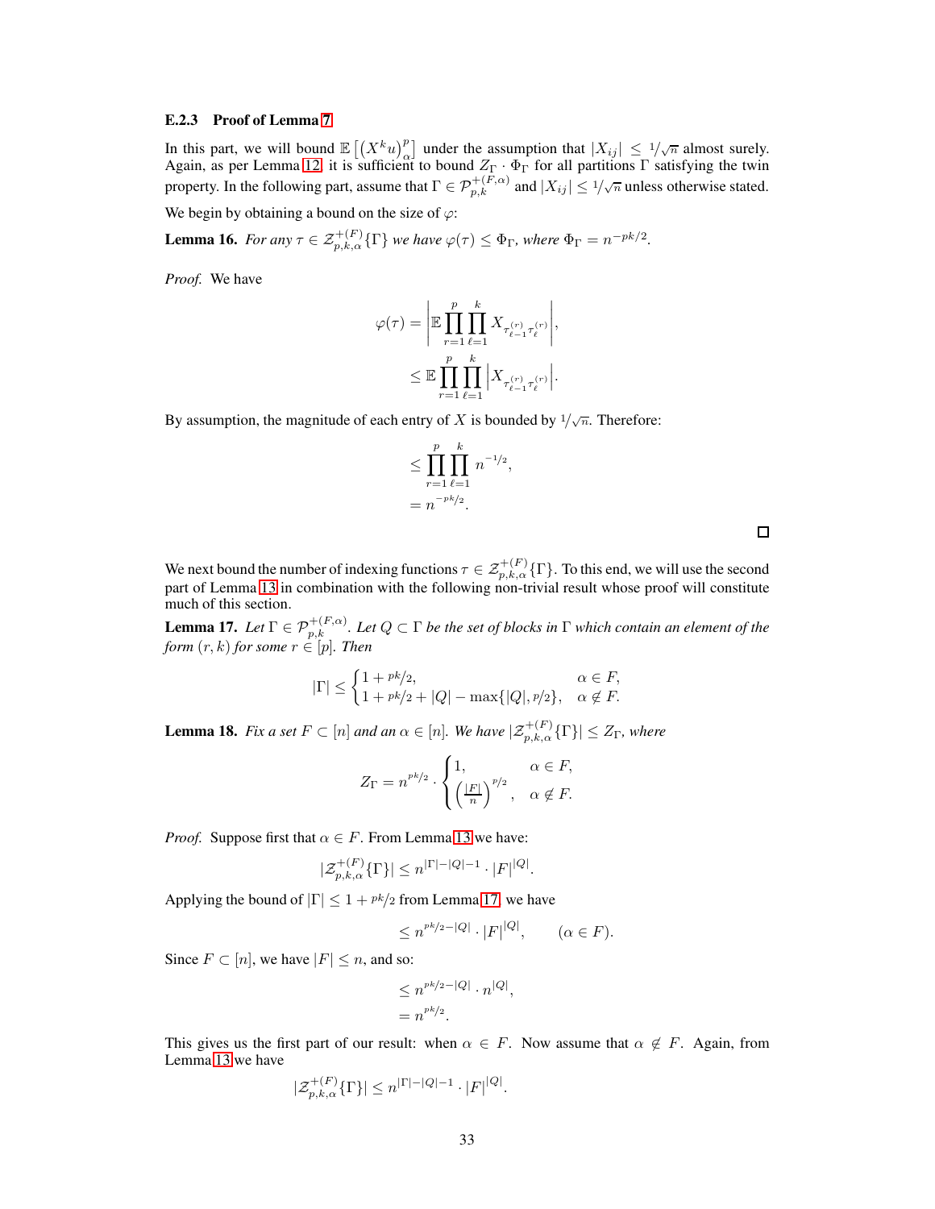#### E.2.3 Proof of Lemma 7

In this part, we will bound $\mathbb{E}\left[\left(X^k u\right)_\alpha^p\right]$ under the assumption that $|X_{ij}| \leq 1/\sqrt{n}$ almost surely. Again, as per Lemma 12, it is sufficient to bound $Z_\Gamma \cdot \Phi_\Gamma$ for all partitions $\Gamma$ satisfying the twin property. In the following part, assume that $\Gamma \in \mathcal{P}_{p,k}^{+(F,\alpha)}$ and $|X_{ij}| \leq 1/\sqrt{n}$ unless otherwise stated.

We begin by obtaining a bound on the size of $\varphi$:

**Lemma 16.** *For any $\tau \in \mathcal{Z}_{p,k,\alpha}^{+(F)}\{\Gamma\}$ we have $\varphi(\tau) \leq \Phi_\Gamma$, where $\Phi_\Gamma = n^{-pk/2}$.*

*Proof.* We have

$$
\begin{aligned}
\varphi(\tau) &= \left| \mathbb{E} \prod_{r=1}^{p} \prod_{\ell=1}^{k} X_{\tau_{\ell-1}^{(r)} \tau_\ell^{(r)}} \right|, \\
&\leq \mathbb{E} \prod_{r=1}^{p} \prod_{\ell=1}^{k} \left| X_{\tau_{\ell-1}^{(r)} \tau_\ell^{(r)}} \right|.
\end{aligned}
$$

By assumption, the magnitude of each entry of $X$ is bounded by $1/\sqrt{n}$. Therefore:

$$
\begin{aligned}
&\leq \prod_{r=1}^{p} \prod_{\ell=1}^{k} n^{-1/2}, \\
&= n^{-pk/2}.
\end{aligned}
$$

∎

We next bound the number of indexing functions $\tau \in \mathcal{Z}_{p,k,\alpha}^{+(F)}\{\Gamma\}$. To this end, we will use the second part of Lemma 13 in combination with the following non-trivial result whose proof will constitute much of this section.

**Lemma 17.** *Let $\Gamma \in \mathcal{P}_{p,k}^{+(F,\alpha)}$. Let $Q \subset \Gamma$ be the set of blocks in $\Gamma$ which contain an element of the form $(r,k)$ for some $r \in [p]$. Then*

$$
|\Gamma| \leq \begin{cases} 1 + pk/2, & \alpha \in F, \\ 1 + pk/2 + |Q| - \max\{|Q|, p/2\}, & \alpha \notin F. \end{cases}
$$

**Lemma 18.** *Fix a set $F \subset [n]$ and an $\alpha \in [n]$. We have $|\mathcal{Z}_{p,k,\alpha}^{+(F)}\{\Gamma\}| \leq Z_\Gamma$, where*

$$
Z_\Gamma = n^{pk/2} \cdot \begin{cases} 1, & \alpha \in F, \\ \left(\frac{|F|}{n}\right)^{p/2}, & \alpha \notin F. \end{cases}
$$

*Proof.* Suppose first that $\alpha \in F$. From Lemma 13 we have:

$$
|\mathcal{Z}_{p,k,\alpha}^{+(F)}\{\Gamma\}| \leq n^{|\Gamma| - |Q| - 1} \cdot |F|^{|Q|}.
$$

Applying the bound of $|\Gamma| \leq 1 + pk/2$ from Lemma 17, we have

$$
\leq n^{pk/2 - |Q|} \cdot |F|^{|Q|}, \qquad (\alpha \in F).
$$

Since $F \subset [n]$, we have $|F| \leq n$, and so:

$$
\begin{aligned}
&\leq n^{pk/2 - |Q|} \cdot n^{|Q|}, \\
&= n^{pk/2}.
\end{aligned}
$$

This gives us the first part of our result: when $\alpha \in F$. Now assume that $\alpha \notin F$. Again, from Lemma 13 we have

$$
|\mathcal{Z}_{p,k,\alpha}^{+(F)}\{\Gamma\}| \leq n^{|\Gamma| - |Q| - 1} \cdot |F|^{|Q|}.
$$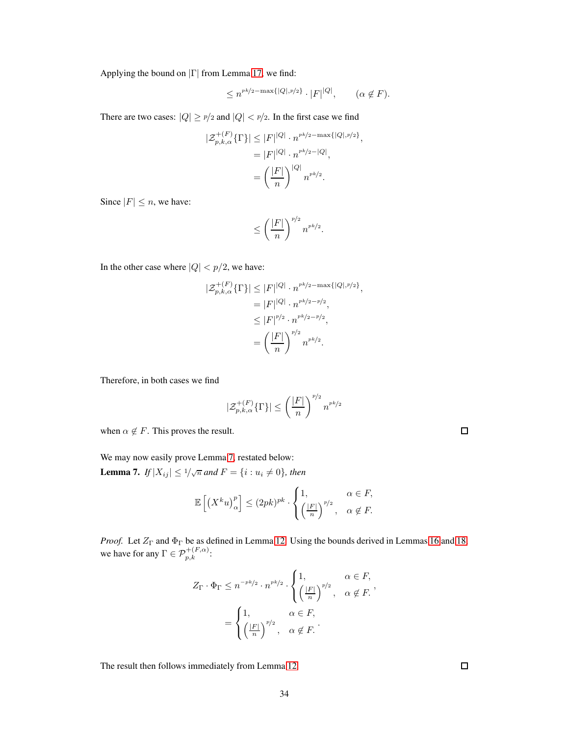Applying the bound on $|\Gamma|$ from Lemma 17, we find:

$$\leq n^{pk/2 - \max\{|Q|, p/2\}} \cdot |F|^{|Q|}, \qquad (\alpha \notin F).$$

There are two cases: $|Q| \geq p/2$ and $|Q| < p/2$. In the first case we find

$$\begin{aligned}
|\mathcal{Z}_{p,k,\alpha}^{+(F)}\{\Gamma\}| &\leq |F|^{|Q|} \cdot n^{pk/2 - \max\{|Q|, p/2\}}, \\
&= |F|^{|Q|} \cdot n^{pk/2 - |Q|}, \\
&= \left(\frac{|F|}{n}\right)^{|Q|} n^{pk/2}.
\end{aligned}$$

Since $|F| \leq n$, we have:

$$\leq \left(\frac{|F|}{n}\right)^{p/2} n^{pk/2}.$$

In the other case where $|Q| < p/2$, we have:

$$\begin{aligned}
|\mathcal{Z}_{p,k,\alpha}^{+(F)}\{\Gamma\}| &\leq |F|^{|Q|} \cdot n^{pk/2 - \max\{|Q|, p/2\}}, \\
&= |F|^{|Q|} \cdot n^{pk/2 - p/2}, \\
&\leq |F|^{p/2} \cdot n^{pk/2 - p/2}, \\
&= \left(\frac{|F|}{n}\right)^{p/2} n^{pk/2}.
\end{aligned}$$

Therefore, in both cases we find

$$|\mathcal{Z}_{p,k,\alpha}^{+(F)}\{\Gamma\}| \leq \left(\frac{|F|}{n}\right)^{p/2} n^{pk/2}$$

when $\alpha \notin F$. This proves the result. □

We may now easily prove Lemma 7, restated below:

**Lemma 7.** *If $|X_{ij}| \leq 1/\sqrt{n}$ and $F = \{i : u_i \neq 0\}$, then*

$$\mathbb{E}\left[\left(X^k u\right)_\alpha^p\right] \leq (2pk)^{pk} \cdot \begin{cases} 1, & \alpha \in F, \\ \left(\frac{|F|}{n}\right)^{p/2}, & \alpha \notin F. \end{cases}$$

*Proof.* Let $Z_\Gamma$ and $\Phi_\Gamma$ be as defined in Lemma 12. Using the bounds derived in Lemmas 16 and 18, we have for any $\Gamma \in \mathcal{P}_{p,k}^{+(F,\alpha)}$:

$$\begin{aligned}
Z_\Gamma \cdot \Phi_\Gamma &\leq n^{-pk/2} \cdot n^{pk/2} \cdot \begin{cases} 1, & \alpha \in F, \\ \left(\frac{|F|}{n}\right)^{p/2}, & \alpha \notin F. \end{cases}, \\
&= \begin{cases} 1, & \alpha \in F, \\ \left(\frac{|F|}{n}\right)^{p/2}, & \alpha \notin F. \end{cases}.
\end{aligned}$$

The result then follows immediately from Lemma 12. □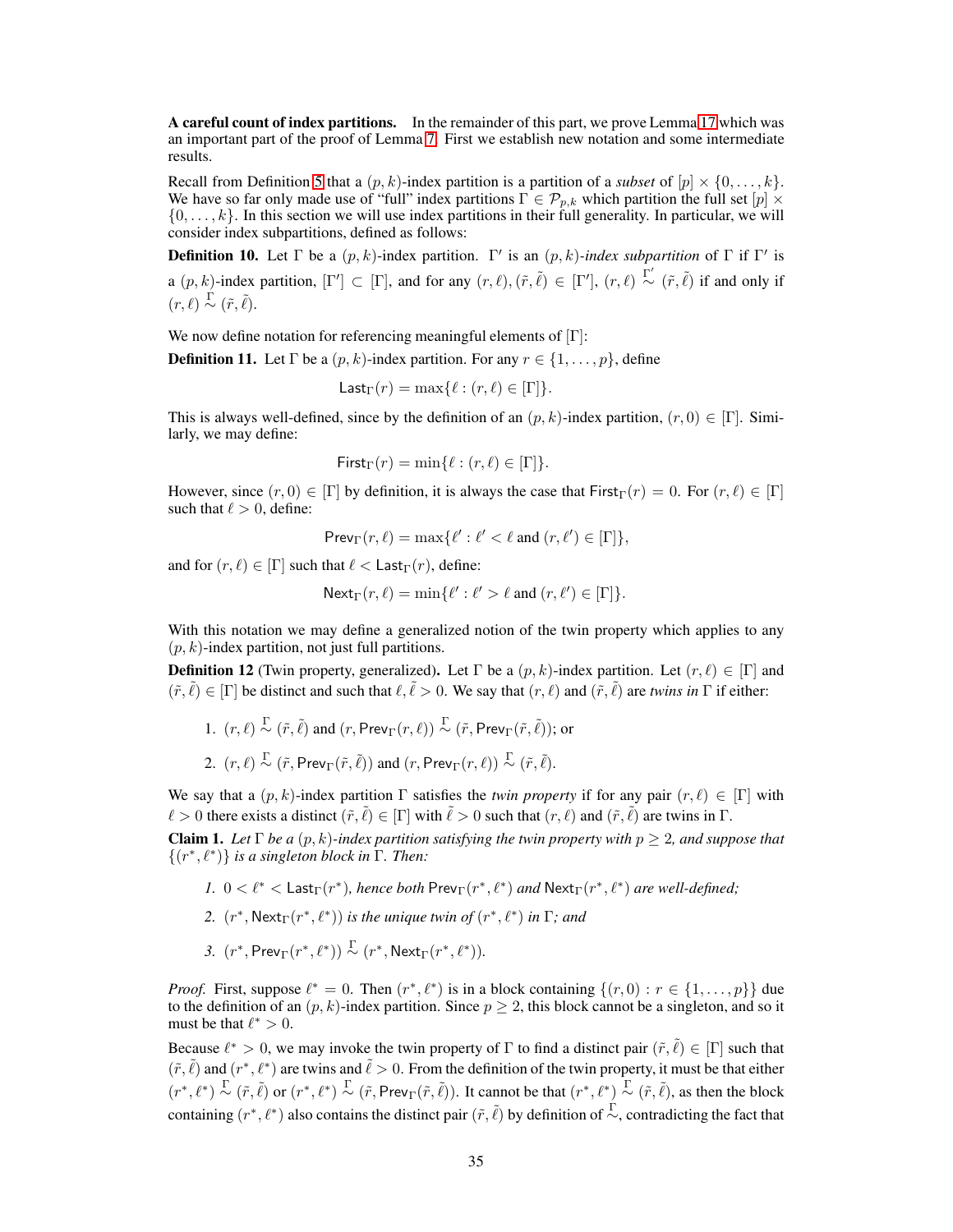**A careful count of index partitions.** In the remainder of this part, we prove Lemma 17 which was an important part of the proof of Lemma 7. First we establish new notation and some intermediate results.

Recall from Definition 5 that a $(p, k)$-index partition is a partition of a *subset* of $[p] \times \{0, \dots, k\}$. We have so far only made use of "full" index partitions $\Gamma \in \mathcal{P}_{p,k}$ which partition the full set $[p] \times \{0, \dots, k\}$. In this section we will use index partitions in their full generality. In particular, we will consider index subpartitions, defined as follows:

**Definition 10.** Let $\Gamma$ be a $(p, k)$-index partition. $\Gamma'$ is an $(p, k)$-*index subpartition* of $\Gamma$ if $\Gamma'$ is a $(p, k)$-index partition, $[\Gamma'] \subset [\Gamma]$, and for any $(r, \ell), (\tilde{r}, \tilde{\ell}) \in [\Gamma']$, $(r, \ell) \overset{\Gamma'}{\sim} (\tilde{r}, \tilde{\ell})$ if and only if $(r, \ell) \overset{\Gamma}{\sim} (\tilde{r}, \tilde{\ell})$.

We now define notation for referencing meaningful elements of $[\Gamma]$:

**Definition 11.** Let $\Gamma$ be a $(p, k)$-index partition. For any $r \in \{1, \dots, p\}$, define

$$\mathsf{Last}_\Gamma(r) = \max\{\ell : (r, \ell) \in [\Gamma]\}.$$

This is always well-defined, since by the definition of an $(p, k)$-index partition, $(r, 0) \in [\Gamma]$. Similarly, we may define:

$$\mathsf{First}_\Gamma(r) = \min\{\ell : (r, \ell) \in [\Gamma]\}.$$

However, since $(r, 0) \in [\Gamma]$ by definition, it is always the case that $\mathsf{First}_\Gamma(r) = 0$. For $(r, \ell) \in [\Gamma]$ such that $\ell > 0$, define:

$$\mathsf{Prev}_\Gamma(r, \ell) = \max\{\ell' : \ell' < \ell \text{ and } (r, \ell') \in [\Gamma]\},$$

and for $(r, \ell) \in [\Gamma]$ such that $\ell < \mathsf{Last}_\Gamma(r)$, define:

$$\mathsf{Next}_\Gamma(r, \ell) = \min\{\ell' : \ell' > \ell \text{ and } (r, \ell') \in [\Gamma]\}.$$

With this notation we may define a generalized notion of the twin property which applies to any $(p, k)$-index partition, not just full partitions.

**Definition 12** (Twin property, generalized)**.** Let $\Gamma$ be a $(p, k)$-index partition. Let $(r, \ell) \in [\Gamma]$ and $(\tilde{r}, \tilde{\ell}) \in [\Gamma]$ be distinct and such that $\ell, \tilde{\ell} > 0$. We say that $(r, \ell)$ and $(\tilde{r}, \tilde{\ell})$ are *twins in* $\Gamma$ if either:

1. $(r, \ell) \overset{\Gamma}{\sim} (\tilde{r}, \tilde{\ell})$ and $(r, \mathsf{Prev}_\Gamma(r, \ell)) \overset{\Gamma}{\sim} (\tilde{r}, \mathsf{Prev}_\Gamma(\tilde{r}, \tilde{\ell}))$; or
2. $(r, \ell) \overset{\Gamma}{\sim} (\tilde{r}, \mathsf{Prev}_\Gamma(\tilde{r}, \tilde{\ell}))$ and $(r, \mathsf{Prev}_\Gamma(r, \ell)) \overset{\Gamma}{\sim} (\tilde{r}, \tilde{\ell})$.

We say that a $(p, k)$-index partition $\Gamma$ satisfies the *twin property* if for any pair $(r, \ell) \in [\Gamma]$ with $\ell > 0$ there exists a distinct $(\tilde{r}, \tilde{\ell}) \in [\Gamma]$ with $\tilde{\ell} > 0$ such that $(r, \ell)$ and $(\tilde{r}, \tilde{\ell})$ are twins in $\Gamma$.

**Claim 1.** *Let $\Gamma$ be a $(p, k)$-index partition satisfying the twin property with $p \geq 2$, and suppose that $\{(r^*, \ell^*)\}$ is a singleton block in $\Gamma$. Then:*

1. *$0 < \ell^* < \mathsf{Last}_\Gamma(r^*)$, hence both $\mathsf{Prev}_\Gamma(r^*, \ell^*)$ and $\mathsf{Next}_\Gamma(r^*, \ell^*)$ are well-defined;*
2. *$(r^*, \mathsf{Next}_\Gamma(r^*, \ell^*))$ is the unique twin of $(r^*, \ell^*)$ in $\Gamma$; and*
3. *$(r^*, \mathsf{Prev}_\Gamma(r^*, \ell^*)) \overset{\Gamma}{\sim} (r^*, \mathsf{Next}_\Gamma(r^*, \ell^*))$.*

*Proof.* First, suppose $\ell^* = 0$. Then $(r^*, \ell^*)$ is in a block containing $\{(r, 0) : r \in \{1, \dots, p\}\}$ due to the definition of an $(p, k)$-index partition. Since $p \geq 2$, this block cannot be a singleton, and so it must be that $\ell^* > 0$.

Because $\ell^* > 0$, we may invoke the twin property of $\Gamma$ to find a distinct pair $(\tilde{r}, \tilde{\ell}) \in [\Gamma]$ such that $(\tilde{r}, \tilde{\ell})$ and $(r^*, \ell^*)$ are twins and $\tilde{\ell} > 0$. From the definition of the twin property, it must be that either $(r^*, \ell^*) \overset{\Gamma}{\sim} (\tilde{r}, \tilde{\ell})$ or $(r^*, \ell^*) \overset{\Gamma}{\sim} (\tilde{r}, \mathsf{Prev}_\Gamma(\tilde{r}, \tilde{\ell}))$. It cannot be that $(r^*, \ell^*) \overset{\Gamma}{\sim} (\tilde{r}, \tilde{\ell})$, as then the block containing $(r^*, \ell^*)$ also contains the distinct pair $(\tilde{r}, \tilde{\ell})$ by definition of $\overset{\Gamma}{\sim}$, contradicting the fact that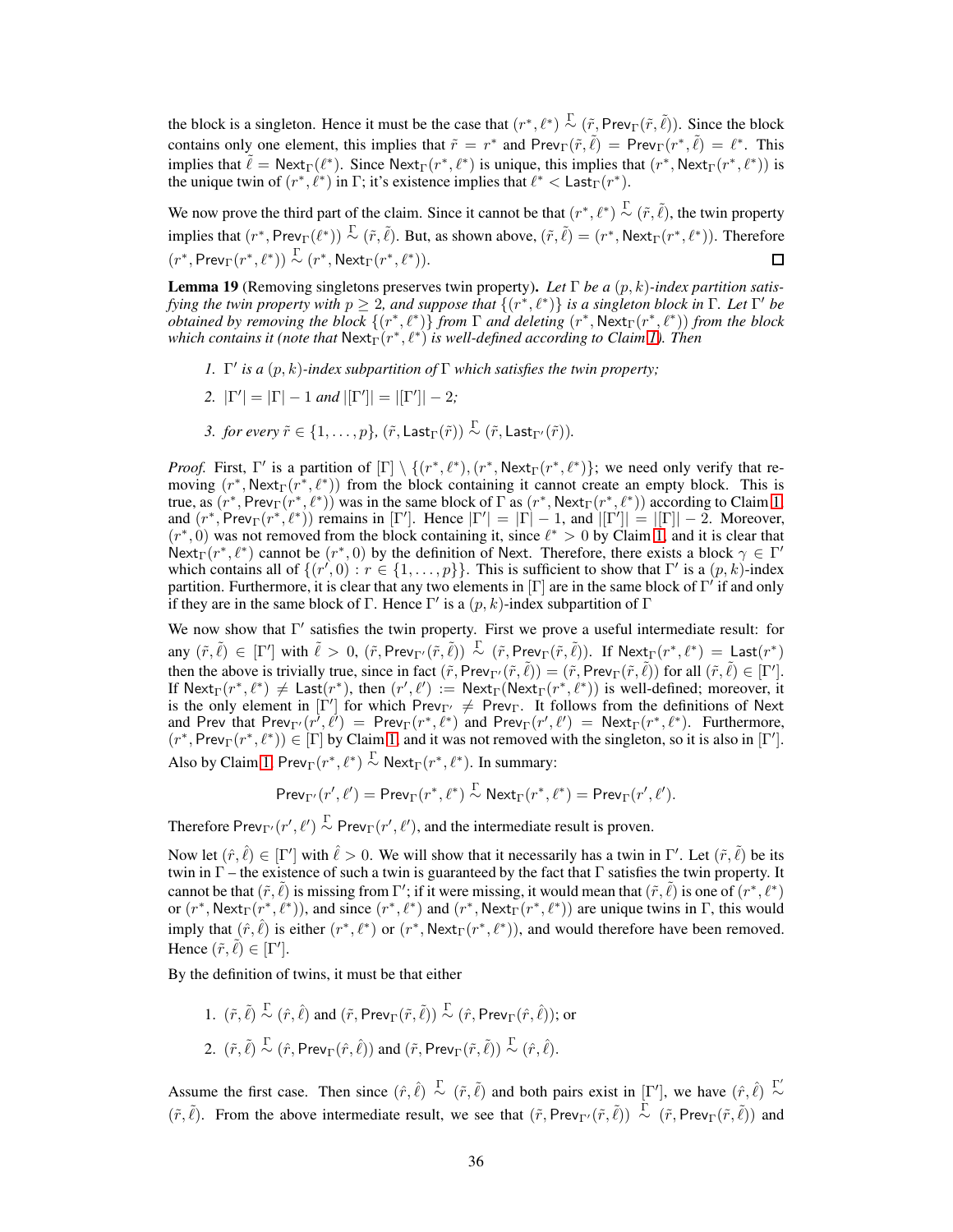the block is a singleton. Hence it must be the case that $(r^*, \ell^*) \overset{\Gamma}{\sim} (\tilde{r}, \mathsf{Prev}_\Gamma(\tilde{r}, \tilde{\ell}))$. Since the block contains only one element, this implies that $\tilde{r} = r^*$ and $\mathsf{Prev}_\Gamma(\tilde{r}, \tilde{\ell}) = \mathsf{Prev}_\Gamma(r^*, \tilde{\ell}) = \ell^*$. This implies that $\tilde{\ell} = \mathsf{Next}_\Gamma(\ell^*)$. Since $\mathsf{Next}_\Gamma(r^*, \ell^*)$ is unique, this implies that $(r^*, \mathsf{Next}_\Gamma(r^*, \ell^*))$ is the unique twin of $(r^*, \ell^*)$ in $\Gamma$; it's existence implies that $\ell^* < \mathsf{Last}_\Gamma(r^*)$.

We now prove the third part of the claim. Since it cannot be that $(r^*, \ell^*) \overset{\Gamma}{\sim} (\tilde{r}, \tilde{\ell})$, the twin property implies that $(r^*, \mathsf{Prev}_\Gamma(\ell^*)) \overset{\Gamma}{\sim} (\tilde{r}, \tilde{\ell})$. But, as shown above, $(\tilde{r}, \tilde{\ell}) = (r^*, \mathsf{Next}_\Gamma(r^*, \ell^*))$. Therefore $(r^*, \mathsf{Prev}_\Gamma(r^*, \ell^*)) \overset{\Gamma}{\sim} (r^*, \mathsf{Next}_\Gamma(r^*, \ell^*))$. ◻

**Lemma 19** (Removing singletons preserves twin property)**.** *Let $\Gamma$ be a $(p, k)$-index partition satisfying the twin property with $p \geq 2$, and suppose that $\{(r^*, \ell^*)\}$ is a singleton block in $\Gamma$. Let $\Gamma'$ be obtained by removing the block $\{(r^*, \ell^*)\}$ from $\Gamma$ and deleting $(r^*, \mathsf{Next}_\Gamma(r^*, \ell^*))$ from the block which contains it (note that $\mathsf{Next}_\Gamma(r^*, \ell^*)$ is well-defined according to Claim 1). Then*

1. *$\Gamma'$ is a $(p, k)$-index subpartition of $\Gamma$ which satisfies the twin property;*
2. *$|\Gamma'| = |\Gamma| - 1$ and $|[\Gamma']| = |[\Gamma']| - 2$;*
3. *for every $\tilde{r} \in \{1, \ldots, p\}$, $(\tilde{r}, \mathsf{Last}_\Gamma(\tilde{r})) \overset{\Gamma}{\sim} (\tilde{r}, \mathsf{Last}_{\Gamma'}(\tilde{r}))$.*

*Proof.* First, $\Gamma'$ is a partition of $[\Gamma] \setminus \{(r^*, \ell^*), (r^*, \mathsf{Next}_\Gamma(r^*, \ell^*)\}$; we need only verify that removing $(r^*, \mathsf{Next}_\Gamma(r^*, \ell^*))$ from the block containing it cannot create an empty block. This is true, as $(r^*, \mathsf{Prev}_\Gamma(r^*, \ell^*))$ was in the same block of $\Gamma$ as $(r^*, \mathsf{Next}_\Gamma(r^*, \ell^*))$ according to Claim 1, and $(r^*, \mathsf{Prev}_\Gamma(r^*, \ell^*))$ remains in $[\Gamma']$. Hence $|\Gamma'| = |\Gamma| - 1$, and $|[\Gamma']| = |[\Gamma]| - 2$. Moreover, $(r^*, 0)$ was not removed from the block containing it, since $\ell^* > 0$ by Claim 1, and it is clear that $\mathsf{Next}_\Gamma(r^*, \ell^*)$ cannot be $(r^*, 0)$ by the definition of Next. Therefore, there exists a block $\gamma \in \Gamma'$ which contains all of $\{(r', 0) : r \in \{1, \ldots, p\}\}$. This is sufficient to show that $\Gamma'$ is a $(p, k)$-index partition. Furthermore, it is clear that any two elements in $[\Gamma]$ are in the same block of $\Gamma'$ if and only if they are in the same block of $\Gamma$. Hence $\Gamma'$ is a $(p, k)$-index subpartition of $\Gamma$

We now show that $\Gamma'$ satisfies the twin property. First we prove a useful intermediate result: for any $(\tilde{r}, \tilde{\ell}) \in [\Gamma']$ with $\tilde{\ell} > 0$, $(\tilde{r}, \mathsf{Prev}_{\Gamma'}(\tilde{r}, \tilde{\ell})) \overset{\Gamma}{\sim} (\tilde{r}, \mathsf{Prev}_\Gamma(\tilde{r}, \tilde{\ell}))$. If $\mathsf{Next}_\Gamma(r^*, \ell^*) = \mathsf{Last}(r^*)$ then the above is trivially true, since in fact $(\tilde{r}, \mathsf{Prev}_{\Gamma'}(\tilde{r}, \tilde{\ell})) = (\tilde{r}, \mathsf{Prev}_\Gamma(\tilde{r}, \tilde{\ell}))$ for all $(\tilde{r}, \tilde{\ell}) \in [\Gamma']$. If $\mathsf{Next}_\Gamma(r^*, \ell^*) \neq \mathsf{Last}(r^*)$, then $(r', \ell') := \mathsf{Next}_\Gamma(\mathsf{Next}_\Gamma(r^*, \ell^*))$ is well-defined; moreover, it is the only element in $[\Gamma']$ for which $\mathsf{Prev}_{\Gamma'} \neq \mathsf{Prev}_\Gamma$. It follows from the definitions of Next and Prev that $\mathsf{Prev}_{\Gamma'}(r', \ell') = \mathsf{Prev}_\Gamma(r^*, \ell^*)$ and $\mathsf{Prev}_\Gamma(r', \ell') = \mathsf{Next}_\Gamma(r^*, \ell^*)$. Furthermore, $(r^*, \mathsf{Prev}_\Gamma(r^*, \ell^*)) \in [\Gamma]$ by Claim 1, and it was not removed with the singleton, so it is also in $[\Gamma']$. Also by Claim 1, $\mathsf{Prev}_\Gamma(r^*, \ell^*) \overset{\Gamma}{\sim} \mathsf{Next}_\Gamma(r^*, \ell^*)$. In summary:

$$\mathsf{Prev}_{\Gamma'}(r', \ell') = \mathsf{Prev}_\Gamma(r^*, \ell^*) \overset{\Gamma}{\sim} \mathsf{Next}_\Gamma(r^*, \ell^*) = \mathsf{Prev}_\Gamma(r', \ell').$$

Therefore $\mathsf{Prev}_{\Gamma'}(r', \ell') \overset{\Gamma}{\sim} \mathsf{Prev}_\Gamma(r', \ell')$, and the intermediate result is proven.

Now let $(\hat{r}, \hat{\ell}) \in [\Gamma']$ with $\hat{\ell} > 0$. We will show that it necessarily has a twin in $\Gamma'$. Let $(\tilde{r}, \tilde{\ell})$ be its twin in $\Gamma$ – the existence of such a twin is guaranteed by the fact that $\Gamma$ satisfies the twin property. It cannot be that $(\tilde{r}, \tilde{\ell})$ is missing from $\Gamma'$; if it were missing, it would mean that $(\tilde{r}, \tilde{\ell})$ is one of $(r^*, \ell^*)$ or $(r^*, \mathsf{Next}_\Gamma(r^*, \ell^*))$, and since $(r^*, \ell^*)$ and $(r^*, \mathsf{Next}_\Gamma(r^*, \ell^*))$ are unique twins in $\Gamma$, this would imply that $(\hat{r}, \hat{\ell})$ is either $(r^*, \ell^*)$ or $(r^*, \mathsf{Next}_\Gamma(r^*, \ell^*))$, and would therefore have been removed. Hence $(\tilde{r}, \tilde{\ell}) \in [\Gamma']$.

By the definition of twins, it must be that either

1. $(\tilde{r}, \tilde{\ell}) \overset{\Gamma}{\sim} (\hat{r}, \hat{\ell})$ and $(\tilde{r}, \mathsf{Prev}_\Gamma(\tilde{r}, \tilde{\ell})) \overset{\Gamma}{\sim} (\hat{r}, \mathsf{Prev}_\Gamma(\hat{r}, \hat{\ell}))$; or
2. $(\tilde{r}, \tilde{\ell}) \overset{\Gamma}{\sim} (\hat{r}, \mathsf{Prev}_\Gamma(\hat{r}, \hat{\ell}))$ and $(\tilde{r}, \mathsf{Prev}_\Gamma(\tilde{r}, \tilde{\ell})) \overset{\Gamma}{\sim} (\hat{r}, \hat{\ell})$.

Assume the first case. Then since $(\hat{r}, \hat{\ell}) \overset{\Gamma}{\sim} (\tilde{r}, \tilde{\ell})$ and both pairs exist in $[\Gamma']$, we have $(\hat{r}, \hat{\ell}) \overset{\Gamma'}{\sim} (\tilde{r}, \tilde{\ell})$. From the above intermediate result, we see that $(\tilde{r}, \mathsf{Prev}_{\Gamma'}(\tilde{r}, \tilde{\ell})) \overset{\Gamma}{\sim} (\tilde{r}, \mathsf{Prev}_\Gamma(\tilde{r}, \tilde{\ell}))$ and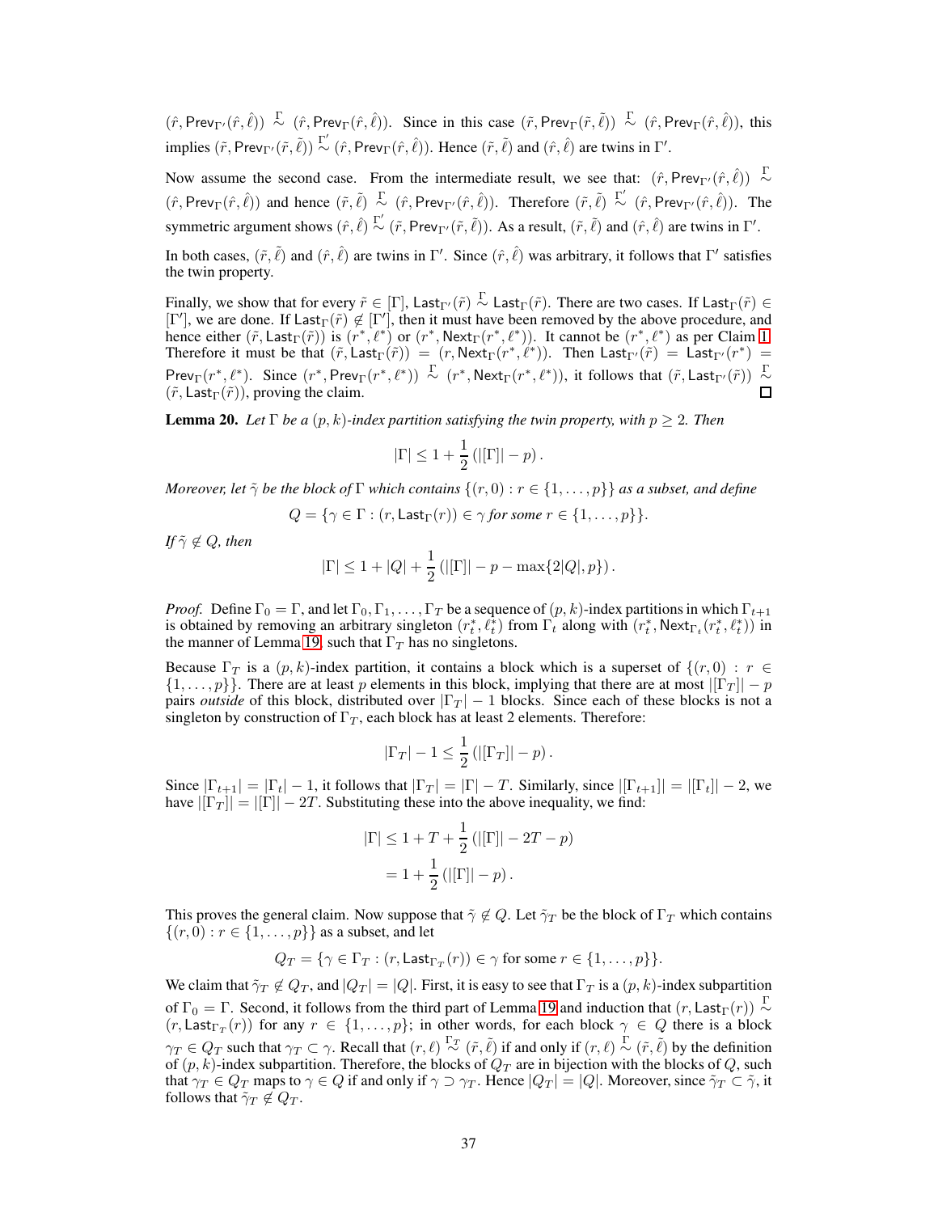$(\hat{r}, \mathsf{Prev}_{\Gamma'}(\hat{r}, \hat{\ell})) \overset{\Gamma}{\sim} (\hat{r}, \mathsf{Prev}_{\Gamma}(\hat{r}, \hat{\ell}))$. Since in this case $(\tilde{r}, \mathsf{Prev}_{\Gamma}(\tilde{r}, \tilde{\ell})) \overset{\Gamma}{\sim} (\hat{r}, \mathsf{Prev}_{\Gamma}(\hat{r}, \hat{\ell}))$, this implies $(\tilde{r}, \mathsf{Prev}_{\Gamma'}(\tilde{r}, \tilde{\ell})) \overset{\Gamma'}{\sim} (\hat{r}, \mathsf{Prev}_{\Gamma}(\hat{r}, \hat{\ell}))$. Hence $(\tilde{r}, \tilde{\ell})$ and $(\hat{r}, \hat{\ell})$ are twins in $\Gamma'$.

Now assume the second case. From the intermediate result, we see that: $(\hat{r}, \mathsf{Prev}_{\Gamma'}(\hat{r}, \hat{\ell})) \overset{\Gamma}{\sim} (\hat{r}, \mathsf{Prev}_{\Gamma}(\hat{r}, \hat{\ell}))$ and hence $(\tilde{r}, \tilde{\ell}) \overset{\Gamma}{\sim} (\hat{r}, \mathsf{Prev}_{\Gamma'}(\hat{r}, \hat{\ell}))$. Therefore $(\tilde{r}, \tilde{\ell}) \overset{\Gamma'}{\sim} (\hat{r}, \mathsf{Prev}_{\Gamma'}(\hat{r}, \hat{\ell}))$. The symmetric argument shows $(\hat{r}, \hat{\ell}) \overset{\Gamma'}{\sim} (\tilde{r}, \mathsf{Prev}_{\Gamma'}(\tilde{r}, \tilde{\ell}))$. As a result, $(\tilde{r}, \tilde{\ell})$ and $(\hat{r}, \hat{\ell})$ are twins in $\Gamma'$.

In both cases, $(\tilde{r}, \tilde{\ell})$ and $(\hat{r}, \hat{\ell})$ are twins in $\Gamma'$. Since $(\hat{r}, \hat{\ell})$ was arbitrary, it follows that $\Gamma'$ satisfies the twin property.

Finally, we show that for every $\tilde{r} \in [\Gamma]$, $\mathsf{Last}_{\Gamma'}(\tilde{r}) \overset{\Gamma}{\sim} \mathsf{Last}_{\Gamma}(\tilde{r})$. There are two cases. If $\mathsf{Last}_{\Gamma}(\tilde{r}) \in [\Gamma']$, we are done. If $\mathsf{Last}_{\Gamma}(\tilde{r}) \notin [\Gamma']$, then it must have been removed by the above procedure, and hence either $(\tilde{r}, \mathsf{Last}_{\Gamma}(\tilde{r}))$ is $(r^*, \ell^*)$ or $(r^*, \mathsf{Next}_{\Gamma}(r^*, \ell^*))$. It cannot be $(r^*, \ell^*)$ as per Claim 1. Therefore it must be that $(\tilde{r}, \mathsf{Last}_{\Gamma}(\tilde{r})) = (r, \mathsf{Next}_{\Gamma}(r^*, \ell^*))$. Then $\mathsf{Last}_{\Gamma'}(\tilde{r}) = \mathsf{Last}_{\Gamma'}(r^*) = \mathsf{Prev}_{\Gamma}(r^*, \ell^*)$. Since $(r^*, \mathsf{Prev}_{\Gamma}(r^*, \ell^*)) \overset{\Gamma}{\sim} (r^*, \mathsf{Next}_{\Gamma}(r^*, \ell^*))$, it follows that $(\tilde{r}, \mathsf{Last}_{\Gamma'}(\tilde{r})) \overset{\Gamma}{\sim} (\tilde{r}, \mathsf{Last}_{\Gamma}(\tilde{r}))$, proving the claim. $\square$

**Lemma 20.** *Let $\Gamma$ be a $(p, k)$-index partition satisfying the twin property, with $p \geq 2$. Then*

$$|\Gamma| \leq 1 + \frac{1}{2}\left(|[\Gamma]| - p\right).$$

*Moreover, let $\tilde{\gamma}$ be the block of $\Gamma$ which contains $\{(r, 0) : r \in \{1, \ldots, p\}\}$ as a subset, and define*

$$Q = \{\gamma \in \Gamma : (r, \mathsf{Last}_{\Gamma}(r)) \in \gamma \text{ for some } r \in \{1, \ldots, p\}\}.$$

*If $\tilde{\gamma} \notin Q$, then*

$$|\Gamma| \leq 1 + |Q| + \frac{1}{2}\left(|[\Gamma]| - p - \max\{2|Q|, p\}\right).$$

*Proof.* Define $\Gamma_0 = \Gamma$, and let $\Gamma_0, \Gamma_1, \ldots, \Gamma_T$ be a sequence of $(p, k)$-index partitions in which $\Gamma_{t+1}$ is obtained by removing an arbitrary singleton $(r_t^*, \ell_t^*)$ from $\Gamma_t$ along with $(r_t^*, \mathsf{Next}_{\Gamma_t}(r_t^*, \ell_t^*))$ in the manner of Lemma 19, such that $\Gamma_T$ has no singletons.

Because $\Gamma_T$ is a $(p, k)$-index partition, it contains a block which is a superset of $\{(r, 0) : r \in \{1, \ldots, p\}\}$. There are at least $p$ elements in this block, implying that there are at most $|[\Gamma_T]| - p$ pairs *outside* of this block, distributed over $|\Gamma_T| - 1$ blocks. Since each of these blocks is not a singleton by construction of $\Gamma_T$, each block has at least 2 elements. Therefore:

$$|\Gamma_T| - 1 \leq \frac{1}{2}\left(|[\Gamma_T]| - p\right).$$

Since $|\Gamma_{t+1}| = |\Gamma_t| - 1$, it follows that $|\Gamma_T| = |\Gamma| - T$. Similarly, since $|[\Gamma_{t+1}]| = |[\Gamma_t]| - 2$, we have $|[\Gamma_T]| = |[\Gamma]| - 2T$. Substituting these into the above inequality, we find:

$$\begin{aligned}
|\Gamma| &\leq 1 + T + \frac{1}{2}\left(|[\Gamma]| - 2T - p\right) \\
&= 1 + \frac{1}{2}\left(|[\Gamma]| - p\right).
\end{aligned}$$

This proves the general claim. Now suppose that $\tilde{\gamma} \notin Q$. Let $\tilde{\gamma}_T$ be the block of $\Gamma_T$ which contains $\{(r, 0) : r \in \{1, \ldots, p\}\}$ as a subset, and let

$$Q_T = \{\gamma \in \Gamma_T : (r, \mathsf{Last}_{\Gamma_T}(r)) \in \gamma \text{ for some } r \in \{1, \ldots, p\}\}.$$

We claim that $\tilde{\gamma}_T \notin Q_T$, and $|Q_T| = |Q|$. First, it is easy to see that $\Gamma_T$ is a $(p, k)$-index subpartition of $\Gamma_0 = \Gamma$. Second, it follows from the third part of Lemma 19 and induction that $(r, \mathsf{Last}_{\Gamma}(r)) \overset{\Gamma}{\sim} (r, \mathsf{Last}_{\Gamma_T}(r))$ for any $r \in \{1, \ldots, p\}$; in other words, for each block $\gamma \in Q$ there is a block $\gamma_T \in Q_T$ such that $\gamma_T \subset \gamma$. Recall that $(r, \ell) \overset{\Gamma_T}{\sim} (\tilde{r}, \tilde{\ell})$ if and only if $(r, \ell) \overset{\Gamma}{\sim} (\tilde{r}, \tilde{\ell})$ by the definition of $(p, k)$-index subpartition. Therefore, the blocks of $Q_T$ are in bijection with the blocks of $Q$, such that $\gamma_T \in Q_T$ maps to $\gamma \in Q$ if and only if $\gamma \supset \gamma_T$. Hence $|Q_T| = |Q|$. Moreover, since $\tilde{\gamma}_T \subset \tilde{\gamma}$, it follows that $\tilde{\gamma}_T \notin Q_T$.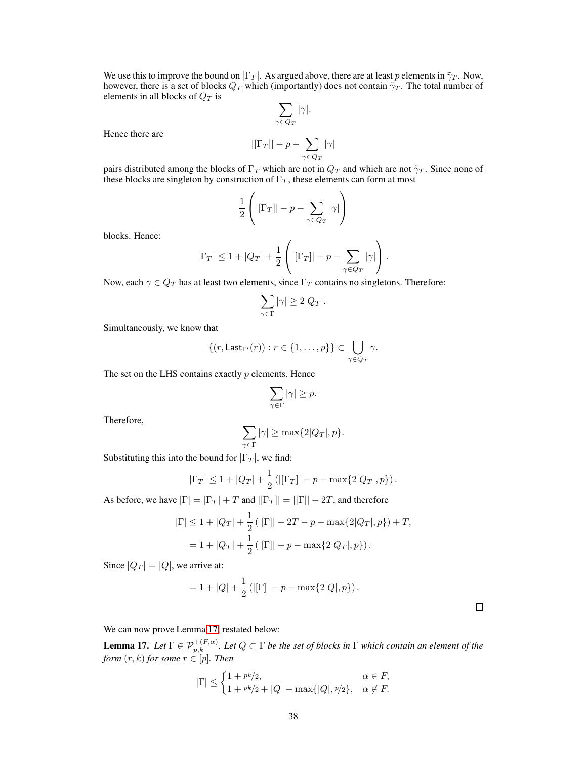We use this to improve the bound on $|\Gamma_T|$. As argued above, there are at least $p$ elements in $\tilde{\gamma}_T$. Now, however, there is a set of blocks $Q_T$ which (importantly) does not contain $\tilde{\gamma}_T$. The total number of elements in all blocks of $Q_T$ is

$$\sum_{\gamma \in Q_T} |\gamma|.$$

Hence there are

$$|[\Gamma_T]| - p - \sum_{\gamma \in Q_T} |\gamma|$$

pairs distributed among the blocks of $\Gamma_T$ which are not in $Q_T$ and which are not $\tilde{\gamma}_T$. Since none of these blocks are singleton by construction of $\Gamma_T$, these elements can form at most

$$\frac{1}{2}\left(|[\Gamma_T]| - p - \sum_{\gamma \in Q_T} |\gamma|\right)$$

blocks. Hence:

$$|\Gamma_T| \leq 1 + |Q_T| + \frac{1}{2}\left(|[\Gamma_T]| - p - \sum_{\gamma \in Q_T} |\gamma|\right).$$

Now, each $\gamma \in Q_T$ has at least two elements, since $\Gamma_T$ contains no singletons. Therefore:

$$\sum_{\gamma \in \Gamma} |\gamma| \geq 2|Q_T|.$$

Simultaneously, we know that

$$\{(r, \mathsf{Last}_{\Gamma'}(r)) : r \in \{1, \ldots, p\}\} \subset \bigcup_{\gamma \in Q_T} \gamma.$$

The set on the LHS contains exactly $p$ elements. Hence

$$\sum_{\gamma \in \Gamma} |\gamma| \geq p.$$

Therefore,

$$\sum_{\gamma \in \Gamma} |\gamma| \geq \max\{2|Q_T|, p\}.$$

Substituting this into the bound for $|\Gamma_T|$, we find:

$$|\Gamma_T| \leq 1 + |Q_T| + \frac{1}{2}\left(|[\Gamma_T]| - p - \max\{2|Q_T|, p\}\right).$$

As before, we have $|\Gamma| = |\Gamma_T| + T$ and $|[\Gamma_T]| = |[\Gamma]| - 2T$, and therefore

$$\begin{aligned}
|\Gamma| &\leq 1 + |Q_T| + \frac{1}{2}\left(|[\Gamma]| - 2T - p - \max\{2|Q_T|, p\}\right) + T, \\
&= 1 + |Q_T| + \frac{1}{2}\left(|[\Gamma]| - p - \max\{2|Q_T|, p\}\right).
\end{aligned}$$

Since $|Q_T| = |Q|$, we arrive at:

$$= 1 + |Q| + \frac{1}{2}\left(|[\Gamma]| - p - \max\{2|Q|, p\}\right).$$

□

We can now prove Lemma 17, restated below:

**Lemma 17.** *Let $\Gamma \in \mathcal{P}_{p,k}^{+(F,\alpha)}$. Let $Q \subset \Gamma$ be the set of blocks in $\Gamma$ which contain an element of the form $(r, k)$ for some $r \in [p]$. Then*

$$|\Gamma| \leq \begin{cases} 1 + pk/2, & \alpha \in F, \\ 1 + pk/2 + |Q| - \max\{|Q|, p/2\}, & \alpha \notin F. \end{cases}$$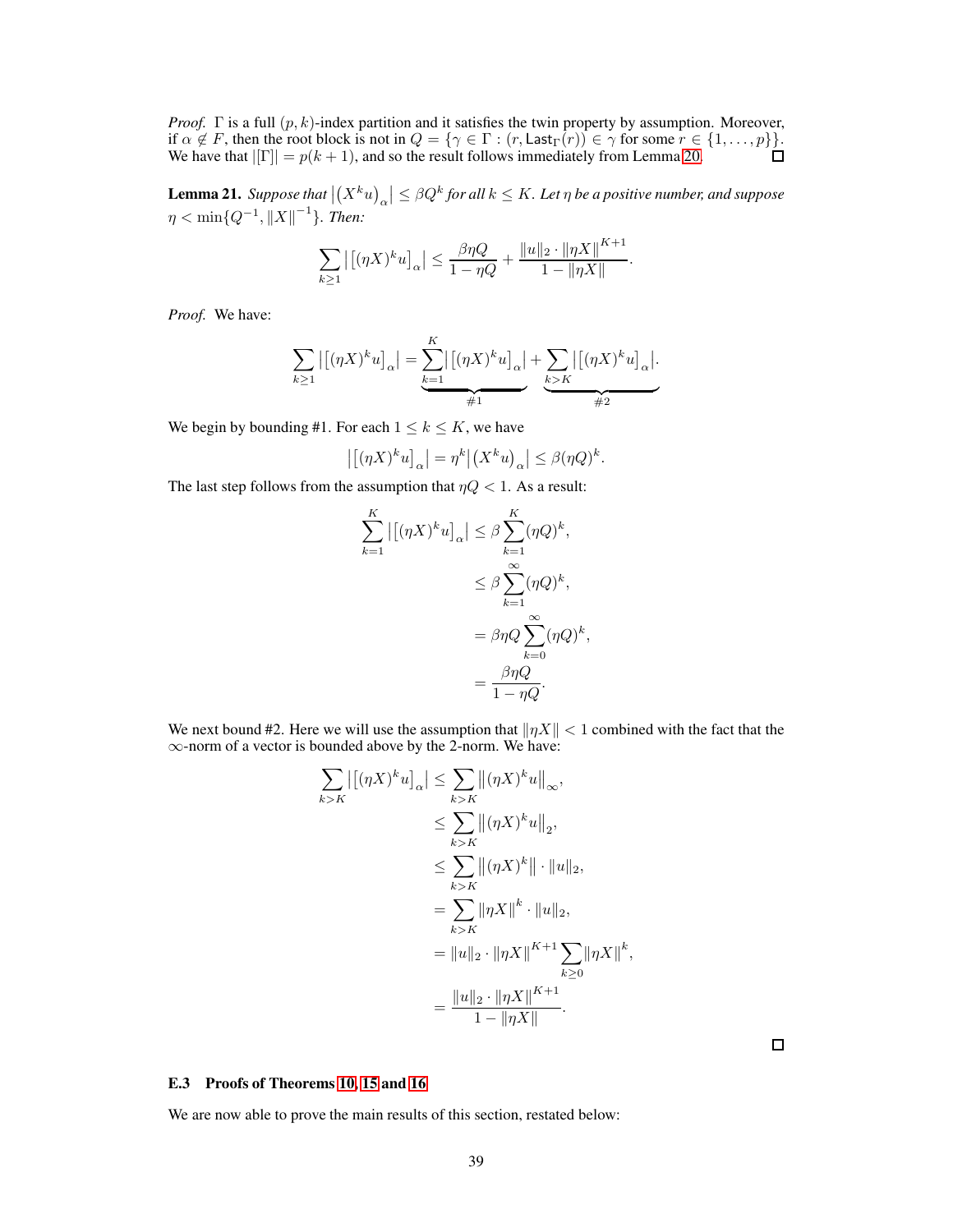*Proof.* $\Gamma$ is a full $(p, k)$-index partition and it satisfies the twin property by assumption. Moreover, if $\alpha \notin F$, then the root block is not in $Q = \{\gamma \in \Gamma : (r, \mathsf{Last}_\Gamma(r)) \in \gamma \text{ for some } r \in \{1, \ldots, p\}\}$. We have that $|[\Gamma]| = p(k+1)$, and so the result follows immediately from Lemma 20. ◻

**Lemma 21.** *Suppose that $\left|\left(X^k u\right)_\alpha\right| \leq \beta Q^k$ for all $k \leq K$. Let $\eta$ be a positive number, and suppose $\eta < \min\{Q^{-1}, \|X\|^{-1}\}$. Then:*

$$\sum_{k \geq 1} \left|\left[(\eta X)^k u\right]_\alpha\right| \leq \frac{\beta \eta Q}{1 - \eta Q} + \frac{\|u\|_2 \cdot \|\eta X\|^{K+1}}{1 - \|\eta X\|}.$$

*Proof.* We have:

$$\sum_{k \geq 1} \left|\left[(\eta X)^k u\right]_\alpha\right| = \underbrace{\sum_{k=1}^{K} \left|\left[(\eta X)^k u\right]_\alpha\right|}_{\#1} + \underbrace{\sum_{k > K} \left|\left[(\eta X)^k u\right]_\alpha\right|}_{\#2}.$$

We begin by bounding #1. For each $1 \leq k \leq K$, we have

$$\left|\left[(\eta X)^k u\right]_\alpha\right| = \eta^k \left|\left(X^k u\right)_\alpha\right| \leq \beta (\eta Q)^k.$$

The last step follows from the assumption that $\eta Q < 1$. As a result:

$$\begin{aligned}
\sum_{k=1}^{K} \left|\left[(\eta X)^k u\right]_\alpha\right| &\leq \beta \sum_{k=1}^{K} (\eta Q)^k, \\
&\leq \beta \sum_{k=1}^{\infty} (\eta Q)^k, \\
&= \beta \eta Q \sum_{k=0}^{\infty} (\eta Q)^k, \\
&= \frac{\beta \eta Q}{1 - \eta Q}.
\end{aligned}$$

We next bound #2. Here we will use the assumption that $\|\eta X\| < 1$ combined with the fact that the $\infty$-norm of a vector is bounded above by the 2-norm. We have:

$$\begin{aligned}
\sum_{k > K} \left|\left[(\eta X)^k u\right]_\alpha\right| &\leq \sum_{k > K} \left\|(\eta X)^k u\right\|_\infty, \\
&\leq \sum_{k > K} \left\|(\eta X)^k u\right\|_2, \\
&\leq \sum_{k > K} \left\|(\eta X)^k\right\| \cdot \|u\|_2, \\
&= \sum_{k > K} \|\eta X\|^k \cdot \|u\|_2, \\
&= \|u\|_2 \cdot \|\eta X\|^{K+1} \sum_{k \geq 0} \|\eta X\|^k, \\
&= \frac{\|u\|_2 \cdot \|\eta X\|^{K+1}}{1 - \|\eta X\|}.
\end{aligned}$$

◻

### E.3 Proofs of Theorems 10, 15 and 16

We are now able to prove the main results of this section, restated below: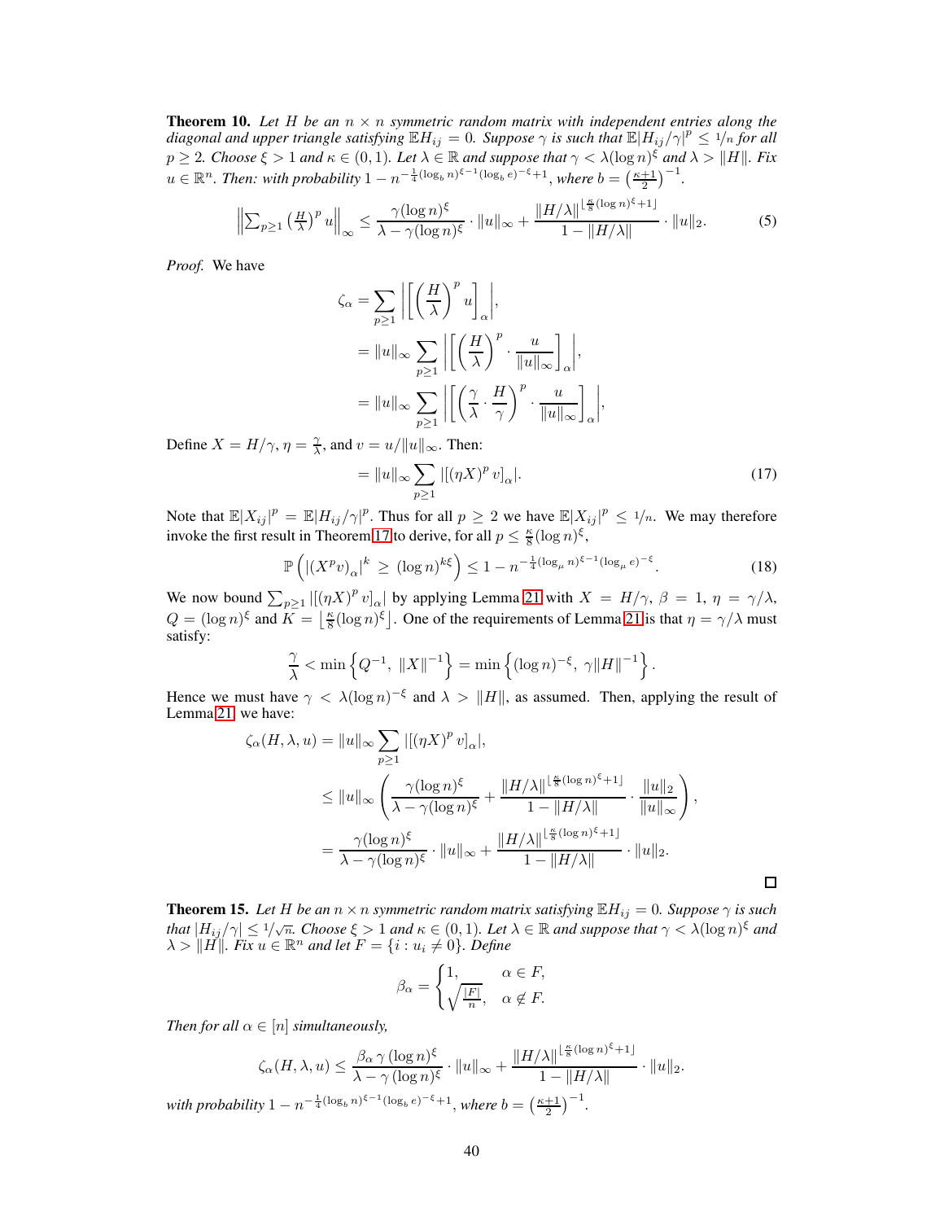**Theorem 10.** *Let $H$ be an $n \times n$ symmetric random matrix with independent entries along the diagonal and upper triangle satisfying $\mathbb{E}H_{ij} = 0$. Suppose $\gamma$ is such that $\mathbb{E}|H_{ij}/\gamma|^p \leq 1/n$ for all $p \geq 2$. Choose $\xi > 1$ and $\kappa \in (0,1)$. Let $\lambda \in \mathbb{R}$ and suppose that $\gamma < \lambda(\log n)^\xi$ and $\lambda > \|H\|$. Fix $u \in \mathbb{R}^n$. Then: with probability $1 - n^{-\frac{1}{4}(\log_b n)^{\xi-1}(\log_b e)^{-\xi}+1}$, where $b = \left(\frac{\kappa+1}{2}\right)^{-1}$.*

$$
\left\|\sum_{p\geq 1}\left(\frac{H}{\lambda}\right)^p u\right\|_\infty \leq \frac{\gamma(\log n)^\xi}{\lambda - \gamma(\log n)^\xi}\cdot\|u\|_\infty + \frac{\|H/\lambda\|^{\lfloor\frac{\kappa}{8}(\log n)^\xi+1\rfloor}}{1-\|H/\lambda\|}\cdot\|u\|_2. \tag{5}
$$

*Proof.* We have

$$
\begin{aligned}
\zeta_\alpha &= \sum_{p\geq 1}\left|\left[\left(\frac{H}{\lambda}\right)^p u\right]_\alpha\right|, \\
&= \|u\|_\infty \sum_{p\geq 1}\left|\left[\left(\frac{H}{\lambda}\right)^p \cdot \frac{u}{\|u\|_\infty}\right]_\alpha\right|, \\
&= \|u\|_\infty \sum_{p\geq 1}\left|\left[\left(\frac{\gamma}{\lambda}\cdot\frac{H}{\gamma}\right)^p \cdot \frac{u}{\|u\|_\infty}\right]_\alpha\right|,
\end{aligned}
$$

Define $X = H/\gamma$, $\eta = \frac{\gamma}{\lambda}$, and $v = u/\|u\|_\infty$. Then:

$$
= \|u\|_\infty \sum_{p\geq 1}|[(\eta X)^p v]_\alpha|. \tag{17}
$$

Note that $\mathbb{E}|X_{ij}|^p = \mathbb{E}|H_{ij}/\gamma|^p$. Thus for all $p \geq 2$ we have $\mathbb{E}|X_{ij}|^p \leq 1/n$. We may therefore invoke the first result in Theorem 17 to derive, for all $p \leq \frac{\kappa}{8}(\log n)^\xi$,

$$
\mathbb{P}\left(|(X^p v)_\alpha|^k \geq (\log n)^{k\xi}\right) \leq 1 - n^{-\frac{1}{4}(\log_\mu n)^{\xi-1}(\log_\mu e)^{-\xi}}. \tag{18}
$$

We now bound $\sum_{p\geq 1}|[(\eta X)^p v]_\alpha|$ by applying Lemma 21 with $X = H/\gamma$, $\beta = 1$, $\eta = \gamma/\lambda$, $Q = (\log n)^\xi$ and $K = \left\lfloor\frac{\kappa}{8}(\log n)^\xi\right\rfloor$. One of the requirements of Lemma 21 is that $\eta = \gamma/\lambda$ must satisfy:

$$
\frac{\gamma}{\lambda} < \min\left\{Q^{-1},\ \|X\|^{-1}\right\} = \min\left\{(\log n)^{-\xi},\ \gamma\|H\|^{-1}\right\}.
$$

Hence we must have $\gamma < \lambda(\log n)^{-\xi}$ and $\lambda > \|H\|$, as assumed. Then, applying the result of Lemma 21, we have:

$$
\begin{aligned}
\zeta_\alpha(H,\lambda,u) &= \|u\|_\infty \sum_{p\geq 1}|[(\eta X)^p v]_\alpha|, \\
&\leq \|u\|_\infty\left(\frac{\gamma(\log n)^\xi}{\lambda - \gamma(\log n)^\xi} + \frac{\|H/\lambda\|^{\lfloor\frac{\kappa}{8}(\log n)^\xi+1\rfloor}}{1-\|H/\lambda\|}\cdot\frac{\|u\|_2}{\|u\|_\infty}\right), \\
&= \frac{\gamma(\log n)^\xi}{\lambda - \gamma(\log n)^\xi}\cdot\|u\|_\infty + \frac{\|H/\lambda\|^{\lfloor\frac{\kappa}{8}(\log n)^\xi+1\rfloor}}{1-\|H/\lambda\|}\cdot\|u\|_2.
\end{aligned}
$$

∎

**Theorem 15.** *Let $H$ be an $n \times n$ symmetric random matrix satisfying $\mathbb{E}H_{ij} = 0$. Suppose $\gamma$ is such that $|H_{ij}/\gamma| \leq 1/\sqrt{n}$. Choose $\xi > 1$ and $\kappa \in (0,1)$. Let $\lambda \in \mathbb{R}$ and suppose that $\gamma < \lambda(\log n)^\xi$ and $\lambda > \|H\|$. Fix $u \in \mathbb{R}^n$ and let $F = \{i : u_i \neq 0\}$. Define*

$$
\beta_\alpha = \begin{cases} 1, & \alpha \in F, \\ \sqrt{\frac{|F|}{n}}, & \alpha \notin F. \end{cases}
$$

*Then for all $\alpha \in [n]$ simultaneously,*

$$
\zeta_\alpha(H,\lambda,u) \leq \frac{\beta_\alpha\,\gamma\,(\log n)^\xi}{\lambda - \gamma\,(\log n)^\xi}\cdot\|u\|_\infty + \frac{\|H/\lambda\|^{\lfloor\frac{\kappa}{8}(\log n)^\xi+1\rfloor}}{1-\|H/\lambda\|}\cdot\|u\|_2.
$$

*with probability $1 - n^{-\frac{1}{4}(\log_b n)^{\xi-1}(\log_b e)^{-\xi}+1}$, where $b = \left(\frac{\kappa+1}{2}\right)^{-1}$.*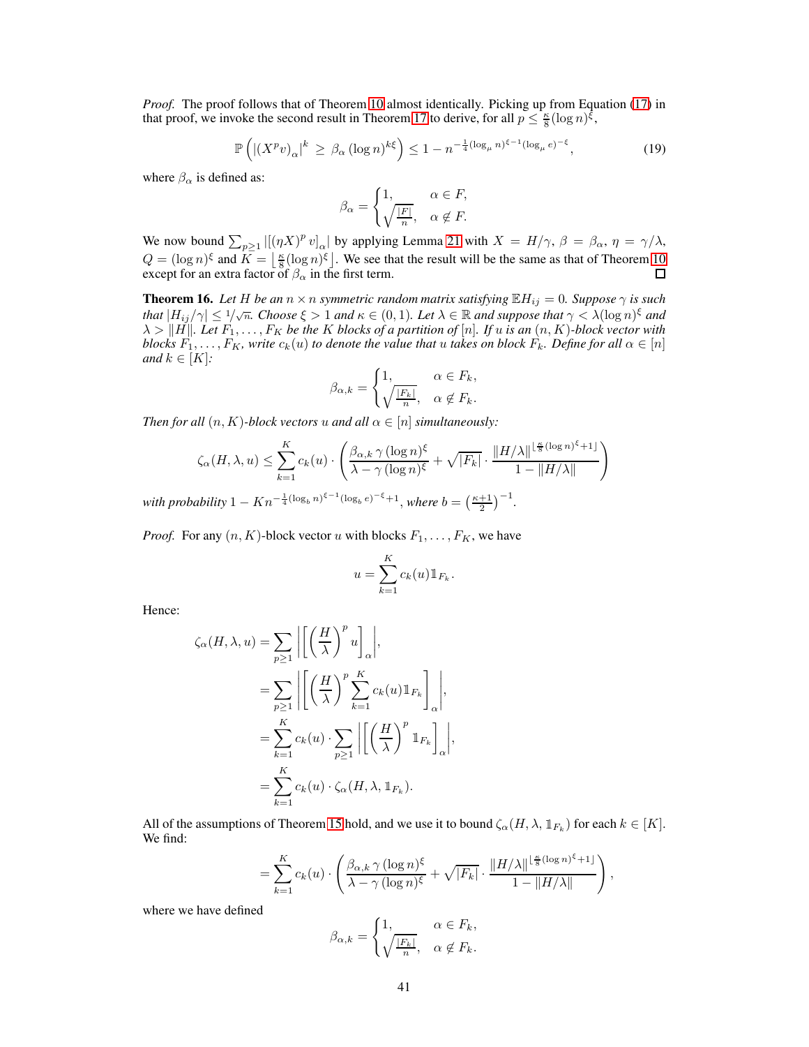*Proof.* The proof follows that of Theorem 10 almost identically. Picking up from Equation (17) in that proof, we invoke the second result in Theorem 17 to derive, for all $p \leq \frac{\kappa}{8}(\log n)^{\xi}$,

$$\mathbb{P}\left(\left|(X^p v)_{\alpha}\right|^k \;\geq\; \beta_{\alpha}\,(\log n)^{k\xi}\right) \leq 1 - n^{-\frac{1}{4}(\log_{\mu} n)^{\xi-1}(\log_{\mu} e)^{-\xi}}, \tag{19}$$

where $\beta_{\alpha}$ is defined as:

$$\beta_{\alpha} = \begin{cases} 1, & \alpha \in F, \\ \sqrt{\frac{|F|}{n}}, & \alpha \notin F. \end{cases}$$

We now bound $\sum_{p \geq 1} \left|\left[(\eta X)^p\, v\right]_{\alpha}\right|$ by applying Lemma 21 with $X = H/\gamma$, $\beta = \beta_{\alpha}$, $\eta = \gamma/\lambda$, $Q = (\log n)^{\xi}$ and $K = \left\lfloor \frac{\kappa}{8}(\log n)^{\xi}\right\rfloor$. We see that the result will be the same as that of Theorem 10 except for an extra factor of $\beta_{\alpha}$ in the first term. ☐

**Theorem 16.** *Let $H$ be an $n \times n$ symmetric random matrix satisfying $\mathbb{E}H_{ij} = 0$. Suppose $\gamma$ is such that $|H_{ij}/\gamma| \leq 1/\sqrt{n}$. Choose $\xi > 1$ and $\kappa \in (0, 1)$. Let $\lambda \in \mathbb{R}$ and suppose that $\gamma < \lambda(\log n)^{\xi}$ and $\lambda > \|H\|$. Let $F_1, \ldots, F_K$ be the $K$ blocks of a partition of $[n]$. If $u$ is an $(n, K)$-block vector with blocks $F_1, \ldots, F_K$, write $c_k(u)$ to denote the value that $u$ takes on block $F_k$. Define for all $\alpha \in [n]$ and $k \in [K]$:*

$$\beta_{\alpha,k} = \begin{cases} 1, & \alpha \in F_k, \\ \sqrt{\frac{|F_k|}{n}}, & \alpha \notin F_k. \end{cases}$$

*Then for all $(n, K)$-block vectors $u$ and all $\alpha \in [n]$ simultaneously:*

$$\zeta_{\alpha}(H, \lambda, u) \leq \sum_{k=1}^{K} c_k(u) \cdot \left( \frac{\beta_{\alpha,k}\,\gamma\,(\log n)^{\xi}}{\lambda - \gamma\,(\log n)^{\xi}} + \sqrt{|F_k|} \cdot \frac{\|H/\lambda\|^{\lfloor \frac{\kappa}{8}(\log n)^{\xi} + 1 \rfloor}}{1 - \|H/\lambda\|} \right)$$

*with probability $1 - Kn^{-\frac{1}{4}(\log_b n)^{\xi-1}(\log_b e)^{-\xi}+1}$, where $b = \left(\frac{\kappa+1}{2}\right)^{-1}$.*

*Proof.* For any $(n, K)$-block vector $u$ with blocks $F_1, \ldots, F_K$, we have

$$u = \sum_{k=1}^{K} c_k(u) \mathbb{1}_{F_k}.$$

Hence:

$$\begin{aligned}
\zeta_{\alpha}(H, \lambda, u) &= \sum_{p \geq 1} \left| \left[ \left(\frac{H}{\lambda}\right)^p u \right]_{\alpha} \right|, \\
&= \sum_{p \geq 1} \left| \left[ \left(\frac{H}{\lambda}\right)^p \sum_{k=1}^{K} c_k(u) \mathbb{1}_{F_k} \right]_{\alpha} \right|, \\
&= \sum_{k=1}^{K} c_k(u) \cdot \sum_{p \geq 1} \left| \left[ \left(\frac{H}{\lambda}\right)^p \mathbb{1}_{F_k} \right]_{\alpha} \right|, \\
&= \sum_{k=1}^{K} c_k(u) \cdot \zeta_{\alpha}(H, \lambda, \mathbb{1}_{F_k}).
\end{aligned}$$

All of the assumptions of Theorem 15 hold, and we use it to bound $\zeta_{\alpha}(H, \lambda, \mathbb{1}_{F_k})$ for each $k \in [K]$. We find:

$$= \sum_{k=1}^{K} c_k(u) \cdot \left( \frac{\beta_{\alpha,k}\,\gamma\,(\log n)^{\xi}}{\lambda - \gamma\,(\log n)^{\xi}} + \sqrt{|F_k|} \cdot \frac{\|H/\lambda\|^{\lfloor \frac{\kappa}{8}(\log n)^{\xi} + 1 \rfloor}}{1 - \|H/\lambda\|} \right),$$

where we have defined

$$\beta_{\alpha,k} = \begin{cases} 1, & \alpha \in F_k, \\ \sqrt{\frac{|F_k|}{n}}, & \alpha \notin F_k. \end{cases}$$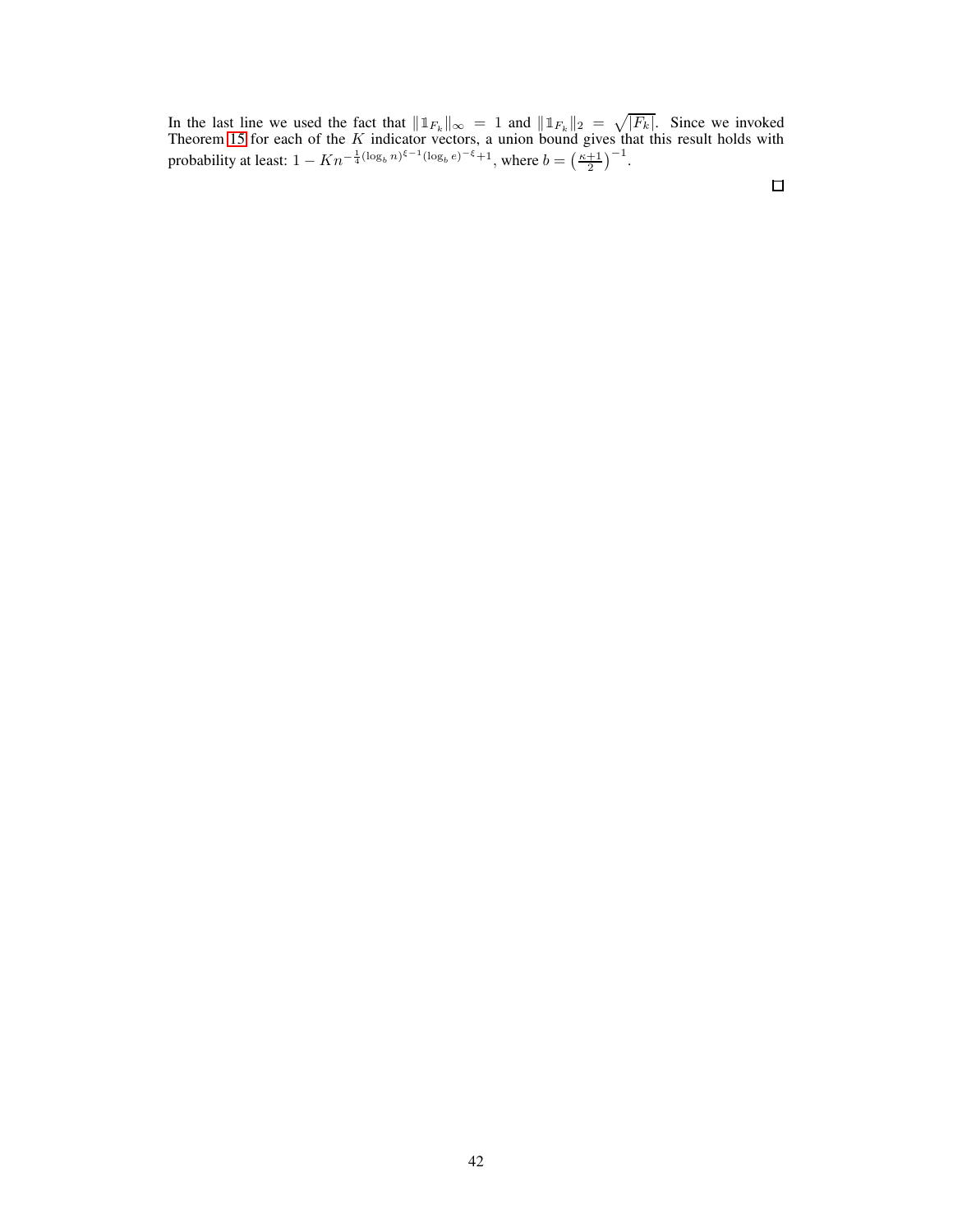In the last line we used the fact that $\|\mathbb{1}_{F_k}\|_\infty = 1$ and $\|\mathbb{1}_{F_k}\|_2 = \sqrt{|F_k|}$. Since we invoked Theorem 15 for each of the $K$ indicator vectors, a union bound gives that this result holds with probability at least: $1 - Kn^{-\frac{1}{4}(\log_b n)^{\xi - 1}(\log_b e)^{-\xi} + 1}$, where $b = \left(\frac{\kappa+1}{2}\right)^{-1}$.

$\square$